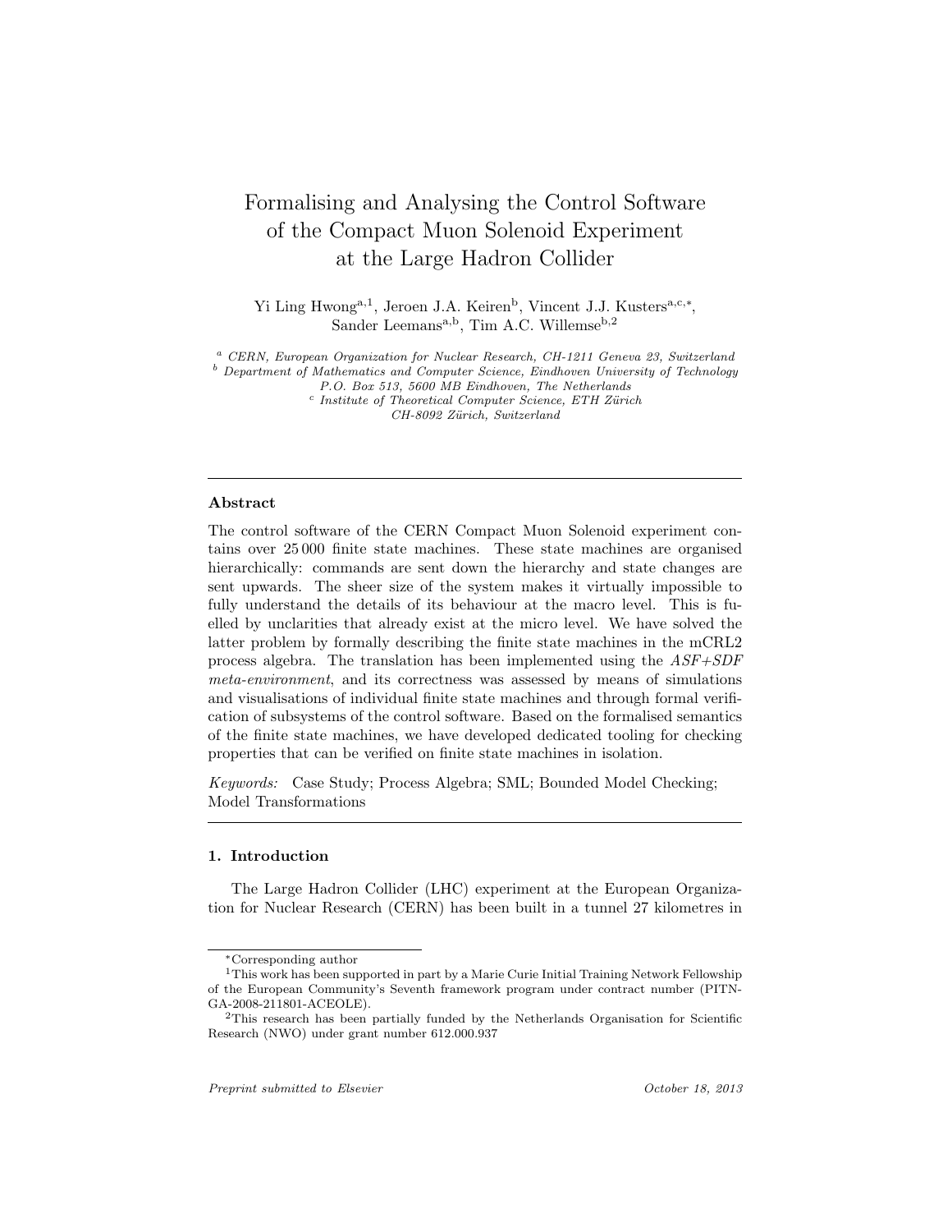# Formalising and Analysing the Control Software of the Compact Muon Solenoid Experiment at the Large Hadron Collider

Yi Ling Hwong[a,1], Jeroen J.A. Keiren[b], Vincent J.J. Kusters[a,c,*], Sander Leemans[a,b], Tim A.C. Willemse[b,2]

[a] *CERN, European Organization for Nuclear Research, CH-1211 Geneva 23, Switzerland*
[b] *Department of Mathematics and Computer Science, Eindhoven University of Technology P.O. Box 513, 5600 MB Eindhoven, The Netherlands*
[c] *Institute of Theoretical Computer Science, ETH Zürich CH-8092 Zürich, Switzerland*

---

### Abstract

The control software of the CERN Compact Muon Solenoid experiment contains over 25 000 finite state machines. These state machines are organised hierarchically: commands are sent down the hierarchy and state changes are sent upwards. The sheer size of the system makes it virtually impossible to fully understand the details of its behaviour at the macro level. This is fuelled by unclarities that already exist at the micro level. We have solved the latter problem by formally describing the finite state machines in the mCRL2 process algebra. The translation has been implemented using the *ASF+SDF meta-environment*, and its correctness was assessed by means of simulations and visualisations of individual finite state machines and through formal verification of subsystems of the control software. Based on the formalised semantics of the finite state machines, we have developed dedicated tooling for checking properties that can be verified on finite state machines in isolation.

*Keywords:* Case Study; Process Algebra; SML; Bounded Model Checking; Model Transformations

---

## 1. Introduction

The Large Hadron Collider (LHC) experiment at the European Organization for Nuclear Research (CERN) has been built in a tunnel 27 kilometres in

---

*Corresponding author

[1] This work has been supported in part by a Marie Curie Initial Training Network Fellowship of the European Community's Seventh framework program under contract number (PITN-GA-2008-211801-ACEOLE).

[2] This research has been partially funded by the Netherlands Organisation for Scientific Research (NWO) under grant number 612.000.937

*Preprint submitted to Elsevier* *October 18, 2013*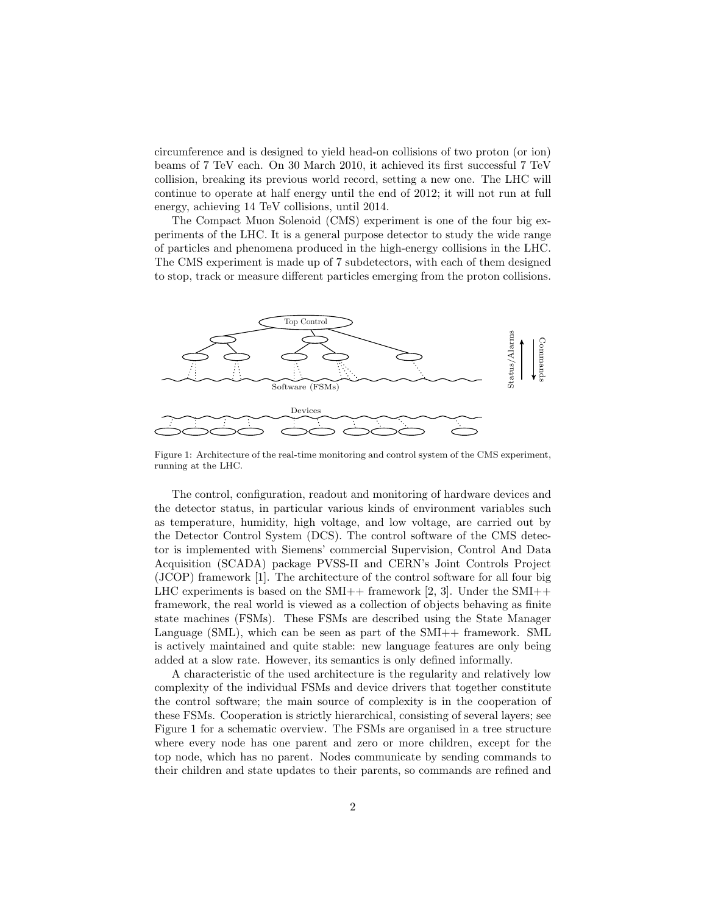circumference and is designed to yield head-on collisions of two proton (or ion) beams of 7 TeV each. On 30 March 2010, it achieved its first successful 7 TeV collision, breaking its previous world record, setting a new one. The LHC will continue to operate at half energy until the end of 2012; it will not run at full energy, achieving 14 TeV collisions, until 2014.

The Compact Muon Solenoid (CMS) experiment is one of the four big experiments of the LHC. It is a general purpose detector to study the wide range of particles and phenomena produced in the high-energy collisions in the LHC. The CMS experiment is made up of 7 subdetectors, with each of them designed to stop, track or measure different particles emerging from the proton collisions.

Figure 1: Architecture of the real-time monitoring and control system of the CMS experiment, running at the LHC.

The control, configuration, readout and monitoring of hardware devices and the detector status, in particular various kinds of environment variables such as temperature, humidity, high voltage, and low voltage, are carried out by the Detector Control System (DCS). The control software of the CMS detector is implemented with Siemens' commercial Supervision, Control And Data Acquisition (SCADA) package PVSS-II and CERN's Joint Controls Project (JCOP) framework [1]. The architecture of the control software for all four big LHC experiments is based on the SMI++ framework [2, 3]. Under the SMI++ framework, the real world is viewed as a collection of objects behaving as finite state machines (FSMs). These FSMs are described using the State Manager Language (SML), which can be seen as part of the SMI++ framework. SML is actively maintained and quite stable: new language features are only being added at a slow rate. However, its semantics is only defined informally.

A characteristic of the used architecture is the regularity and relatively low complexity of the individual FSMs and device drivers that together constitute the control software; the main source of complexity is in the cooperation of these FSMs. Cooperation is strictly hierarchical, consisting of several layers; see Figure 1 for a schematic overview. The FSMs are organised in a tree structure where every node has one parent and zero or more children, except for the top node, which has no parent. Nodes communicate by sending commands to their children and state updates to their parents, so commands are refined and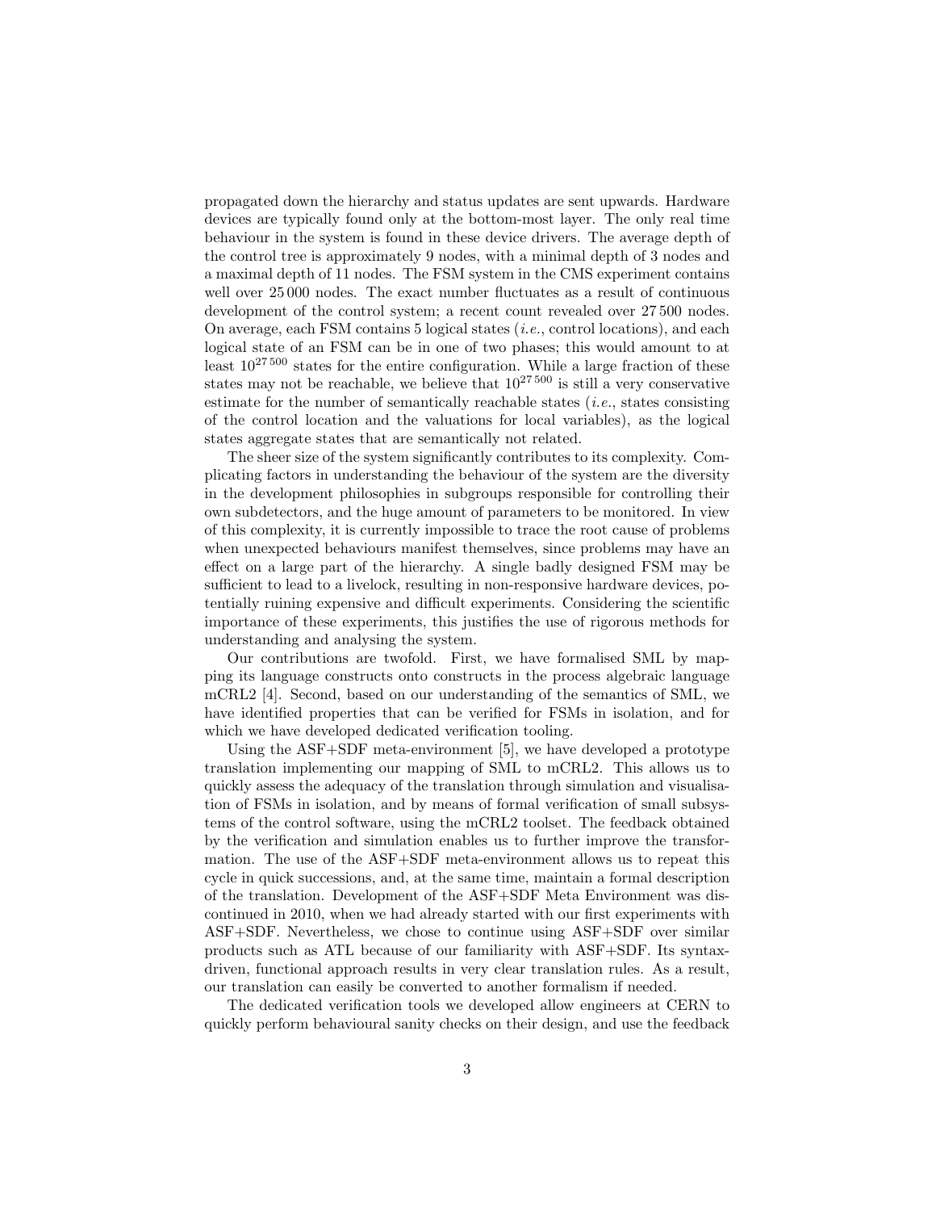propagated down the hierarchy and status updates are sent upwards. Hardware devices are typically found only at the bottom-most layer. The only real time behaviour in the system is found in these device drivers. The average depth of the control tree is approximately 9 nodes, with a minimal depth of 3 nodes and a maximal depth of 11 nodes. The FSM system in the CMS experiment contains well over 25 000 nodes. The exact number fluctuates as a result of continuous development of the control system; a recent count revealed over 27 500 nodes. On average, each FSM contains 5 logical states (*i.e.*, control locations), and each logical state of an FSM can be in one of two phases; this would amount to at least $10^{27\,500}$ states for the entire configuration. While a large fraction of these states may not be reachable, we believe that $10^{27\,500}$ is still a very conservative estimate for the number of semantically reachable states (*i.e.*, states consisting of the control location and the valuations for local variables), as the logical states aggregate states that are semantically not related.

The sheer size of the system significantly contributes to its complexity. Complicating factors in understanding the behaviour of the system are the diversity in the development philosophies in subgroups responsible for controlling their own subdetectors, and the huge amount of parameters to be monitored. In view of this complexity, it is currently impossible to trace the root cause of problems when unexpected behaviours manifest themselves, since problems may have an effect on a large part of the hierarchy. A single badly designed FSM may be sufficient to lead to a livelock, resulting in non-responsive hardware devices, potentially ruining expensive and difficult experiments. Considering the scientific importance of these experiments, this justifies the use of rigorous methods for understanding and analysing the system.

Our contributions are twofold. First, we have formalised SML by mapping its language constructs onto constructs in the process algebraic language mCRL2 [4]. Second, based on our understanding of the semantics of SML, we have identified properties that can be verified for FSMs in isolation, and for which we have developed dedicated verification tooling.

Using the ASF+SDF meta-environment [5], we have developed a prototype translation implementing our mapping of SML to mCRL2. This allows us to quickly assess the adequacy of the translation through simulation and visualisation of FSMs in isolation, and by means of formal verification of small subsystems of the control software, using the mCRL2 toolset. The feedback obtained by the verification and simulation enables us to further improve the transformation. The use of the ASF+SDF meta-environment allows us to repeat this cycle in quick successions, and, at the same time, maintain a formal description of the translation. Development of the ASF+SDF Meta Environment was discontinued in 2010, when we had already started with our first experiments with ASF+SDF. Nevertheless, we chose to continue using ASF+SDF over similar products such as ATL because of our familiarity with ASF+SDF. Its syntax-driven, functional approach results in very clear translation rules. As a result, our translation can easily be converted to another formalism if needed.

The dedicated verification tools we developed allow engineers at CERN to quickly perform behavioural sanity checks on their design, and use the feedback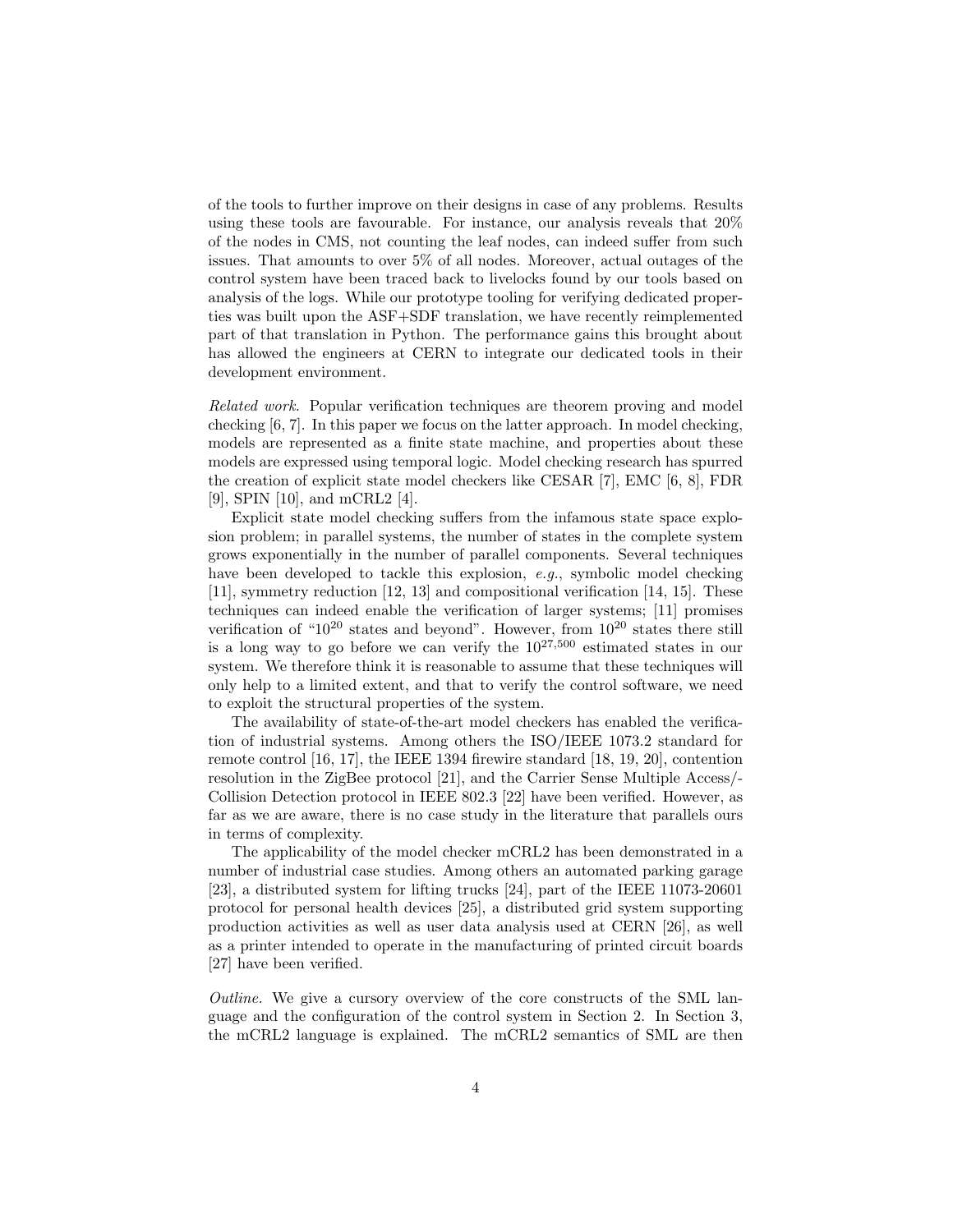of the tools to further improve on their designs in case of any problems. Results using these tools are favourable. For instance, our analysis reveals that 20% of the nodes in CMS, not counting the leaf nodes, can indeed suffer from such issues. That amounts to over 5% of all nodes. Moreover, actual outages of the control system have been traced back to livelocks found by our tools based on analysis of the logs. While our prototype tooling for verifying dedicated properties was built upon the ASF+SDF translation, we have recently reimplemented part of that translation in Python. The performance gains this brought about has allowed the engineers at CERN to integrate our dedicated tools in their development environment.

*Related work.* Popular verification techniques are theorem proving and model checking [6, 7]. In this paper we focus on the latter approach. In model checking, models are represented as a finite state machine, and properties about these models are expressed using temporal logic. Model checking research has spurred the creation of explicit state model checkers like CESAR [7], EMC [6, 8], FDR [9], SPIN [10], and mCRL2 [4].

Explicit state model checking suffers from the infamous state space explosion problem; in parallel systems, the number of states in the complete system grows exponentially in the number of parallel components. Several techniques have been developed to tackle this explosion, *e.g.*, symbolic model checking [11], symmetry reduction [12, 13] and compositional verification [14, 15]. These techniques can indeed enable the verification of larger systems; [11] promises verification of "$10^{20}$ states and beyond". However, from $10^{20}$ states there still is a long way to go before we can verify the $10^{27,500}$ estimated states in our system. We therefore think it is reasonable to assume that these techniques will only help to a limited extent, and that to verify the control software, we need to exploit the structural properties of the system.

The availability of state-of-the-art model checkers has enabled the verification of industrial systems. Among others the ISO/IEEE 1073.2 standard for remote control [16, 17], the IEEE 1394 firewire standard [18, 19, 20], contention resolution in the ZigBee protocol [21], and the Carrier Sense Multiple Access/-Collision Detection protocol in IEEE 802.3 [22] have been verified. However, as far as we are aware, there is no case study in the literature that parallels ours in terms of complexity.

The applicability of the model checker mCRL2 has been demonstrated in a number of industrial case studies. Among others an automated parking garage [23], a distributed system for lifting trucks [24], part of the IEEE 11073-20601 protocol for personal health devices [25], a distributed grid system supporting production activities as well as user data analysis used at CERN [26], as well as a printer intended to operate in the manufacturing of printed circuit boards [27] have been verified.

*Outline.* We give a cursory overview of the core constructs of the SML language and the configuration of the control system in Section 2. In Section 3, the mCRL2 language is explained. The mCRL2 semantics of SML are then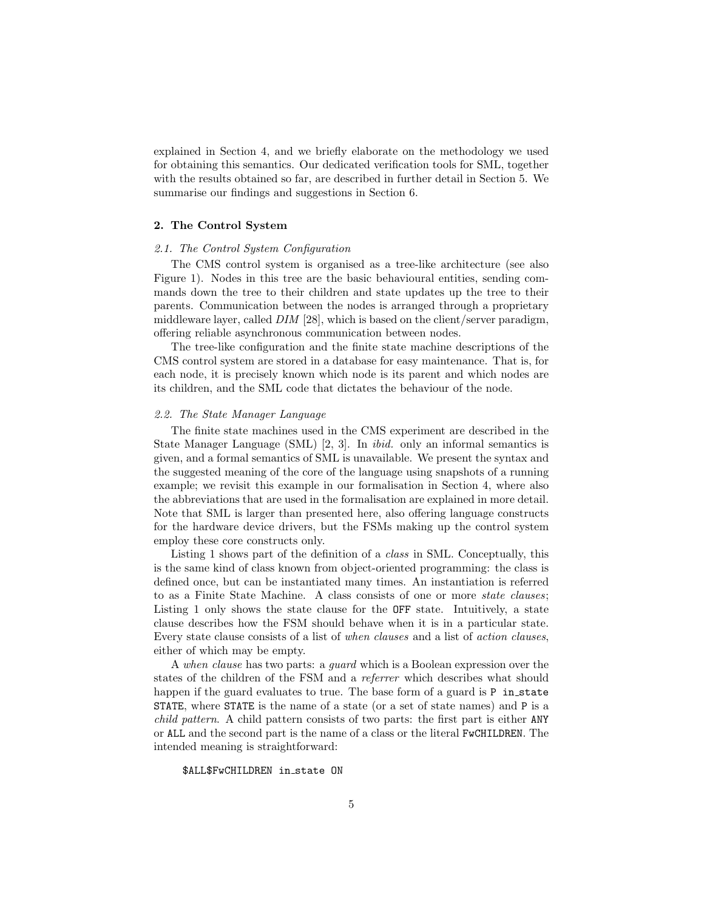explained in Section 4, and we briefly elaborate on the methodology we used for obtaining this semantics. Our dedicated verification tools for SML, together with the results obtained so far, are described in further detail in Section 5. We summarise our findings and suggestions in Section 6.

## 2. The Control System

### 2.1. The Control System Configuration

The CMS control system is organised as a tree-like architecture (see also Figure 1). Nodes in this tree are the basic behavioural entities, sending commands down the tree to their children and state updates up the tree to their parents. Communication between the nodes is arranged through a proprietary middleware layer, called *DIM* [28], which is based on the client/server paradigm, offering reliable asynchronous communication between nodes.

The tree-like configuration and the finite state machine descriptions of the CMS control system are stored in a database for easy maintenance. That is, for each node, it is precisely known which node is its parent and which nodes are its children, and the SML code that dictates the behaviour of the node.

### 2.2. The State Manager Language

The finite state machines used in the CMS experiment are described in the State Manager Language (SML) [2, 3]. In *ibid.* only an informal semantics is given, and a formal semantics of SML is unavailable. We present the syntax and the suggested meaning of the core of the language using snapshots of a running example; we revisit this example in our formalisation in Section 4, where also the abbreviations that are used in the formalisation are explained in more detail. Note that SML is larger than presented here, also offering language constructs for the hardware device drivers, but the FSMs making up the control system employ these core constructs only.

Listing 1 shows part of the definition of a *class* in SML. Conceptually, this is the same kind of class known from object-oriented programming: the class is defined once, but can be instantiated many times. An instantiation is referred to as a Finite State Machine. A class consists of one or more *state clauses*; Listing 1 only shows the state clause for the `OFF` state. Intuitively, a state clause describes how the FSM should behave when it is in a particular state. Every state clause consists of a list of *when clauses* and a list of *action clauses*, either of which may be empty.

A *when clause* has two parts: a *guard* which is a Boolean expression over the states of the children of the FSM and a *referrer* which describes what should happen if the guard evaluates to true. The base form of a guard is `P in_state STATE`, where `STATE` is the name of a state (or a set of state names) and `P` is a *child pattern*. A child pattern consists of two parts: the first part is either `ANY` or `ALL` and the second part is the name of a class or the literal `FwCHILDREN`. The intended meaning is straightforward:

```
$ALL$FwCHILDREN in_state ON
```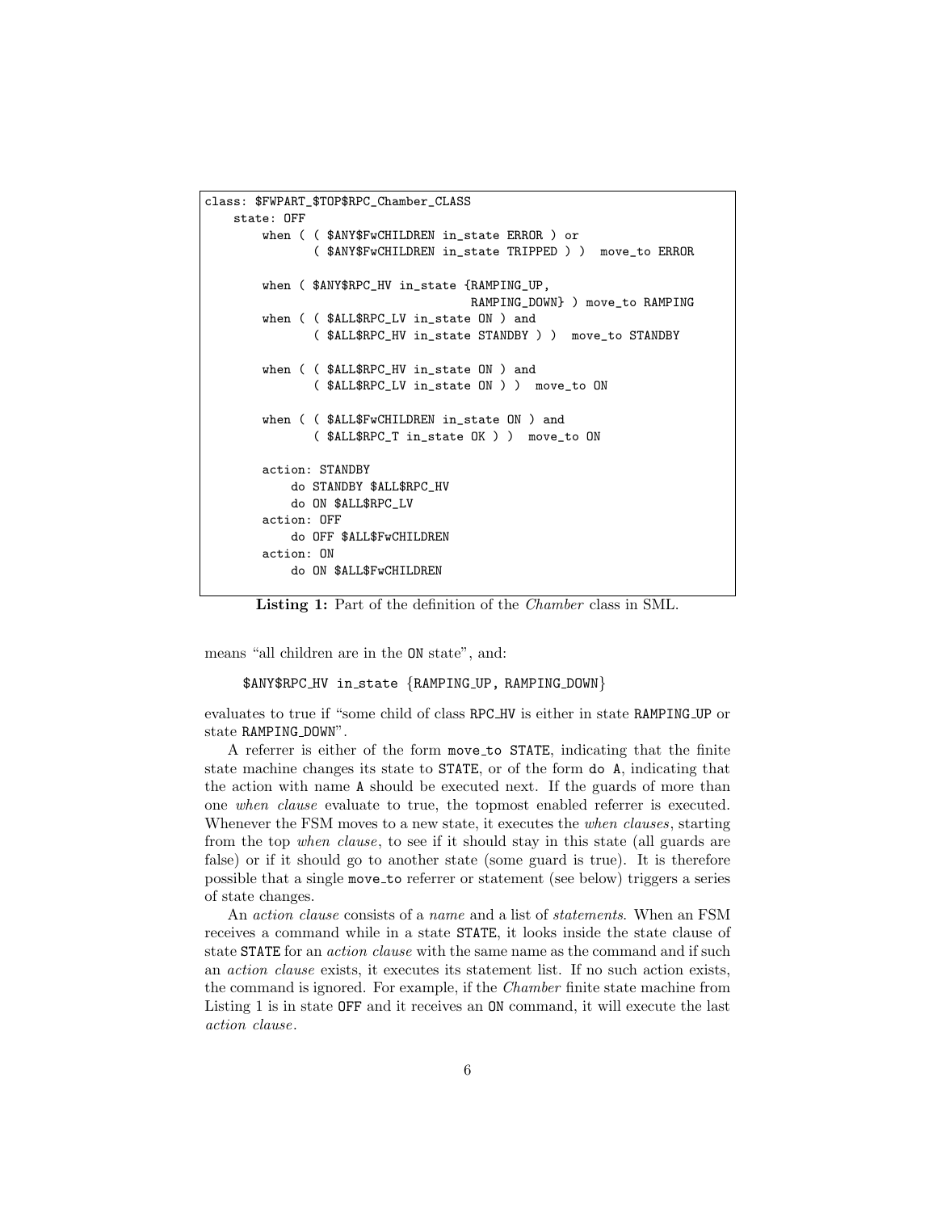```
class: $FWPART_$TOP$RPC_Chamber_CLASS
    state: OFF
        when ( ( $ANY$FwCHILDREN in_state ERROR ) or
               ( $ANY$FwCHILDREN in_state TRIPPED ) )  move_to ERROR

        when ( $ANY$RPC_HV in_state {RAMPING_UP,
                                    RAMPING_DOWN} ) move_to RAMPING
        when ( ( $ALL$RPC_LV in_state ON ) and
               ( $ALL$RPC_HV in_state STANDBY ) )  move_to STANDBY

        when ( ( $ALL$RPC_HV in_state ON ) and
               ( $ALL$RPC_LV in_state ON ) )  move_to ON

        when ( ( $ALL$FwCHILDREN in_state ON ) and
               ( $ALL$RPC_T in_state OK ) )  move_to ON

        action: STANDBY
            do STANDBY $ALL$RPC_HV
            do ON $ALL$RPC_LV
        action: OFF
            do OFF $ALL$FwCHILDREN
        action: ON
            do ON $ALL$FwCHILDREN
```

**Listing 1:** Part of the definition of the *Chamber* class in SML.

means "all children are in the `ON` state", and:

`$ANY$RPC_HV in_state {RAMPING_UP, RAMPING_DOWN}`

evaluates to true if "some child of class `RPC_HV` is either in state `RAMPING_UP` or state `RAMPING_DOWN`".

A referrer is either of the form `move_to STATE`, indicating that the finite state machine changes its state to `STATE`, or of the form `do A`, indicating that the action with name `A` should be executed next. If the guards of more than one *when clause* evaluate to true, the topmost enabled referrer is executed. Whenever the FSM moves to a new state, it executes the *when clauses*, starting from the top *when clause*, to see if it should stay in this state (all guards are false) or if it should go to another state (some guard is true). It is therefore possible that a single `move_to` referrer or statement (see below) triggers a series of state changes.

An *action clause* consists of a *name* and a list of *statements*. When an FSM receives a command while in a state `STATE`, it looks inside the state clause of state `STATE` for an *action clause* with the same name as the command and if such an *action clause* exists, it executes its statement list. If no such action exists, the command is ignored. For example, if the *Chamber* finite state machine from Listing 1 is in state `OFF` and it receives an `ON` command, it will execute the last *action clause*.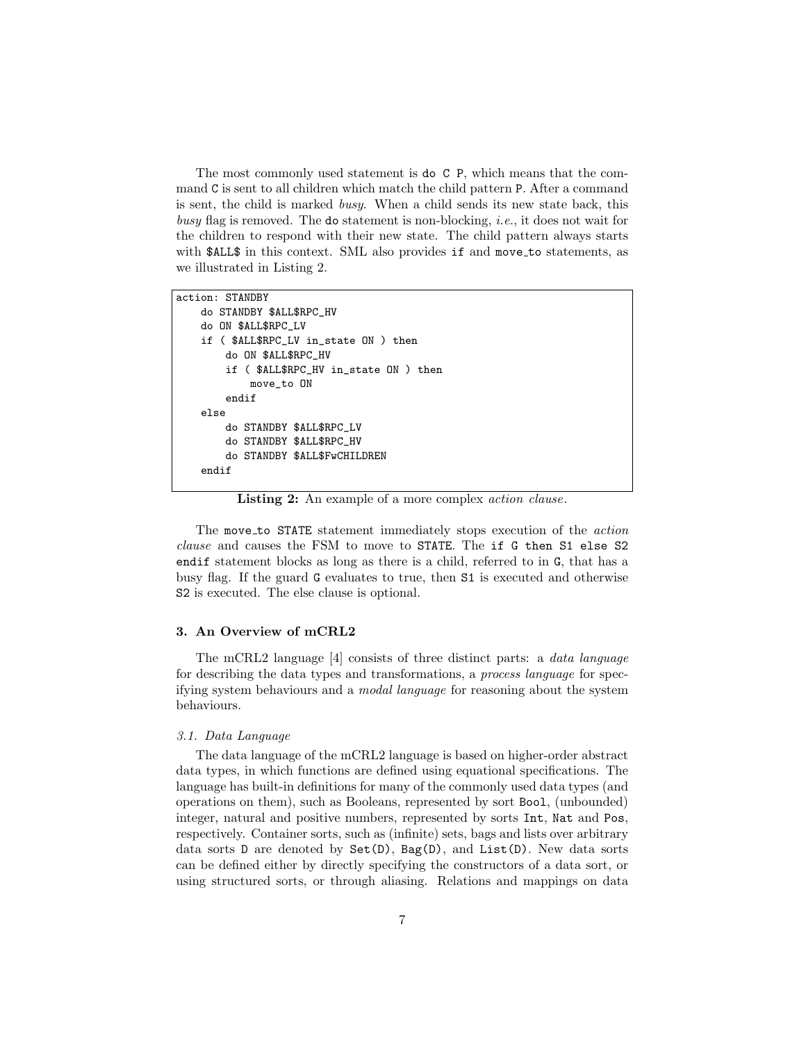The most commonly used statement is `do C P`, which means that the command `C` is sent to all children which match the child pattern `P`. After a command is sent, the child is marked *busy*. When a child sends its new state back, this *busy* flag is removed. The `do` statement is non-blocking, *i.e.*, it does not wait for the children to respond with their new state. The child pattern always starts with `$ALL$` in this context. SML also provides `if` and `move_to` statements, as we illustrated in Listing 2.

```
action: STANDBY
    do STANDBY $ALL$RPC_HV
    do ON $ALL$RPC_LV
    if ( $ALL$RPC_LV in_state ON ) then
        do ON $ALL$RPC_HV
        if ( $ALL$RPC_HV in_state ON ) then
            move_to ON
        endif
    else
        do STANDBY $ALL$RPC_LV
        do STANDBY $ALL$RPC_HV
        do STANDBY $ALL$FwCHILDREN
    endif
```

**Listing 2:** An example of a more complex *action clause*.

The `move_to STATE` statement immediately stops execution of the *action clause* and causes the FSM to move to `STATE`. The `if G then S1 else S2 endif` statement blocks as long as there is a child, referred to in `G`, that has a busy flag. If the guard `G` evaluates to true, then `S1` is executed and otherwise `S2` is executed. The else clause is optional.

### 3. An Overview of mCRL2

The mCRL2 language [4] consists of three distinct parts: a *data language* for describing the data types and transformations, a *process language* for specifying system behaviours and a *modal language* for reasoning about the system behaviours.

#### 3.1. Data Language

The data language of the mCRL2 language is based on higher-order abstract data types, in which functions are defined using equational specifications. The language has built-in definitions for many of the commonly used data types (and operations on them), such as Booleans, represented by sort `Bool`, (unbounded) integer, natural and positive numbers, represented by sorts `Int`, `Nat` and `Pos`, respectively. Container sorts, such as (infinite) sets, bags and lists over arbitrary data sorts `D` are denoted by `Set(D)`, `Bag(D)`, and `List(D)`. New data sorts can be defined either by directly specifying the constructors of a data sort, or using structured sorts, or through aliasing. Relations and mappings on data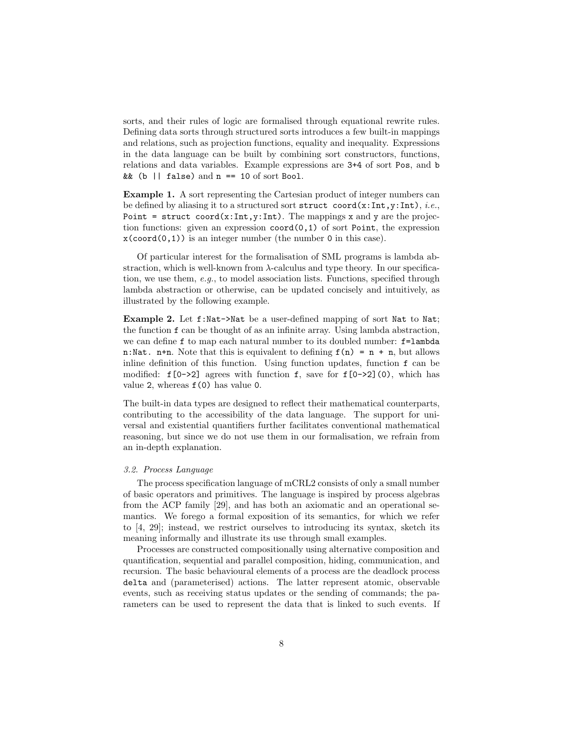sorts, and their rules of logic are formalised through equational rewrite rules. Defining data sorts through structured sorts introduces a few built-in mappings and relations, such as projection functions, equality and inequality. Expressions in the data language can be built by combining sort constructors, functions, relations and data variables. Example expressions are `3+4` of sort `Pos`, and `b && (b || false)` and `n == 10` of sort `Bool`.

**Example 1.** A sort representing the Cartesian product of integer numbers can be defined by aliasing it to a structured sort `struct coord(x:Int,y:Int)`, *i.e.*, `Point = struct coord(x:Int,y:Int)`. The mappings `x` and `y` are the projection functions: given an expression `coord(0,1)` of sort `Point`, the expression `x(coord(0,1))` is an integer number (the number `0` in this case).

Of particular interest for the formalisation of SML programs is lambda abstraction, which is well-known from λ-calculus and type theory. In our specification, we use them, *e.g.*, to model association lists. Functions, specified through lambda abstraction or otherwise, can be updated concisely and intuitively, as illustrated by the following example.

**Example 2.** Let `f:Nat->Nat` be a user-defined mapping of sort `Nat` to `Nat`; the function `f` can be thought of as an infinite array. Using lambda abstraction, we can define `f` to map each natural number to its doubled number: `f=lambda n:Nat. n+n`. Note that this is equivalent to defining `f(n) = n + n`, but allows inline definition of this function. Using function updates, function `f` can be modified: `f[0->2]` agrees with function `f`, save for `f[0->2](0)`, which has value `2`, whereas `f(0)` has value `0`.

The built-in data types are designed to reflect their mathematical counterparts, contributing to the accessibility of the data language. The support for universal and existential quantifiers further facilitates conventional mathematical reasoning, but since we do not use them in our formalisation, we refrain from an in-depth explanation.

### *3.2. Process Language*

The process specification language of mCRL2 consists of only a small number of basic operators and primitives. The language is inspired by process algebras from the ACP family [29], and has both an axiomatic and an operational semantics. We forego a formal exposition of its semantics, for which we refer to [4, 29]; instead, we restrict ourselves to introducing its syntax, sketch its meaning informally and illustrate its use through small examples.

Processes are constructed compositionally using alternative composition and quantification, sequential and parallel composition, hiding, communication, and recursion. The basic behavioural elements of a process are the deadlock process `delta` and (parameterised) actions. The latter represent atomic, observable events, such as receiving status updates or the sending of commands; the parameters can be used to represent the data that is linked to such events. If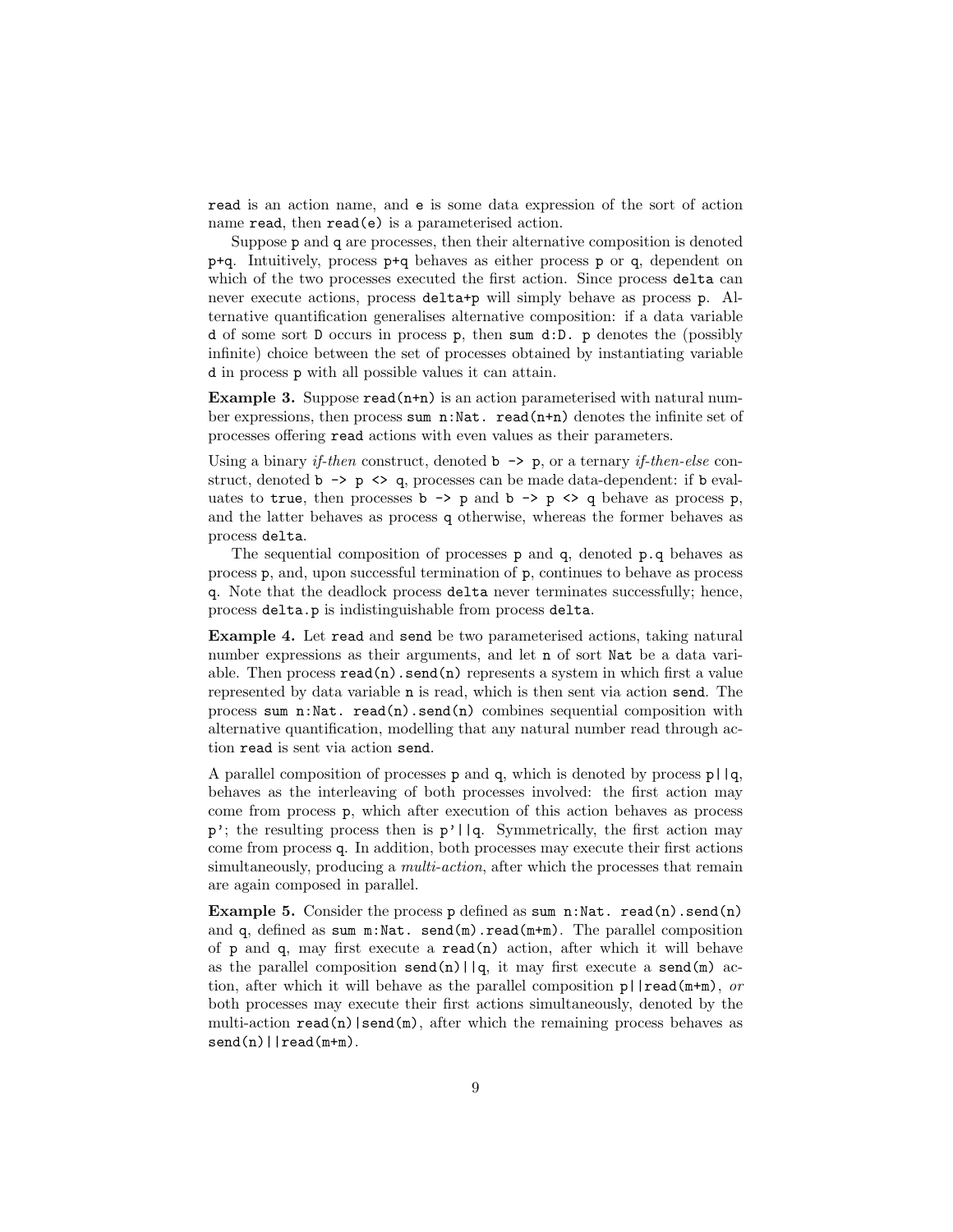`read` is an action name, and `e` is some data expression of the sort of action name `read`, then `read(e)` is a parameterised action.

Suppose `p` and `q` are processes, then their alternative composition is denoted `p+q`. Intuitively, process `p+q` behaves as either process `p` or `q`, dependent on which of the two processes executed the first action. Since process `delta` can never execute actions, process `delta+p` will simply behave as process `p`. Alternative quantification generalises alternative composition: if a data variable `d` of some sort `D` occurs in process `p`, then `sum d:D. p` denotes the (possibly infinite) choice between the set of processes obtained by instantiating variable `d` in process `p` with all possible values it can attain.

**Example 3.** Suppose `read(n+n)` is an action parameterised with natural number expressions, then process `sum n:Nat. read(n+n)` denotes the infinite set of processes offering `read` actions with even values as their parameters.

Using a binary *if-then* construct, denoted `b -> p`, or a ternary *if-then-else* construct, denoted `b -> p <> q`, processes can be made data-dependent: if `b` evaluates to `true`, then processes `b -> p` and `b -> p <> q` behave as process `p`, and the latter behaves as process `q` otherwise, whereas the former behaves as process `delta`.

The sequential composition of processes `p` and `q`, denoted `p.q` behaves as process `p`, and, upon successful termination of `p`, continues to behave as process `q`. Note that the deadlock process `delta` never terminates successfully; hence, process `delta.p` is indistinguishable from process `delta`.

**Example 4.** Let `read` and `send` be two parameterised actions, taking natural number expressions as their arguments, and let `n` of sort `Nat` be a data variable. Then process `read(n).send(n)` represents a system in which first a value represented by data variable `n` is read, which is then sent via action `send`. The process `sum n:Nat. read(n).send(n)` combines sequential composition with alternative quantification, modelling that any natural number read through action `read` is sent via action `send`.

A parallel composition of processes `p` and `q`, which is denoted by process `p||q`, behaves as the interleaving of both processes involved: the first action may come from process `p`, which after execution of this action behaves as process `p'`; the resulting process then is `p'||q`. Symmetrically, the first action may come from process `q`. In addition, both processes may execute their first actions simultaneously, producing a *multi-action*, after which the processes that remain are again composed in parallel.

**Example 5.** Consider the process `p` defined as `sum n:Nat. read(n).send(n)` and `q`, defined as `sum m:Nat. send(m).read(m+m)`. The parallel composition of `p` and `q`, may first execute a `read(n)` action, after which it will behave as the parallel composition `send(n)||q`, it may first execute a `send(m)` action, after which it will behave as the parallel composition `p||read(m+m)`, *or* both processes may execute their first actions simultaneously, denoted by the multi-action `read(n)|send(m)`, after which the remaining process behaves as `send(n)||read(m+m)`.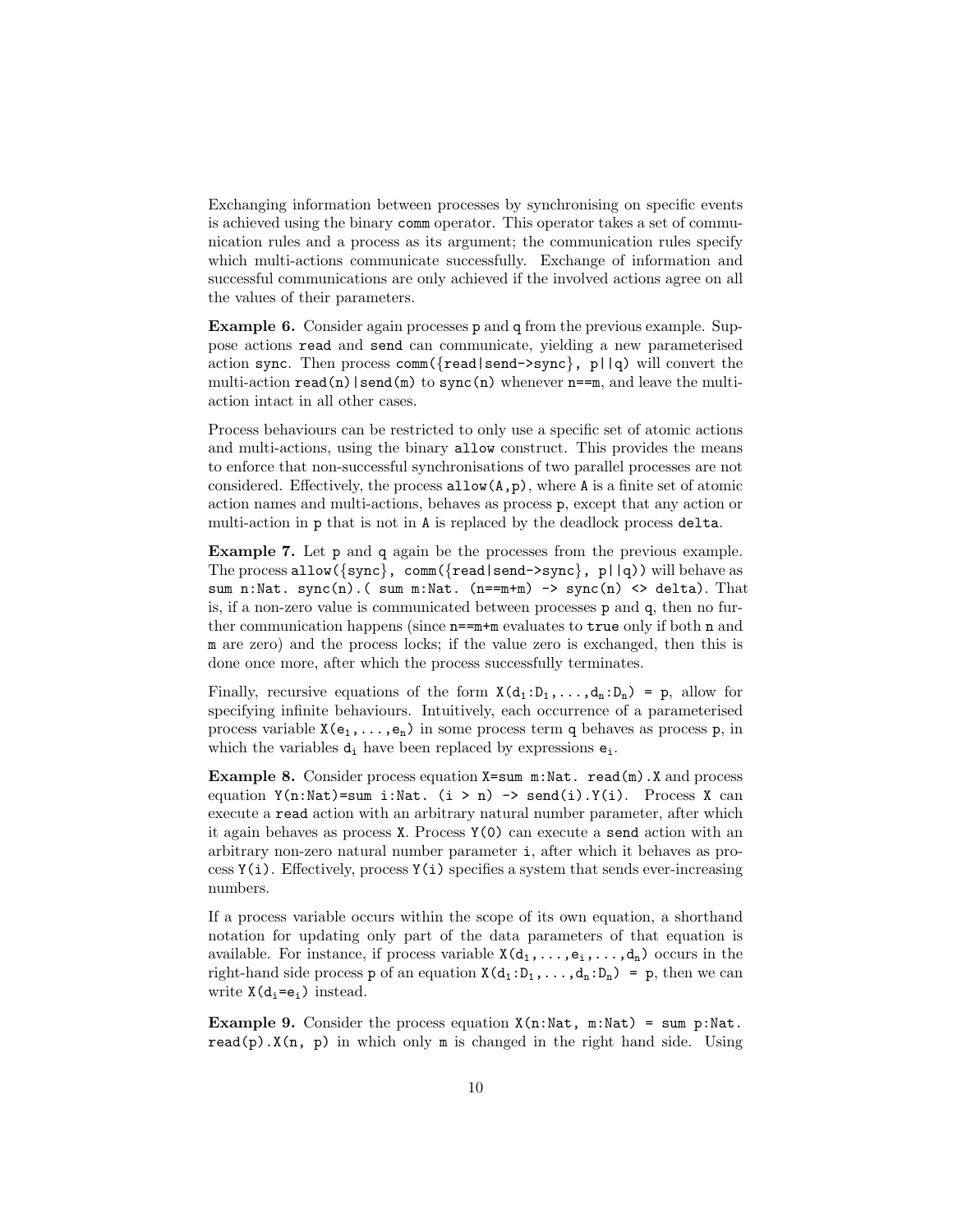Exchanging information between processes by synchronising on specific events is achieved using the binary `comm` operator. This operator takes a set of communication rules and a process as its argument; the communication rules specify which multi-actions communicate successfully. Exchange of information and successful communications are only achieved if the involved actions agree on all the values of their parameters.

**Example 6.** Consider again processes `p` and `q` from the previous example. Suppose actions `read` and `send` can communicate, yielding a new parameterised action `sync`. Then process `comm({read|send->sync}, p||q)` will convert the multi-action `read(n)|send(m)` to `sync(n)` whenever `n==m`, and leave the multi-action intact in all other cases.

Process behaviours can be restricted to only use a specific set of atomic actions and multi-actions, using the binary `allow` construct. This provides the means to enforce that non-successful synchronisations of two parallel processes are not considered. Effectively, the process `allow(A,p)`, where `A` is a finite set of atomic action names and multi-actions, behaves as process `p`, except that any action or multi-action in `p` that is not in `A` is replaced by the deadlock process `delta`.

**Example 7.** Let `p` and `q` again be the processes from the previous example. The process `allow({sync}, comm({read|send->sync}, p||q))` will behave as `sum n:Nat. sync(n).( sum m:Nat. (n==m+m) -> sync(n) <> delta)`. That is, if a non-zero value is communicated between processes `p` and `q`, then no further communication happens (since `n==m+m` evaluates to `true` only if both `n` and `m` are zero) and the process locks; if the value zero is exchanged, then this is done once more, after which the process successfully terminates.

Finally, recursive equations of the form $\texttt{X(d}_1\texttt{:D}_1\texttt{,...,d}_n\texttt{:D}_n\texttt{) = p}$, allow for specifying infinite behaviours. Intuitively, each occurrence of a parameterised process variable $\texttt{X(e}_1\texttt{,...,e}_n\texttt{)}$ in some process term `q` behaves as process `p`, in which the variables $\texttt{d}_i$ have been replaced by expressions $\texttt{e}_i$.

**Example 8.** Consider process equation `X=sum m:Nat. read(m).X` and process equation `Y(n:Nat)=sum i:Nat. (i > n) -> send(i).Y(i)`. Process `X` can execute a `read` action with an arbitrary natural number parameter, after which it again behaves as process `X`. Process `Y(0)` can execute a `send` action with an arbitrary non-zero natural number parameter `i`, after which it behaves as process `Y(i)`. Effectively, process `Y(i)` specifies a system that sends ever-increasing numbers.

If a process variable occurs within the scope of its own equation, a shorthand notation for updating only part of the data parameters of that equation is available. For instance, if process variable $\texttt{X(d}_1\texttt{,...,e}_i\texttt{,...,d}_n\texttt{)}$ occurs in the right-hand side process `p` of an equation $\texttt{X(d}_1\texttt{:D}_1\texttt{,...,d}_n\texttt{:D}_n\texttt{) = p}$, then we can write $\texttt{X(d}_i\texttt{=e}_i\texttt{)}$ instead.

**Example 9.** Consider the process equation `X(n:Nat, m:Nat) = sum p:Nat. read(p).X(n, p)` in which only `m` is changed in the right hand side. Using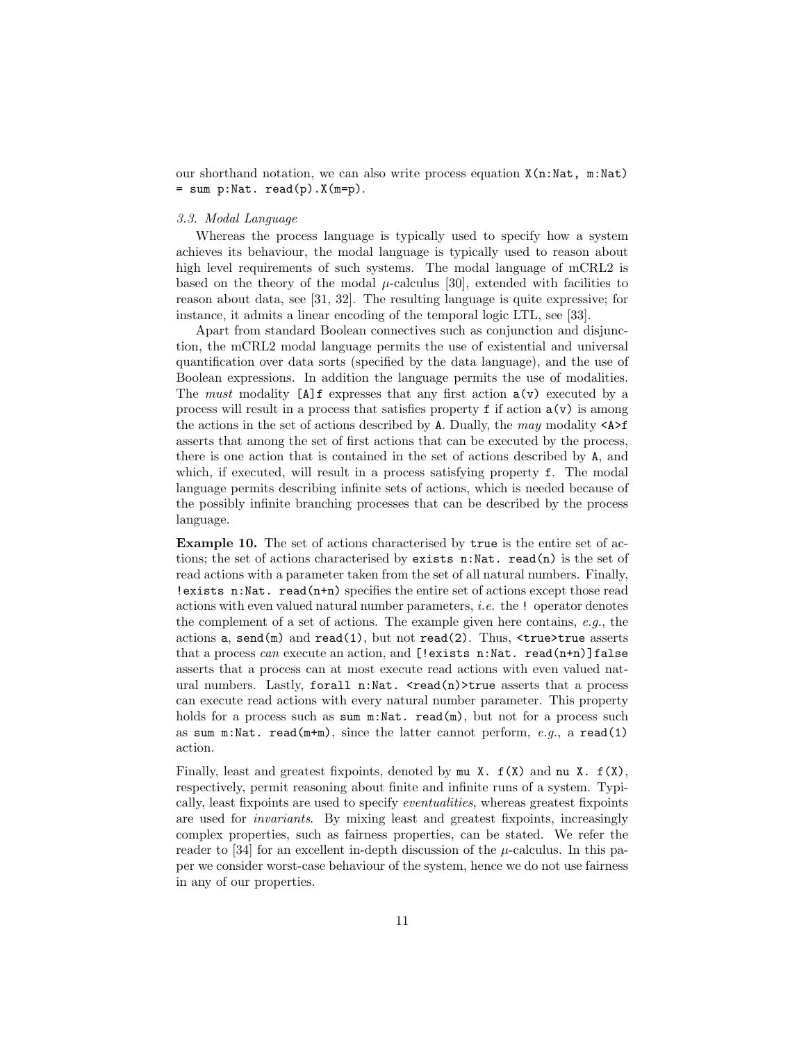our shorthand notation, we can also write process equation `X(n:Nat, m:Nat) = sum p:Nat. read(p).X(m=p)`.

### 3.3. Modal Language

Whereas the process language is typically used to specify how a system achieves its behaviour, the modal language is typically used to reason about high level requirements of such systems. The modal language of mCRL2 is based on the theory of the modal $\mu$-calculus [30], extended with facilities to reason about data, see [31, 32]. The resulting language is quite expressive; for instance, it admits a linear encoding of the temporal logic LTL, see [33].

Apart from standard Boolean connectives such as conjunction and disjunction, the mCRL2 modal language permits the use of existential and universal quantification over data sorts (specified by the data language), and the use of Boolean expressions. In addition the language permits the use of modalities. The *must* modality `[A]f` expresses that any first action `a(v)` executed by a process will result in a process that satisfies property `f` if action `a(v)` is among the actions in the set of actions described by `A`. Dually, the *may* modality `<A>f` asserts that among the set of first actions that can be executed by the process, there is one action that is contained in the set of actions described by `A`, and which, if executed, will result in a process satisfying property `f`. The modal language permits describing infinite sets of actions, which is needed because of the possibly infinite branching processes that can be described by the process language.

**Example 10.** The set of actions characterised by `true` is the entire set of actions; the set of actions characterised by `exists n:Nat. read(n)` is the set of read actions with a parameter taken from the set of all natural numbers. Finally, `!exists n:Nat. read(n+n)` specifies the entire set of actions except those read actions with even valued natural number parameters, *i.e.* the `!` operator denotes the complement of a set of actions. The example given here contains, *e.g.*, the actions `a`, `send(m)` and `read(1)`, but not `read(2)`. Thus, `<true>true` asserts that a process *can* execute an action, and `[!exists n:Nat. read(n+n)]false` asserts that a process can at most execute read actions with even valued natural numbers. Lastly, `forall n:Nat. <read(n)>true` asserts that a process can execute read actions with every natural number parameter. This property holds for a process such as `sum m:Nat. read(m)`, but not for a process such as `sum m:Nat. read(m+m)`, since the latter cannot perform, *e.g.*, a `read(1)` action.

Finally, least and greatest fixpoints, denoted by `mu X. f(X)` and `nu X. f(X)`, respectively, permit reasoning about finite and infinite runs of a system. Typically, least fixpoints are used to specify *eventualities*, whereas greatest fixpoints are used for *invariants*. By mixing least and greatest fixpoints, increasingly complex properties, such as fairness properties, can be stated. We refer the reader to [34] for an excellent in-depth discussion of the $\mu$-calculus. In this paper we consider worst-case behaviour of the system, hence we do not use fairness in any of our properties.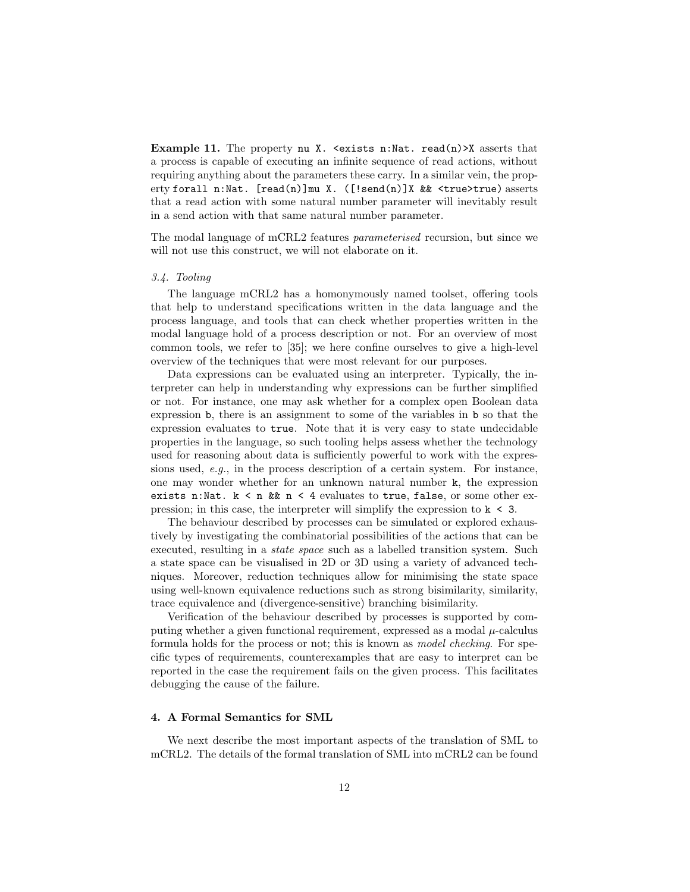**Example 11.** The property `nu X. <exists n:Nat. read(n)>X` asserts that a process is capable of executing an infinite sequence of read actions, without requiring anything about the parameters these carry. In a similar vein, the property `forall n:Nat. [read(n)]mu X. ([!send(n)]X && <true>true)` asserts that a read action with some natural number parameter will inevitably result in a send action with that same natural number parameter.

The modal language of mCRL2 features *parameterised* recursion, but since we will not use this construct, we will not elaborate on it.

### *3.4. Tooling*

The language mCRL2 has a homonymously named toolset, offering tools that help to understand specifications written in the data language and the process language, and tools that can check whether properties written in the modal language hold of a process description or not. For an overview of most common tools, we refer to [35]; we here confine ourselves to give a high-level overview of the techniques that were most relevant for our purposes.

Data expressions can be evaluated using an interpreter. Typically, the interpreter can help in understanding why expressions can be further simplified or not. For instance, one may ask whether for a complex open Boolean data expression `b`, there is an assignment to some of the variables in `b` so that the expression evaluates to `true`. Note that it is very easy to state undecidable properties in the language, so such tooling helps assess whether the technology used for reasoning about data is sufficiently powerful to work with the expressions used, *e.g.*, in the process description of a certain system. For instance, one may wonder whether for an unknown natural number `k`, the expression `exists n:Nat. k < n && n < 4` evaluates to `true`, `false`, or some other expression; in this case, the interpreter will simplify the expression to `k < 3`.

The behaviour described by processes can be simulated or explored exhaustively by investigating the combinatorial possibilities of the actions that can be executed, resulting in a *state space* such as a labelled transition system. Such a state space can be visualised in 2D or 3D using a variety of advanced techniques. Moreover, reduction techniques allow for minimising the state space using well-known equivalence reductions such as strong bisimilarity, similarity, trace equivalence and (divergence-sensitive) branching bisimilarity.

Verification of the behaviour described by processes is supported by computing whether a given functional requirement, expressed as a modal $\mu$-calculus formula holds for the process or not; this is known as *model checking*. For specific types of requirements, counterexamples that are easy to interpret can be reported in the case the requirement fails on the given process. This facilitates debugging the cause of the failure.

## 4. A Formal Semantics for SML

We next describe the most important aspects of the translation of SML to mCRL2. The details of the formal translation of SML into mCRL2 can be found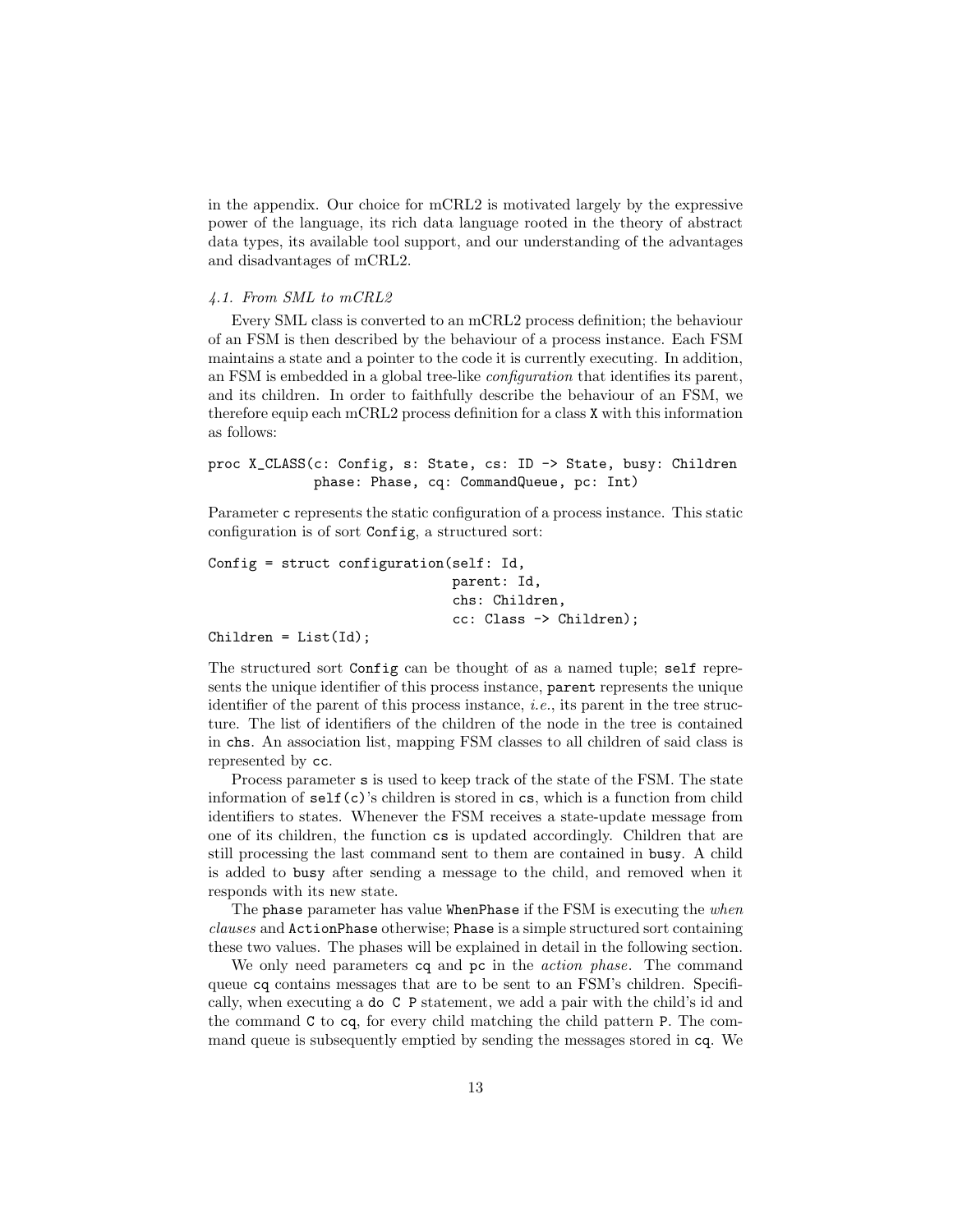in the appendix. Our choice for mCRL2 is motivated largely by the expressive power of the language, its rich data language rooted in the theory of abstract data types, its available tool support, and our understanding of the advantages and disadvantages of mCRL2.

### 4.1. From SML to mCRL2

Every SML class is converted to an mCRL2 process definition; the behaviour of an FSM is then described by the behaviour of a process instance. Each FSM maintains a state and a pointer to the code it is currently executing. In addition, an FSM is embedded in a global tree-like *configuration* that identifies its parent, and its children. In order to faithfully describe the behaviour of an FSM, we therefore equip each mCRL2 process definition for a class `X` with this information as follows:

```
proc X_CLASS(c: Config, s: State, cs: ID -> State, busy: Children
             phase: Phase, cq: CommandQueue, pc: Int)
```

Parameter `c` represents the static configuration of a process instance. This static configuration is of sort `Config`, a structured sort:

```
Config = struct configuration(self: Id,
                              parent: Id,
                              chs: Children,
                              cc: Class -> Children);
Children = List(Id);
```

The structured sort `Config` can be thought of as a named tuple; `self` represents the unique identifier of this process instance, `parent` represents the unique identifier of the parent of this process instance, *i.e.*, its parent in the tree structure. The list of identifiers of the children of the node in the tree is contained in `chs`. An association list, mapping FSM classes to all children of said class is represented by `cc`.

Process parameter `s` is used to keep track of the state of the FSM. The state information of `self(c)`'s children is stored in `cs`, which is a function from child identifiers to states. Whenever the FSM receives a state-update message from one of its children, the function `cs` is updated accordingly. Children that are still processing the last command sent to them are contained in `busy`. A child is added to `busy` after sending a message to the child, and removed when it responds with its new state.

The `phase` parameter has value `WhenPhase` if the FSM is executing the *when clauses* and `ActionPhase` otherwise; `Phase` is a simple structured sort containing these two values. The phases will be explained in detail in the following section.

We only need parameters `cq` and `pc` in the *action phase*. The command queue `cq` contains messages that are to be sent to an FSM's children. Specifically, when executing a `do C P` statement, we add a pair with the child's id and the command `C` to `cq`, for every child matching the child pattern `P`. The command queue is subsequently emptied by sending the messages stored in `cq`. We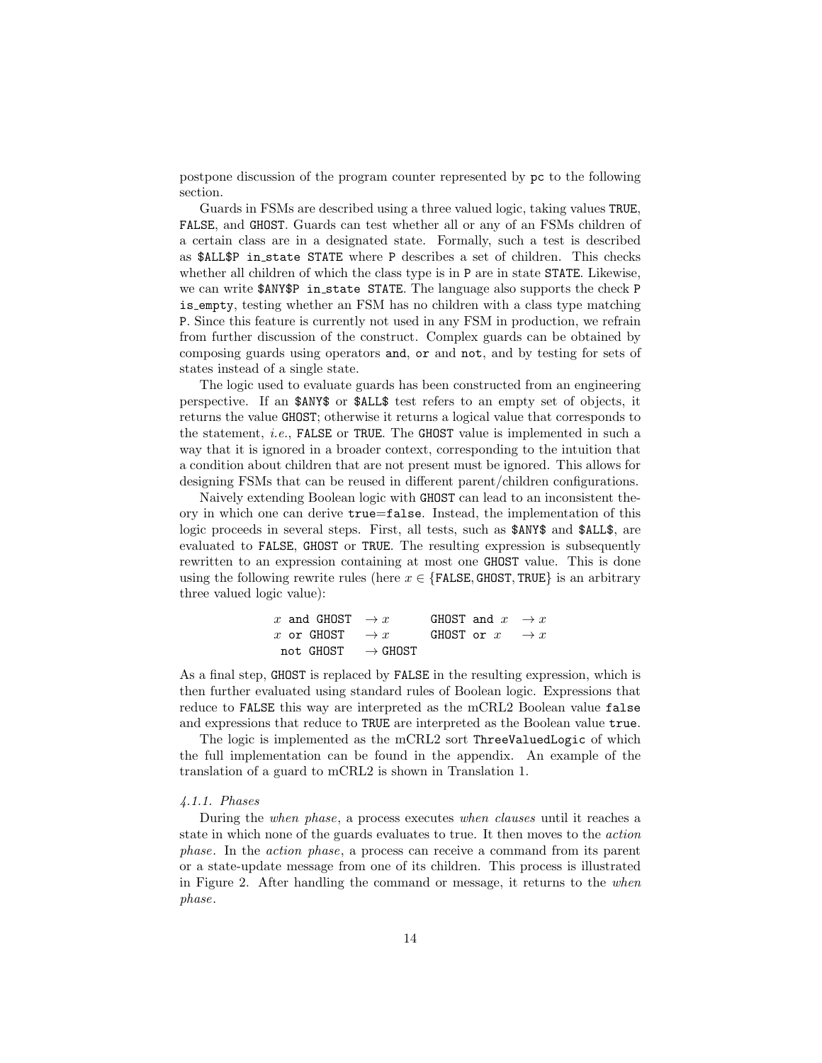postpone discussion of the program counter represented by `pc` to the following section.

Guards in FSMs are described using a three valued logic, taking values `TRUE`, `FALSE`, and `GHOST`. Guards can test whether all or any of an FSMs children of a certain class are in a designated state. Formally, such a test is described as `$ALL$P in_state STATE` where `P` describes a set of children. This checks whether all children of which the class type is in `P` are in state `STATE`. Likewise, we can write `$ANY$P in_state STATE`. The language also supports the check `P is_empty`, testing whether an FSM has no children with a class type matching `P`. Since this feature is currently not used in any FSM in production, we refrain from further discussion of the construct. Complex guards can be obtained by composing guards using operators `and`, `or` and `not`, and by testing for sets of states instead of a single state.

The logic used to evaluate guards has been constructed from an engineering perspective. If an `$ANY$` or `$ALL$` test refers to an empty set of objects, it returns the value `GHOST`; otherwise it returns a logical value that corresponds to the statement, *i.e.*, `FALSE` or `TRUE`. The `GHOST` value is implemented in such a way that it is ignored in a broader context, corresponding to the intuition that a condition about children that are not present must be ignored. This allows for designing FSMs that can be reused in different parent/children configurations.

Naively extending Boolean logic with `GHOST` can lead to an inconsistent theory in which one can derive `true`=`false`. Instead, the implementation of this logic proceeds in several steps. First, all tests, such as `$ANY$` and `$ALL$`, are evaluated to `FALSE`, `GHOST` or `TRUE`. The resulting expression is subsequently rewritten to an expression containing at most one `GHOST` value. This is done using the following rewrite rules (here $x \in \{\texttt{FALSE}, \texttt{GHOST}, \texttt{TRUE}\}$ is an arbitrary three valued logic value):

$$
\begin{array}{llll}
x \ \texttt{and GHOST} & \rightarrow x & \texttt{GHOST and} \ x & \rightarrow x \\
x \ \texttt{or GHOST} & \rightarrow x & \texttt{GHOST or} \ x & \rightarrow x \\
\texttt{not GHOST} & \rightarrow \texttt{GHOST} & &
\end{array}
$$

As a final step, `GHOST` is replaced by `FALSE` in the resulting expression, which is then further evaluated using standard rules of Boolean logic. Expressions that reduce to `FALSE` this way are interpreted as the mCRL2 Boolean value `false` and expressions that reduce to `TRUE` are interpreted as the Boolean value `true`.

The logic is implemented as the mCRL2 sort ThreeValuedLogic of which the full implementation can be found in the appendix. An example of the translation of a guard to mCRL2 is shown in Translation 1.

#### *4.1.1. Phases*

During the *when phase*, a process executes *when clauses* until it reaches a state in which none of the guards evaluates to true. It then moves to the *action phase*. In the *action phase*, a process can receive a command from its parent or a state-update message from one of its children. This process is illustrated in Figure 2. After handling the command or message, it returns to the *when phase*.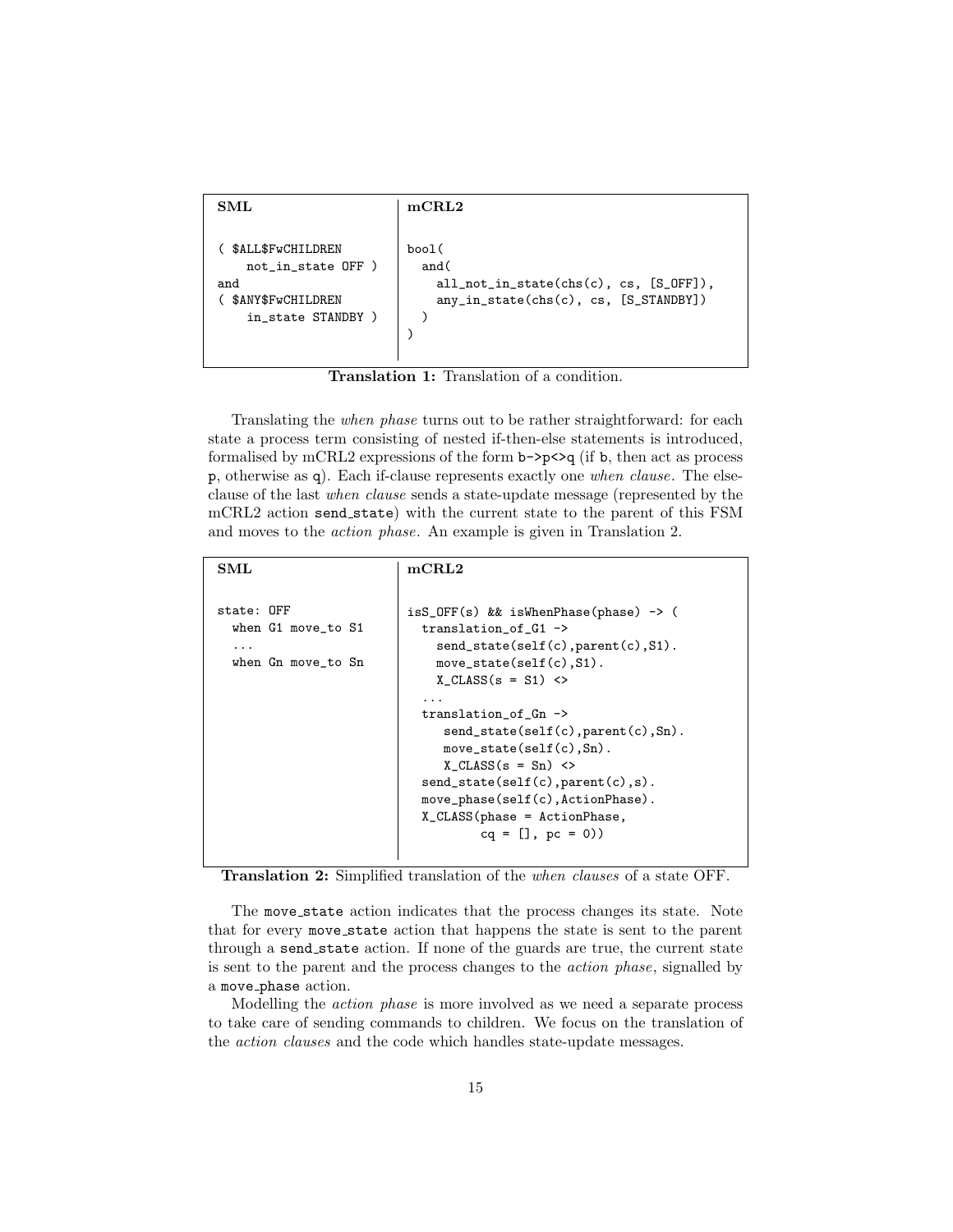| SML | mCRL2 |
|---|---|
| `( $ALL$FwCHILDREN not_in_state OFF ) and ( $ANY$FwCHILDREN in_state STANDBY )` | `bool( and( all_not_in_state(chs(c), cs, [S_OFF]), any_in_state(chs(c), cs, [S_STANDBY]) ) )` |

**Translation 1:** Translation of a condition.

SML:

```
( $ALL$FwCHILDREN
    not_in_state OFF )
and
( $ANY$FwCHILDREN
    in_state STANDBY )
```

mCRL2:

```
bool(
  and(
    all_not_in_state(chs(c), cs, [S_OFF]),
    any_in_state(chs(c), cs, [S_STANDBY])
  )
)
```

Translating the *when phase* turns out to be rather straightforward: for each state a process term consisting of nested if-then-else statements is introduced, formalised by mCRL2 expressions of the form `b->p<>q` (if `b`, then act as process `p`, otherwise as `q`). Each if-clause represents exactly one *when clause*. The else-clause of the last *when clause* sends a state-update message (represented by the mCRL2 action `send_state`) with the current state to the parent of this FSM and moves to the *action phase*. An example is given in Translation 2.

SML:

```
state: OFF
  when G1 move_to S1
  ...
  when Gn move_to Sn
```

mCRL2:

```
isS_OFF(s) && isWhenPhase(phase) -> (
  translation_of_G1 ->
    send_state(self(c),parent(c),S1).
    move_state(self(c),S1).
    X_CLASS(s = S1) <>
  ...
  translation_of_Gn ->
     send_state(self(c),parent(c),Sn).
     move_state(self(c),Sn).
     X_CLASS(s = Sn) <>
  send_state(self(c),parent(c),s).
  move_phase(self(c),ActionPhase).
  X_CLASS(phase = ActionPhase,
          cq = [], pc = 0))
```

**Translation 2:** Simplified translation of the *when clauses* of a state OFF.

The `move_state` action indicates that the process changes its state. Note that for every `move_state` action that happens the state is sent to the parent through a `send_state` action. If none of the guards are true, the current state is sent to the parent and the process changes to the *action phase*, signalled by a `move_phase` action.

Modelling the *action phase* is more involved as we need a separate process to take care of sending commands to children. We focus on the translation of the *action clauses* and the code which handles state-update messages.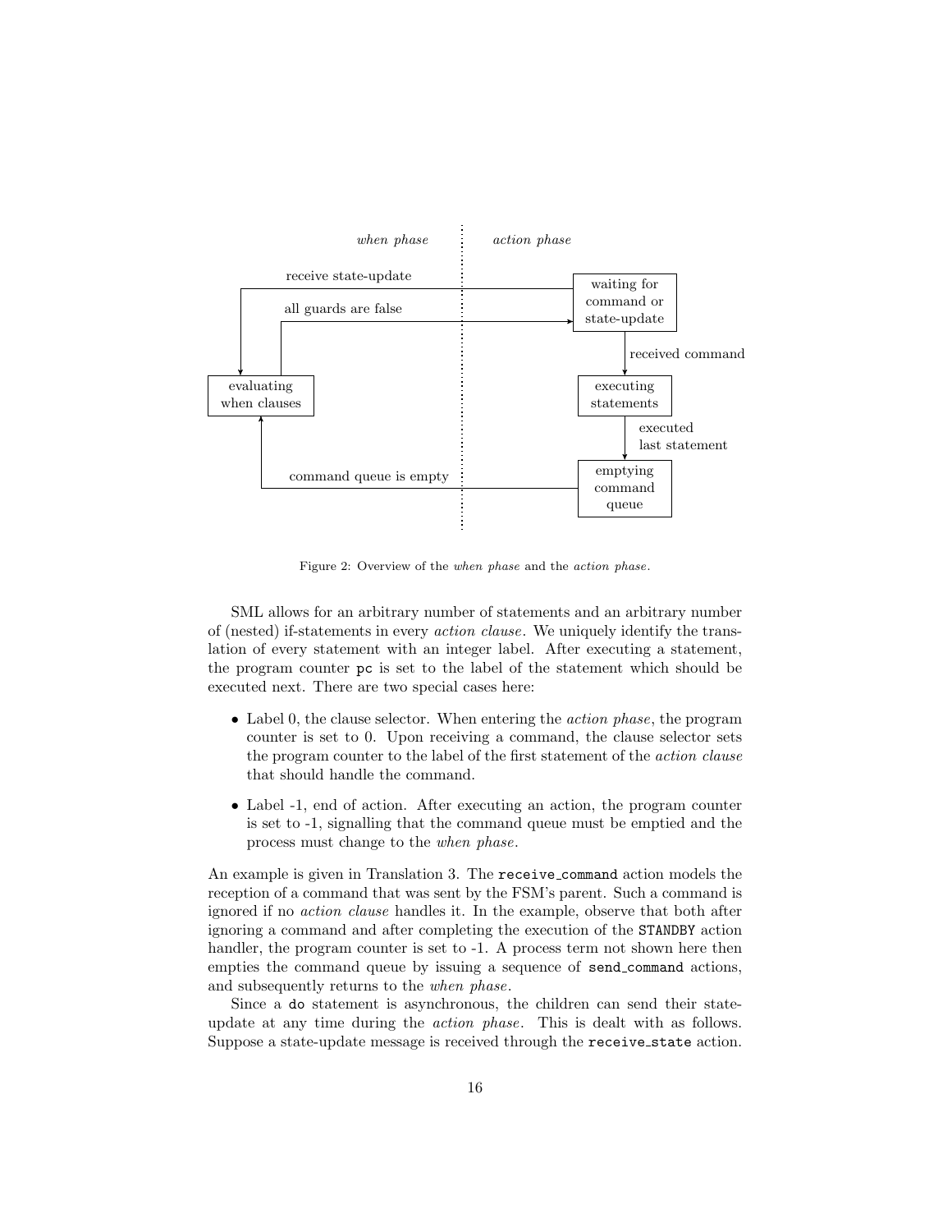Figure 2: Overview of the *when phase* and the *action phase*.

SML allows for an arbitrary number of statements and an arbitrary number of (nested) if-statements in every *action clause*. We uniquely identify the translation of every statement with an integer label. After executing a statement, the program counter `pc` is set to the label of the statement which should be executed next. There are two special cases here:

- Label 0, the clause selector. When entering the *action phase*, the program counter is set to 0. Upon receiving a command, the clause selector sets the program counter to the label of the first statement of the *action clause* that should handle the command.
- Label -1, end of action. After executing an action, the program counter is set to -1, signalling that the command queue must be emptied and the process must change to the *when phase*.

An example is given in Translation 3. The `receive_command` action models the reception of a command that was sent by the FSM's parent. Such a command is ignored if no *action clause* handles it. In the example, observe that both after ignoring a command and after completing the execution of the `STANDBY` action handler, the program counter is set to -1. A process term not shown here then empties the command queue by issuing a sequence of `send_command` actions, and subsequently returns to the *when phase*.

Since a `do` statement is asynchronous, the children can send their state-update at any time during the *action phase*. This is dealt with as follows. Suppose a state-update message is received through the `receive_state` action.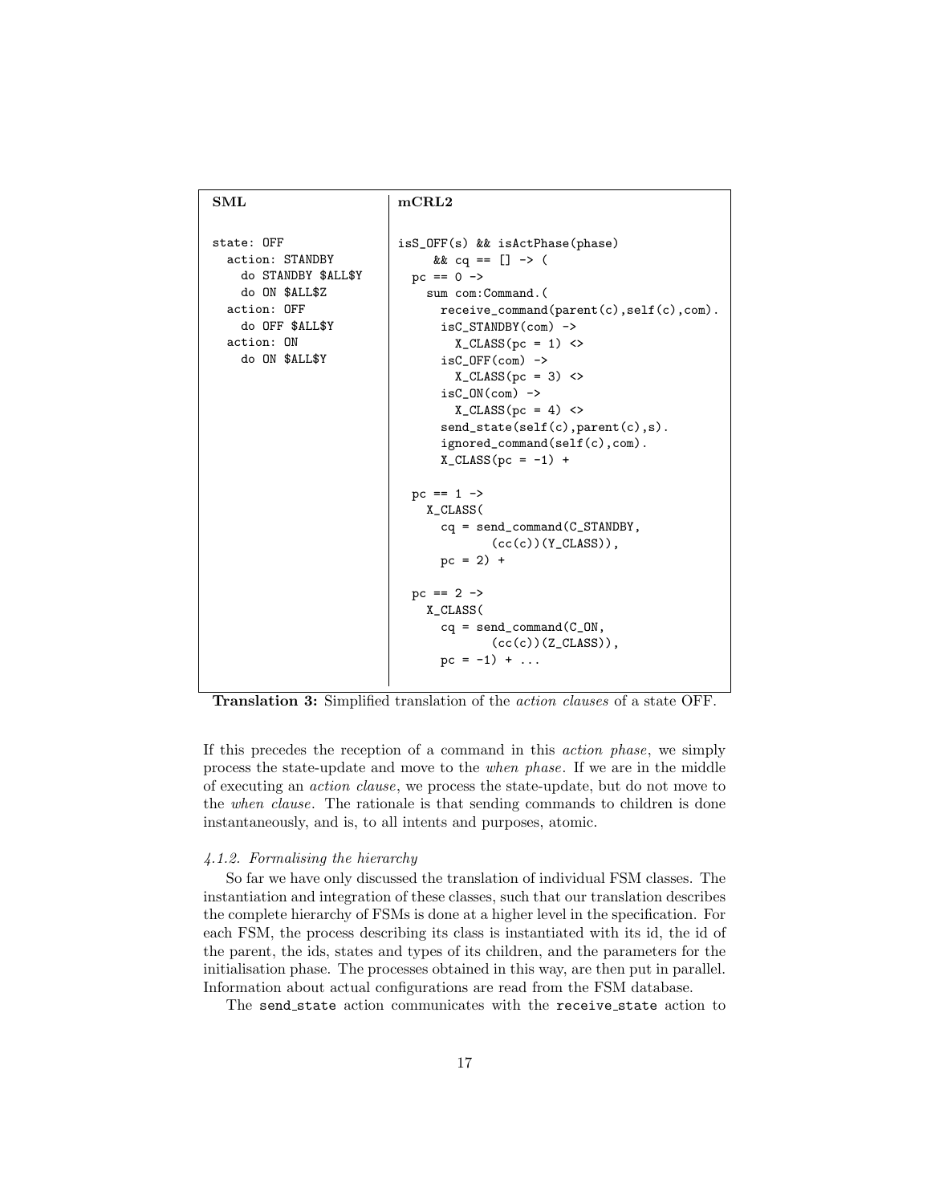| SML | mCRL2 |
|---|---|
| <pre>state: OFF<br>  action: STANDBY<br>    do STANDBY $ALL$Y<br>    do ON $ALL$Z<br>  action: OFF<br>    do OFF $ALL$Y<br>  action: ON<br>    do ON $ALL$Y</pre> | <pre>isS_OFF(s) && isActPhase(phase)<br>     && cq == [] -> (<br>  pc == 0 -><br>    sum com:Command.(<br>      receive_command(parent(c),self(c),com).<br>      isC_STANDBY(com) -><br>        X_CLASS(pc = 1) <><br>      isC_OFF(com) -><br>        X_CLASS(pc = 3) <><br>      isC_ON(com) -><br>        X_CLASS(pc = 4) <><br>      send_state(self(c),parent(c),s).<br>      ignored_command(self(c),com).<br>      X_CLASS(pc = -1) +<br><br>  pc == 1 -><br>    X_CLASS(<br>      cq = send_command(C_STANDBY,<br>             (cc(c))(Y_CLASS)),<br>      pc = 2) +<br><br>  pc == 2 -><br>    X_CLASS(<br>      cq = send_command(C_ON,<br>             (cc(c))(Z_CLASS)),<br>      pc = -1) + ...</pre> |

**Translation 3:** Simplified translation of the *action clauses* of a state OFF.

If this precedes the reception of a command in this *action phase*, we simply process the state-update and move to the *when phase*. If we are in the middle of executing an *action clause*, we process the state-update, but do not move to the *when clause*. The rationale is that sending commands to children is done instantaneously, and is, to all intents and purposes, atomic.

#### *4.1.2. Formalising the hierarchy*

So far we have only discussed the translation of individual FSM classes. The instantiation and integration of these classes, such that our translation describes the complete hierarchy of FSMs is done at a higher level in the specification. For each FSM, the process describing its class is instantiated with its id, the id of the parent, the ids, states and types of its children, and the parameters for the initialisation phase. The processes obtained in this way, are then put in parallel. Information about actual configurations are read from the FSM database.

The `send_state` action communicates with the `receive_state` action to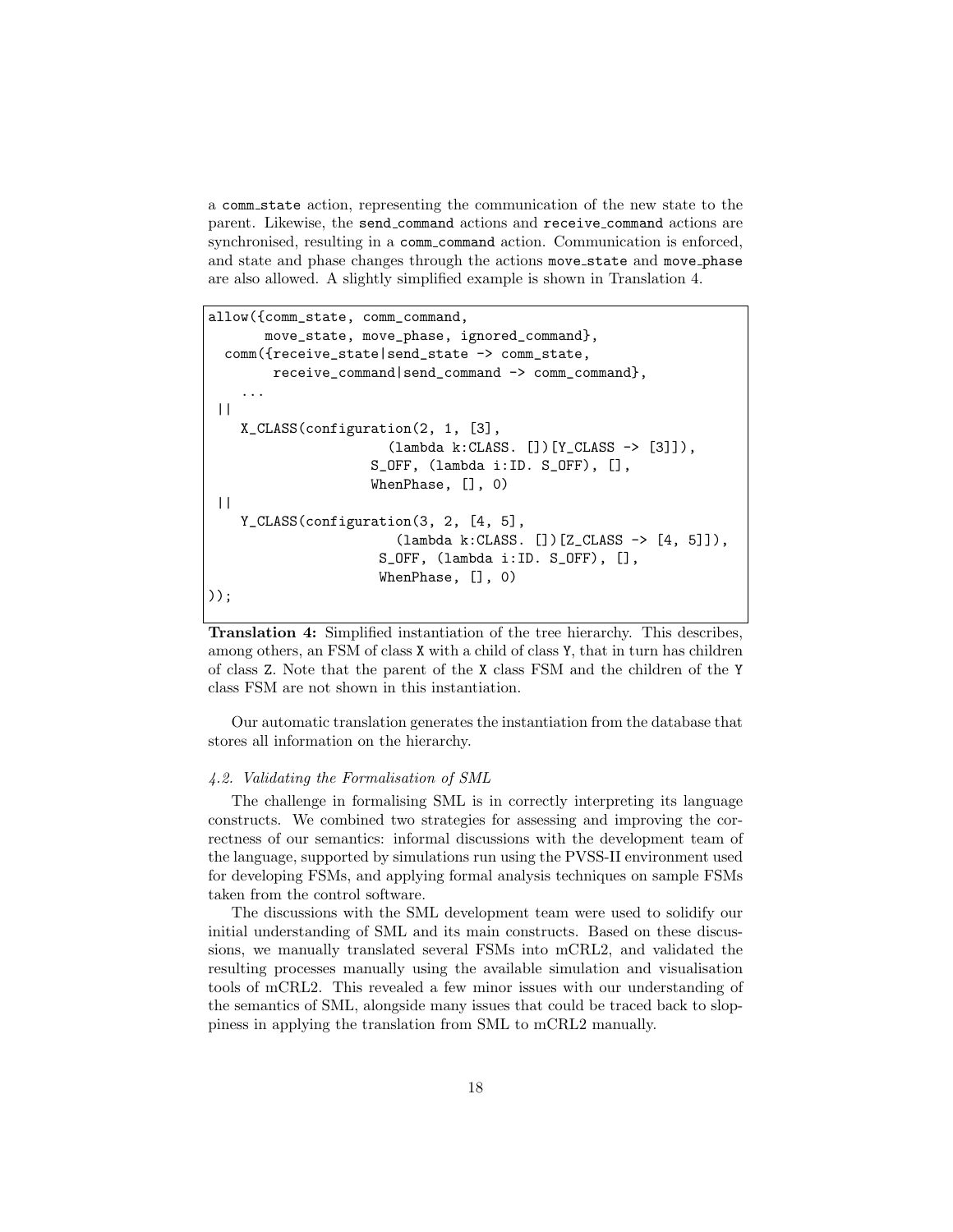a `comm_state` action, representing the communication of the new state to the parent. Likewise, the `send_command` actions and `receive_command` actions are synchronised, resulting in a `comm_command` action. Communication is enforced, and state and phase changes through the actions `move_state` and `move_phase` are also allowed. A slightly simplified example is shown in Translation 4.

```
allow({comm_state, comm_command,
       move_state, move_phase, ignored_command},
  comm({receive_state|send_state -> comm_state,
        receive_command|send_command -> comm_command},
    ...
 ||
    X_CLASS(configuration(2, 1, [3],
                      (lambda k:CLASS. [])[Y_CLASS -> [3]]),
                    S_OFF, (lambda i:ID. S_OFF), [],
                    WhenPhase, [], 0)
 ||
    Y_CLASS(configuration(3, 2, [4, 5],
                       (lambda k:CLASS. [])[Z_CLASS -> [4, 5]]),
                     S_OFF, (lambda i:ID. S_OFF), [],
                     WhenPhase, [], 0)
));
```

**Translation 4:** Simplified instantiation of the tree hierarchy. This describes, among others, an FSM of class `X` with a child of class `Y`, that in turn has children of class `Z`. Note that the parent of the `X` class FSM and the children of the `Y` class FSM are not shown in this instantiation.

Our automatic translation generates the instantiation from the database that stores all information on the hierarchy.

#### *4.2. Validating the Formalisation of SML*

The challenge in formalising SML is in correctly interpreting its language constructs. We combined two strategies for assessing and improving the correctness of our semantics: informal discussions with the development team of the language, supported by simulations run using the PVSS-II environment used for developing FSMs, and applying formal analysis techniques on sample FSMs taken from the control software.

The discussions with the SML development team were used to solidify our initial understanding of SML and its main constructs. Based on these discussions, we manually translated several FSMs into mCRL2, and validated the resulting processes manually using the available simulation and visualisation tools of mCRL2. This revealed a few minor issues with our understanding of the semantics of SML, alongside many issues that could be traced back to sloppiness in applying the translation from SML to mCRL2 manually.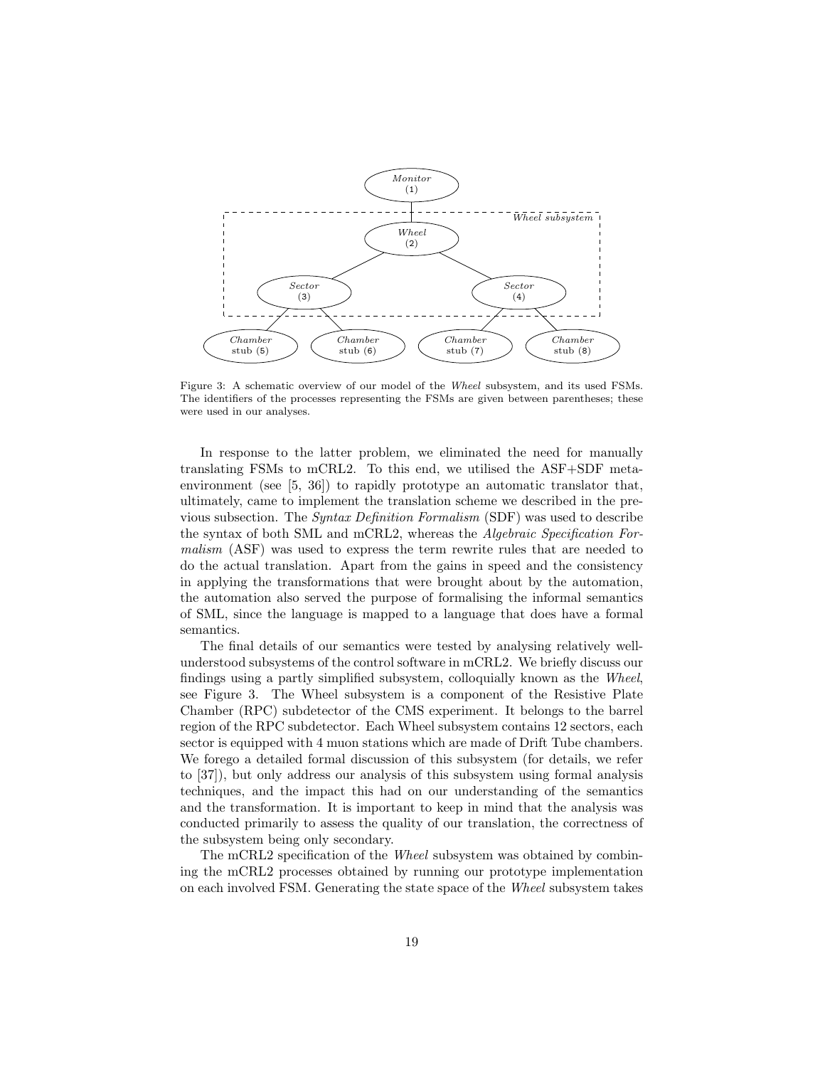Figure 3: A schematic overview of our model of the *Wheel* subsystem, and its used FSMs. The identifiers of the processes representing the FSMs are given between parentheses; these were used in our analyses.

In response to the latter problem, we eliminated the need for manually translating FSMs to mCRL2. To this end, we utilised the ASF+SDF meta-environment (see [5, 36]) to rapidly prototype an automatic translator that, ultimately, came to implement the translation scheme we described in the previous subsection. The *Syntax Definition Formalism* (SDF) was used to describe the syntax of both SML and mCRL2, whereas the *Algebraic Specification Formalism* (ASF) was used to express the term rewrite rules that are needed to do the actual translation. Apart from the gains in speed and the consistency in applying the transformations that were brought about by the automation, the automation also served the purpose of formalising the informal semantics of SML, since the language is mapped to a language that does have a formal semantics.

The final details of our semantics were tested by analysing relatively well-understood subsystems of the control software in mCRL2. We briefly discuss our findings using a partly simplified subsystem, colloquially known as the *Wheel*, see Figure 3. The Wheel subsystem is a component of the Resistive Plate Chamber (RPC) subdetector of the CMS experiment. It belongs to the barrel region of the RPC subdetector. Each Wheel subsystem contains 12 sectors, each sector is equipped with 4 muon stations which are made of Drift Tube chambers. We forego a detailed formal discussion of this subsystem (for details, we refer to [37]), but only address our analysis of this subsystem using formal analysis techniques, and the impact this had on our understanding of the semantics and the transformation. It is important to keep in mind that the analysis was conducted primarily to assess the quality of our translation, the correctness of the subsystem being only secondary.

The mCRL2 specification of the *Wheel* subsystem was obtained by combining the mCRL2 processes obtained by running our prototype implementation on each involved FSM. Generating the state space of the *Wheel* subsystem takes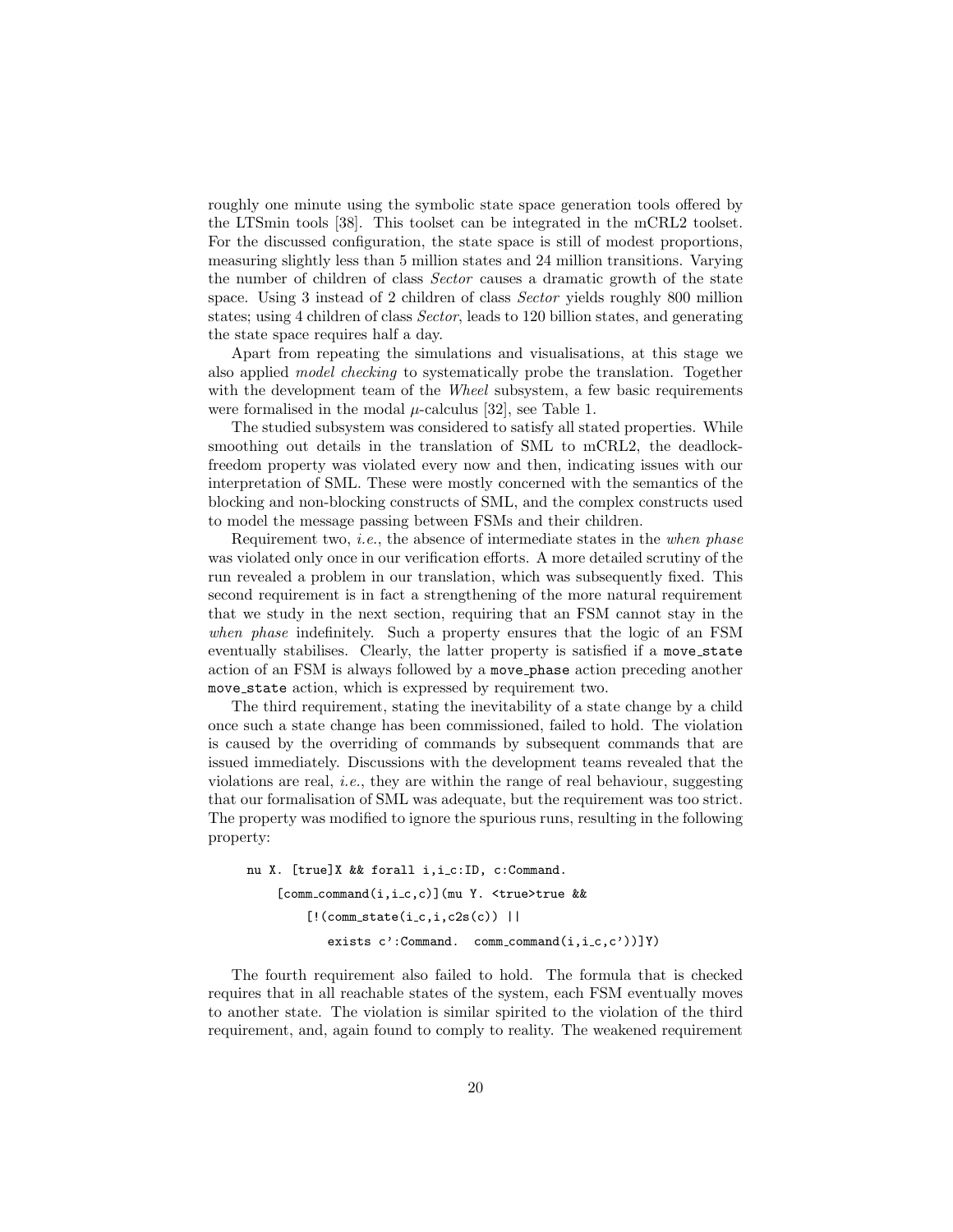roughly one minute using the symbolic state space generation tools offered by the LTSmin tools [38]. This toolset can be integrated in the mCRL2 toolset. For the discussed configuration, the state space is still of modest proportions, measuring slightly less than 5 million states and 24 million transitions. Varying the number of children of class *Sector* causes a dramatic growth of the state space. Using 3 instead of 2 children of class *Sector* yields roughly 800 million states; using 4 children of class *Sector*, leads to 120 billion states, and generating the state space requires half a day.

Apart from repeating the simulations and visualisations, at this stage we also applied *model checking* to systematically probe the translation. Together with the development team of the *Wheel* subsystem, a few basic requirements were formalised in the modal $\mu$-calculus [32], see Table 1.

The studied subsystem was considered to satisfy all stated properties. While smoothing out details in the translation of SML to mCRL2, the deadlock-freedom property was violated every now and then, indicating issues with our interpretation of SML. These were mostly concerned with the semantics of the blocking and non-blocking constructs of SML, and the complex constructs used to model the message passing between FSMs and their children.

Requirement two, *i.e.*, the absence of intermediate states in the *when phase* was violated only once in our verification efforts. A more detailed scrutiny of the run revealed a problem in our translation, which was subsequently fixed. This second requirement is in fact a strengthening of the more natural requirement that we study in the next section, requiring that an FSM cannot stay in the *when phase* indefinitely. Such a property ensures that the logic of an FSM eventually stabilises. Clearly, the latter property is satisfied if a `move_state` action of an FSM is always followed by a `move_phase` action preceding another `move_state` action, which is expressed by requirement two.

The third requirement, stating the inevitability of a state change by a child once such a state change has been commissioned, failed to hold. The violation is caused by the overriding of commands by subsequent commands that are issued immediately. Discussions with the development teams revealed that the violations are real, *i.e.*, they are within the range of real behaviour, suggesting that our formalisation of SML was adequate, but the requirement was too strict. The property was modified to ignore the spurious runs, resulting in the following property:

```
nu X. [true]X && forall i,i_c:ID, c:Command.
    [comm_command(i,i_c,c)](mu Y. <true>true &&
        [!(comm_state(i_c,i,c2s(c)) ||
           exists c':Command.  comm_command(i,i_c,c'))]Y)
```

The fourth requirement also failed to hold. The formula that is checked requires that in all reachable states of the system, each FSM eventually moves to another state. The violation is similar spirited to the violation of the third requirement, and, again found to comply to reality. The weakened requirement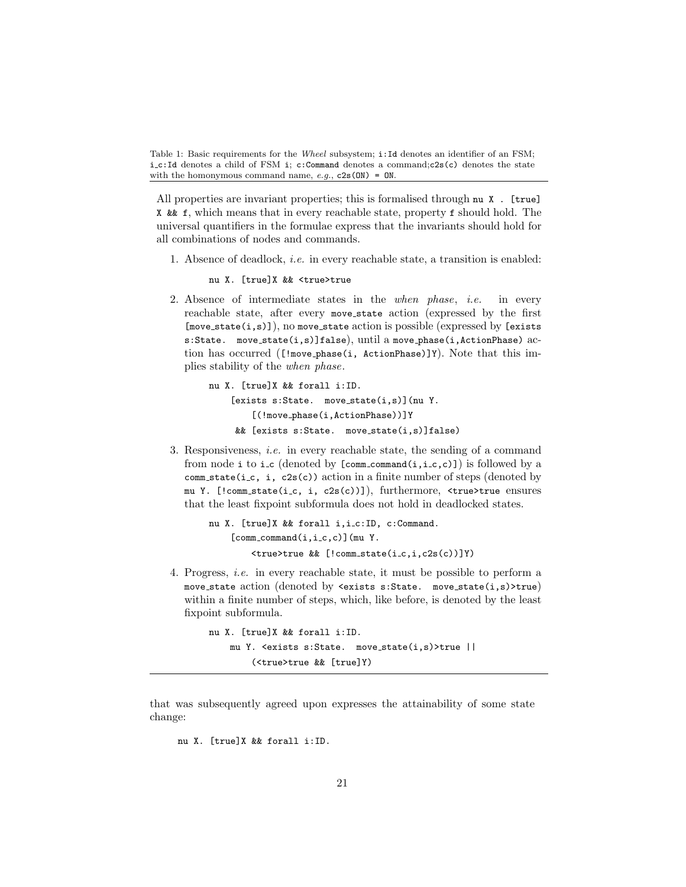Table 1: Basic requirements for the *Wheel* subsystem; `i:Id` denotes an identifier of an FSM; `i_c:Id` denotes a child of FSM `i`; `c:Command` denotes a command;`c2s(c)` denotes the state with the homonymous command name, *e.g.*, `c2s(ON) = ON`.

All properties are invariant properties; this is formalised through `nu X . [true] X && f`, which means that in every reachable state, property `f` should hold. The universal quantifiers in the formulae express that the invariants should hold for all combinations of nodes and commands.

1. Absence of deadlock, *i.e.* in every reachable state, a transition is enabled:

   ```
   nu X. [true]X && <true>true
   ```

2. Absence of intermediate states in the *when phase*, *i.e.* in every reachable state, after every `move_state` action (expressed by the first `[move_state(i,s)]`), no `move_state` action is possible (expressed by `[exists s:State. move_state(i,s)]false`), until a `move_phase(i,ActionPhase)` action has occurred (`[!move_phase(i, ActionPhase)]Y`). Note that this implies stability of the *when phase*.

   ```
   nu X. [true]X && forall i:ID.
       [exists s:State. move_state(i,s)](nu Y.
           [(!move_phase(i,ActionPhase))]Y
        && [exists s:State. move_state(i,s)]false)
   ```

3. Responsiveness, *i.e.* in every reachable state, the sending of a command from node `i` to `i_c` (denoted by `[comm_command(i,i_c,c)]`) is followed by a `comm_state(i_c, i, c2s(c))` action in a finite number of steps (denoted by `mu Y. [!comm_state(i_c, i, c2s(c))]`), furthermore, `<true>true` ensures that the least fixpoint subformula does not hold in deadlocked states.

   ```
   nu X. [true]X && forall i,i_c:ID, c:Command.
       [comm_command(i,i_c,c)](mu Y.
           <true>true && [!comm_state(i_c,i,c2s(c))]Y)
   ```

4. Progress, *i.e.* in every reachable state, it must be possible to perform a `move_state` action (denoted by `<exists s:State. move_state(i,s)>true`) within a finite number of steps, which, like before, is denoted by the least fixpoint subformula.

   ```
   nu X. [true]X && forall i:ID.
       mu Y. <exists s:State. move_state(i,s)>true ||
           (<true>true && [true]Y)
   ```

---

that was subsequently agreed upon expresses the attainability of some state change:

```
nu X. [true]X && forall i:ID.
```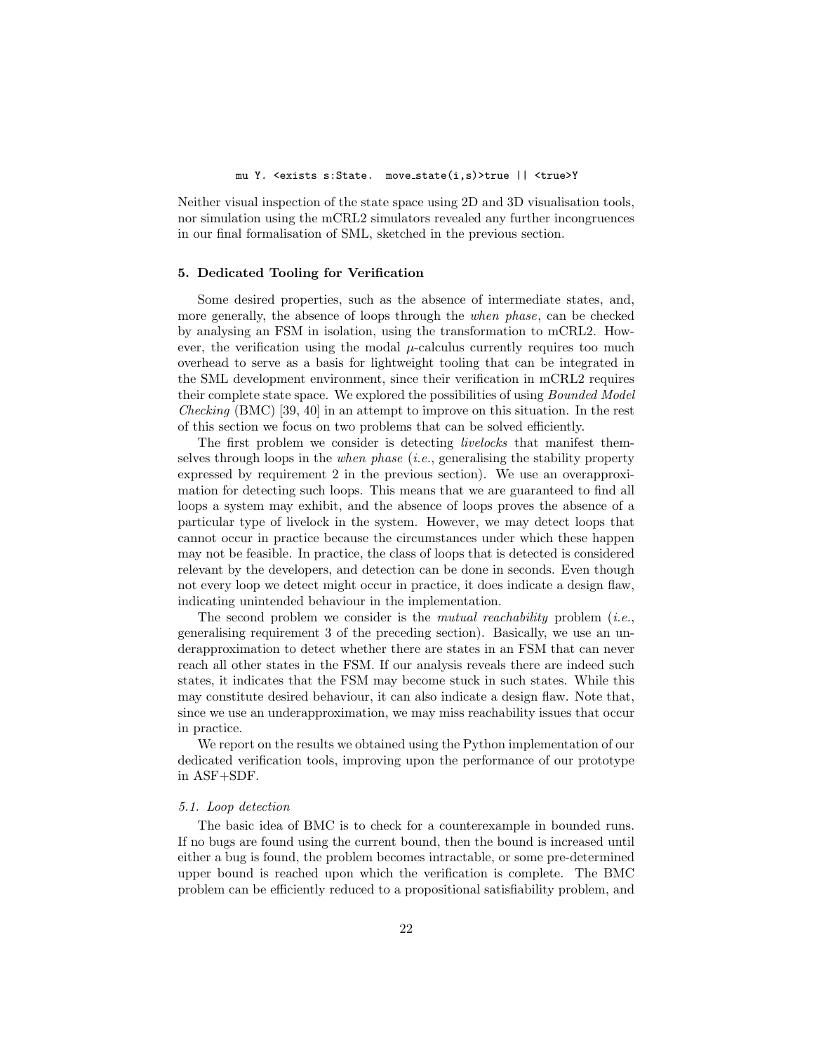```
mu Y. <exists s:State.  move_state(i,s)>true || <true>Y
```

Neither visual inspection of the state space using 2D and 3D visualisation tools, nor simulation using the mCRL2 simulators revealed any further incongruences in our final formalisation of SML, sketched in the previous section.

### 5. Dedicated Tooling for Verification

Some desired properties, such as the absence of intermediate states, and, more generally, the absence of loops through the *when phase*, can be checked by analysing an FSM in isolation, using the transformation to mCRL2. However, the verification using the modal $\mu$-calculus currently requires too much overhead to serve as a basis for lightweight tooling that can be integrated in the SML development environment, since their verification in mCRL2 requires their complete state space. We explored the possibilities of using *Bounded Model Checking* (BMC) [39, 40] in an attempt to improve on this situation. In the rest of this section we focus on two problems that can be solved efficiently.

The first problem we consider is detecting *livelocks* that manifest themselves through loops in the *when phase* (*i.e.*, generalising the stability property expressed by requirement 2 in the previous section). We use an overapproximation for detecting such loops. This means that we are guaranteed to find all loops a system may exhibit, and the absence of loops proves the absence of a particular type of livelock in the system. However, we may detect loops that cannot occur in practice because the circumstances under which these happen may not be feasible. In practice, the class of loops that is detected is considered relevant by the developers, and detection can be done in seconds. Even though not every loop we detect might occur in practice, it does indicate a design flaw, indicating unintended behaviour in the implementation.

The second problem we consider is the *mutual reachability* problem (*i.e.*, generalising requirement 3 of the preceding section). Basically, we use an underapproximation to detect whether there are states in an FSM that can never reach all other states in the FSM. If our analysis reveals there are indeed such states, it indicates that the FSM may become stuck in such states. While this may constitute desired behaviour, it can also indicate a design flaw. Note that, since we use an underapproximation, we may miss reachability issues that occur in practice.

We report on the results we obtained using the Python implementation of our dedicated verification tools, improving upon the performance of our prototype in ASF+SDF.

#### *5.1. Loop detection*

The basic idea of BMC is to check for a counterexample in bounded runs. If no bugs are found using the current bound, then the bound is increased until either a bug is found, the problem becomes intractable, or some pre-determined upper bound is reached upon which the verification is complete. The BMC problem can be efficiently reduced to a propositional satisfiability problem, and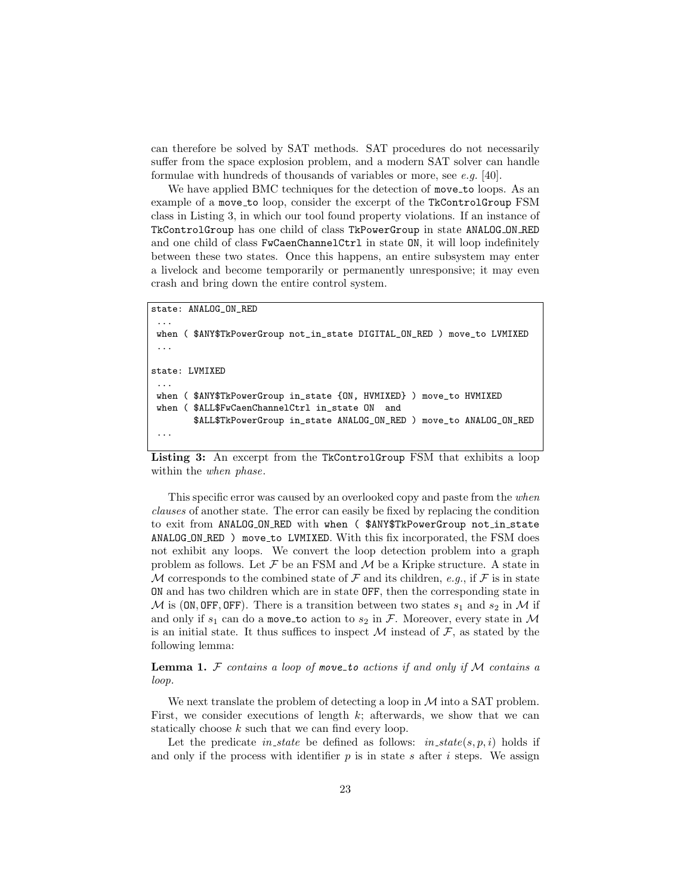can therefore be solved by SAT methods. SAT procedures do not necessarily suffer from the space explosion problem, and a modern SAT solver can handle formulae with hundreds of thousands of variables or more, see *e.g.* [40].

We have applied BMC techniques for the detection of `move_to` loops. As an example of a `move_to` loop, consider the excerpt of the `TkControlGroup` FSM class in Listing 3, in which our tool found property violations. If an instance of `TkControlGroup` has one child of class `TkPowerGroup` in state `ANALOG_ON_RED` and one child of class `FwCaenChannelCtrl` in state `ON`, it will loop indefinitely between these two states. Once this happens, an entire subsystem may enter a livelock and become temporarily or permanently unresponsive; it may even crash and bring down the entire control system.

```
state: ANALOG_ON_RED
 ...
 when ( $ANY$TkPowerGroup not_in_state DIGITAL_ON_RED ) move_to LVMIXED
 ...

state: LVMIXED
 ...
 when ( $ANY$TkPowerGroup in_state {ON, HVMIXED} ) move_to HVMIXED
 when ( $ALL$FwCaenChannelCtrl in_state ON  and
        $ALL$TkPowerGroup in_state ANALOG_ON_RED ) move_to ANALOG_ON_RED
 ...
```

**Listing 3:** An excerpt from the `TkControlGroup` FSM that exhibits a loop within the *when phase*.

This specific error was caused by an overlooked copy and paste from the *when clauses* of another state. The error can easily be fixed by replacing the condition to exit from `ANALOG_ON_RED` with `when ( $ANY$TkPowerGroup not_in_state ANALOG_ON_RED ) move_to LVMIXED`. With this fix incorporated, the FSM does not exhibit any loops. We convert the loop detection problem into a graph problem as follows. Let $\mathcal{F}$ be an FSM and $\mathcal{M}$ be a Kripke structure. A state in $\mathcal{M}$ corresponds to the combined state of $\mathcal{F}$ and its children, *e.g.*, if $\mathcal{F}$ is in state `ON` and has two children which are in state `OFF`, then the corresponding state in $\mathcal{M}$ is $(\texttt{ON}, \texttt{OFF}, \texttt{OFF})$. There is a transition between two states $s_1$ and $s_2$ in $\mathcal{M}$ if and only if $s_1$ can do a `move_to` action to $s_2$ in $\mathcal{F}$. Moreover, every state in $\mathcal{M}$ is an initial state. It thus suffices to inspect $\mathcal{M}$ instead of $\mathcal{F}$, as stated by the following lemma:

**Lemma 1.** *$\mathcal{F}$ contains a loop of `move_to` actions if and only if $\mathcal{M}$ contains a loop.*

We next translate the problem of detecting a loop in $\mathcal{M}$ into a SAT problem. First, we consider executions of length $k$; afterwards, we show that we can statically choose $k$ such that we can find every loop.

Let the predicate *in_state* be defined as follows: $in\_state(s, p, i)$ holds if and only if the process with identifier $p$ is in state $s$ after $i$ steps. We assign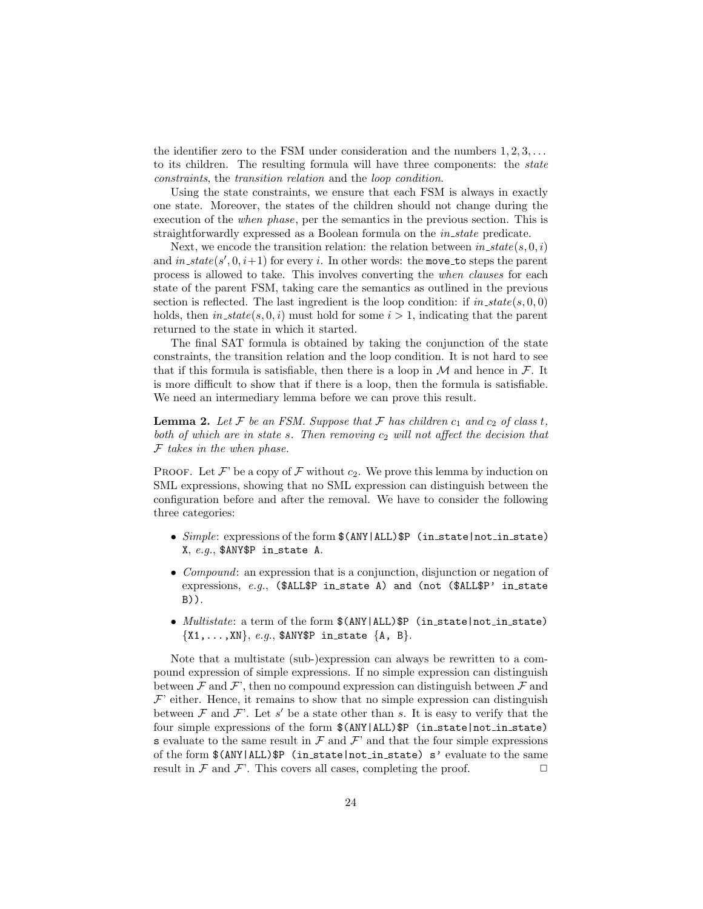the identifier zero to the FSM under consideration and the numbers $1, 2, 3, \ldots$ to its children. The resulting formula will have three components: the *state constraints*, the *transition relation* and the *loop condition*.

Using the state constraints, we ensure that each FSM is always in exactly one state. Moreover, the states of the children should not change during the execution of the *when phase*, per the semantics in the previous section. This is straightforwardly expressed as a Boolean formula on the *in_state* predicate.

Next, we encode the transition relation: the relation between $in\_state(s, 0, i)$ and $in\_state(s', 0, i+1)$ for every $i$. In other words: the `move_to` steps the parent process is allowed to take. This involves converting the *when clauses* for each state of the parent FSM, taking care the semantics as outlined in the previous section is reflected. The last ingredient is the loop condition: if $in\_state(s, 0, 0)$ holds, then $in\_state(s, 0, i)$ must hold for some $i > 1$, indicating that the parent returned to the state in which it started.

The final SAT formula is obtained by taking the conjunction of the state constraints, the transition relation and the loop condition. It is not hard to see that if this formula is satisfiable, then there is a loop in $\mathcal{M}$ and hence in $\mathcal{F}$. It is more difficult to show that if there is a loop, then the formula is satisfiable. We need an intermediary lemma before we can prove this result.

**Lemma 2.** *Let $\mathcal{F}$ be an FSM. Suppose that $\mathcal{F}$ has children $c_1$ and $c_2$ of class $t$, both of which are in state $s$. Then removing $c_2$ will not affect the decision that $\mathcal{F}$ takes in the when phase.*

Proof. Let $\mathcal{F}$' be a copy of $\mathcal{F}$ without $c_2$. We prove this lemma by induction on SML expressions, showing that no SML expression can distinguish between the configuration before and after the removal. We have to consider the following three categories:

- *Simple*: expressions of the form `$(ANY|ALL)$P (in_state|not_in_state) X`, *e.g.*, `$ANY$P in_state A`.
- *Compound*: an expression that is a conjunction, disjunction or negation of expressions, *e.g.*, `($ALL$P in_state A) and (not ($ALL$P' in_state B))`.
- *Multistate*: a term of the form `$(ANY|ALL)$P (in_state|not_in_state) {X1,...,XN}`, *e.g.*, `$ANY$P in_state {A, B}`.

Note that a multistate (sub-)expression can always be rewritten to a compound expression of simple expressions. If no simple expression can distinguish between $\mathcal{F}$ and $\mathcal{F}$', then no compound expression can distinguish between $\mathcal{F}$ and $\mathcal{F}$' either. Hence, it remains to show that no simple expression can distinguish between $\mathcal{F}$ and $\mathcal{F}$'. Let $s'$ be a state other than $s$. It is easy to verify that the four simple expressions of the form `$(ANY|ALL)$P (in_state|not_in_state) s` evaluate to the same result in $\mathcal{F}$ and $\mathcal{F}$' and that the four simple expressions of the form `$(ANY|ALL)$P (in_state|not_in_state) s'` evaluate to the same result in $\mathcal{F}$ and $\mathcal{F}$'. This covers all cases, completing the proof. □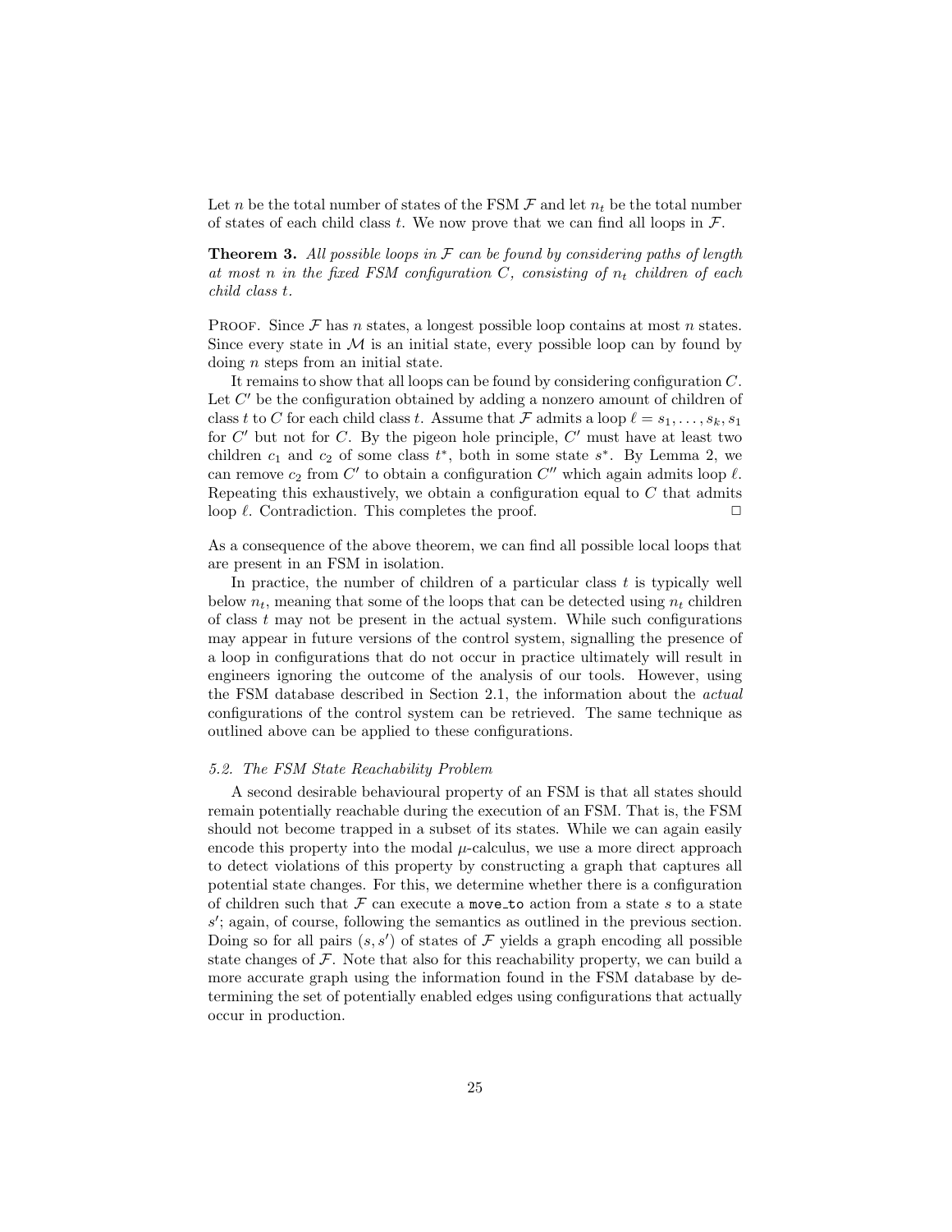Let $n$ be the total number of states of the FSM $\mathcal{F}$ and let $n_t$ be the total number of states of each child class $t$. We now prove that we can find all loops in $\mathcal{F}$.

**Theorem 3.** *All possible loops in $\mathcal{F}$ can be found by considering paths of length at most $n$ in the fixed FSM configuration $C$, consisting of $n_t$ children of each child class $t$.*

Proof. Since $\mathcal{F}$ has $n$ states, a longest possible loop contains at most $n$ states. Since every state in $\mathcal{M}$ is an initial state, every possible loop can by found by doing $n$ steps from an initial state.

It remains to show that all loops can be found by considering configuration $C$. Let $C'$ be the configuration obtained by adding a nonzero amount of children of class $t$ to $C$ for each child class $t$. Assume that $\mathcal{F}$ admits a loop $\ell = s_1, \ldots, s_k, s_1$ for $C'$ but not for $C$. By the pigeon hole principle, $C'$ must have at least two children $c_1$ and $c_2$ of some class $t^*$, both in some state $s^*$. By Lemma 2, we can remove $c_2$ from $C'$ to obtain a configuration $C''$ which again admits loop $\ell$. Repeating this exhaustively, we obtain a configuration equal to $C$ that admits loop $\ell$. Contradiction. This completes the proof. □

As a consequence of the above theorem, we can find all possible local loops that are present in an FSM in isolation.

In practice, the number of children of a particular class $t$ is typically well below $n_t$, meaning that some of the loops that can be detected using $n_t$ children of class $t$ may not be present in the actual system. While such configurations may appear in future versions of the control system, signalling the presence of a loop in configurations that do not occur in practice ultimately will result in engineers ignoring the outcome of the analysis of our tools. However, using the FSM database described in Section 2.1, the information about the *actual* configurations of the control system can be retrieved. The same technique as outlined above can be applied to these configurations.

### *5.2. The FSM State Reachability Problem*

A second desirable behavioural property of an FSM is that all states should remain potentially reachable during the execution of an FSM. That is, the FSM should not become trapped in a subset of its states. While we can again easily encode this property into the modal $\mu$-calculus, we use a more direct approach to detect violations of this property by constructing a graph that captures all potential state changes. For this, we determine whether there is a configuration of children such that $\mathcal{F}$ can execute a `move_to` action from a state $s$ to a state $s'$; again, of course, following the semantics as outlined in the previous section. Doing so for all pairs $(s, s')$ of states of $\mathcal{F}$ yields a graph encoding all possible state changes of $\mathcal{F}$. Note that also for this reachability property, we can build a more accurate graph using the information found in the FSM database by determining the set of potentially enabled edges using configurations that actually occur in production.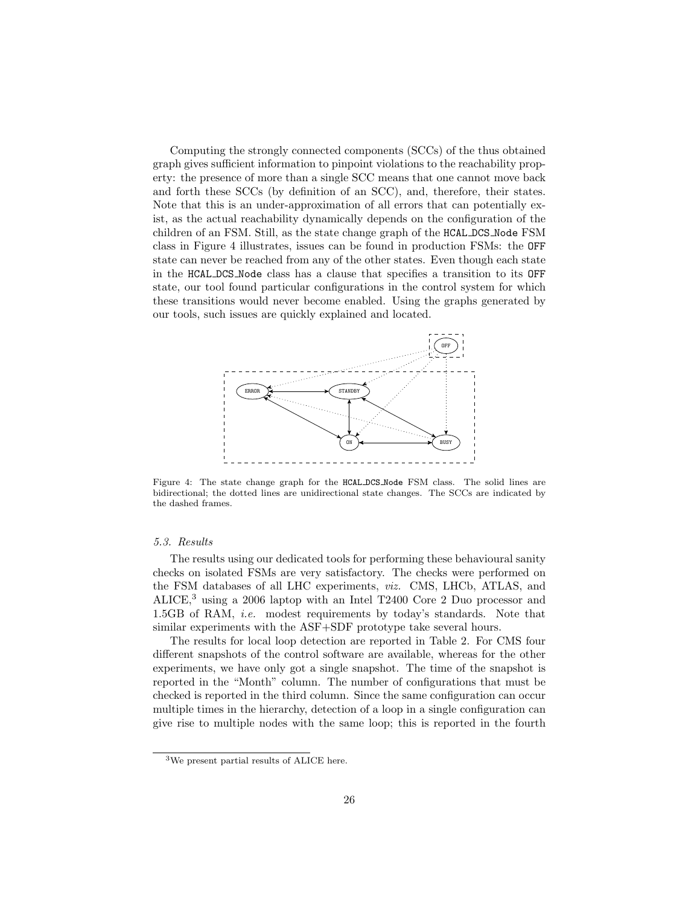Computing the strongly connected components (SCCs) of the thus obtained graph gives sufficient information to pinpoint violations to the reachability property: the presence of more than a single SCC means that one cannot move back and forth these SCCs (by definition of an SCC), and, therefore, their states. Note that this is an under-approximation of all errors that can potentially exist, as the actual reachability dynamically depends on the configuration of the children of an FSM. Still, as the state change graph of the `HCAL_DCS_Node` FSM class in Figure 4 illustrates, issues can be found in production FSMs: the `OFF` state can never be reached from any of the other states. Even though each state in the `HCAL_DCS_Node` class has a clause that specifies a transition to its `OFF` state, our tool found particular configurations in the control system for which these transitions would never become enabled. Using the graphs generated by our tools, such issues are quickly explained and located.

Figure 4: The state change graph for the `HCAL_DCS_Node` FSM class. The solid lines are bidirectional; the dotted lines are unidirectional state changes. The SCCs are indicated by the dashed frames.

### 5.3. Results

The results using our dedicated tools for performing these behavioural sanity checks on isolated FSMs are very satisfactory. The checks were performed on the FSM databases of all LHC experiments, *viz.* CMS, LHCb, ATLAS, and ALICE,[3] using a 2006 laptop with an Intel T2400 Core 2 Duo processor and 1.5GB of RAM, *i.e.* modest requirements by today's standards. Note that similar experiments with the ASF+SDF prototype take several hours.

The results for local loop detection are reported in Table 2. For CMS four different snapshots of the control software are available, whereas for the other experiments, we have only got a single snapshot. The time of the snapshot is reported in the "Month" column. The number of configurations that must be checked is reported in the third column. Since the same configuration can occur multiple times in the hierarchy, detection of a loop in a single configuration can give rise to multiple nodes with the same loop; this is reported in the fourth

[3] We present partial results of ALICE here.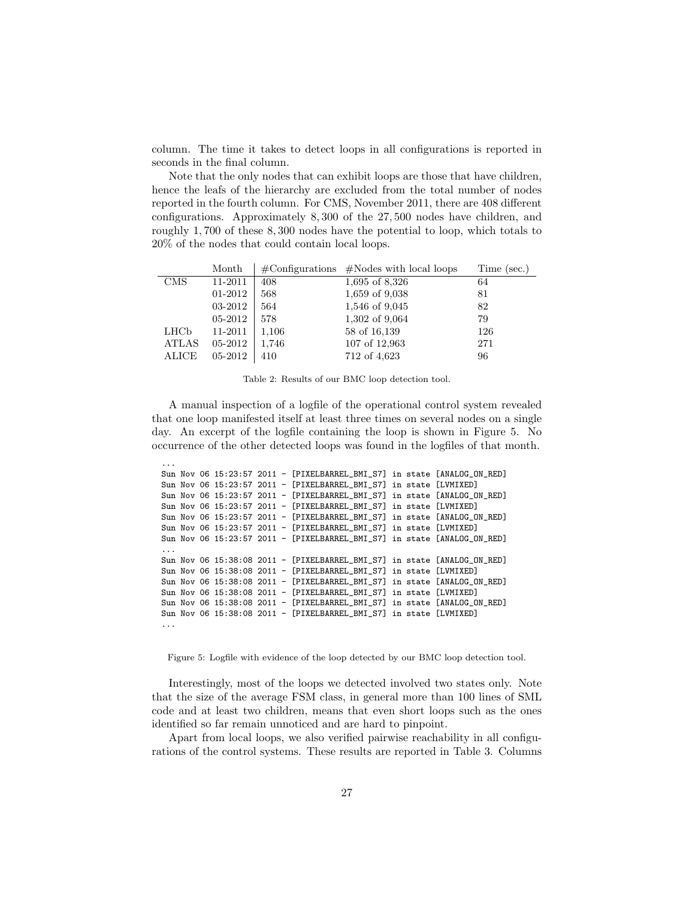column. The time it takes to detect loops in all configurations is reported in seconds in the final column.

Note that the only nodes that can exhibit loops are those that have children, hence the leafs of the hierarchy are excluded from the total number of nodes reported in the fourth column. For CMS, November 2011, there are 408 different configurations. Approximately 8,300 of the 27,500 nodes have children, and roughly 1,700 of these 8,300 nodes have the potential to loop, which totals to 20% of the nodes that could contain local loops.

| | Month | #Configurations | #Nodes with local loops | Time (sec.) |
|---|---|---|---|---|
| CMS | 11-2011 | 408 | 1,695 of 8,326 | 64 |
| | 01-2012 | 568 | 1,659 of 9,038 | 81 |
| | 03-2012 | 564 | 1,546 of 9,045 | 82 |
| | 05-2012 | 578 | 1,302 of 9,064 | 79 |
| LHCb | 11-2011 | 1,106 | 58 of 16,139 | 126 |
| ATLAS | 05-2012 | 1,746 | 107 of 12,963 | 271 |
| ALICE | 05-2012 | 410 | 712 of 4,623 | 96 |

Table 2: Results of our BMC loop detection tool.

A manual inspection of a logfile of the operational control system revealed that one loop manifested itself at least three times on several nodes on a single day. An excerpt of the logfile containing the loop is shown in Figure 5. No occurrence of the other detected loops was found in the logfiles of that month.

```
...
Sun Nov 06 15:23:57 2011 - [PIXELBARREL_BMI_S7] in state [ANALOG_ON_RED]
Sun Nov 06 15:23:57 2011 - [PIXELBARREL_BMI_S7] in state [LVMIXED]
Sun Nov 06 15:23:57 2011 - [PIXELBARREL_BMI_S7] in state [ANALOG_ON_RED]
Sun Nov 06 15:23:57 2011 - [PIXELBARREL_BMI_S7] in state [LVMIXED]
Sun Nov 06 15:23:57 2011 - [PIXELBARREL_BMI_S7] in state [ANALOG_ON_RED]
Sun Nov 06 15:23:57 2011 - [PIXELBARREL_BMI_S7] in state [LVMIXED]
Sun Nov 06 15:23:57 2011 - [PIXELBARREL_BMI_S7] in state [ANALOG_ON_RED]
...
Sun Nov 06 15:38:08 2011 - [PIXELBARREL_BMI_S7] in state [ANALOG_ON_RED]
Sun Nov 06 15:38:08 2011 - [PIXELBARREL_BMI_S7] in state [LVMIXED]
Sun Nov 06 15:38:08 2011 - [PIXELBARREL_BMI_S7] in state [ANALOG_ON_RED]
Sun Nov 06 15:38:08 2011 - [PIXELBARREL_BMI_S7] in state [LVMIXED]
Sun Nov 06 15:38:08 2011 - [PIXELBARREL_BMI_S7] in state [ANALOG_ON_RED]
Sun Nov 06 15:38:08 2011 - [PIXELBARREL_BMI_S7] in state [LVMIXED]
...
```

Figure 5: Logfile with evidence of the loop detected by our BMC loop detection tool.

Interestingly, most of the loops we detected involved two states only. Note that the size of the average FSM class, in general more than 100 lines of SML code and at least two children, means that even short loops such as the ones identified so far remain unnoticed and are hard to pinpoint.

Apart from local loops, we also verified pairwise reachability in all configurations of the control systems. These results are reported in Table 3. Columns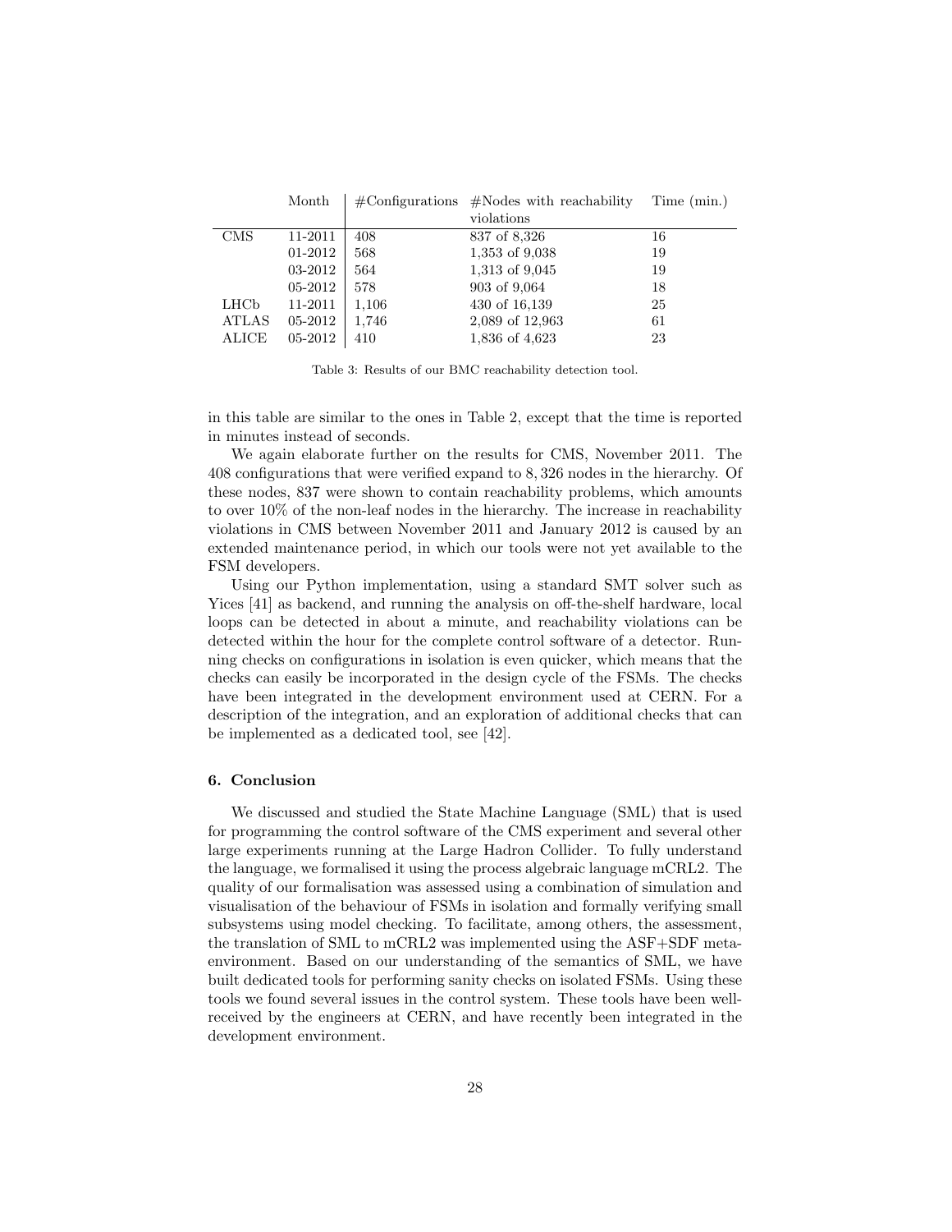|  | Month | #Configurations | #Nodes with reachability violations | Time (min.) |
|---|---|---|---|---|
| CMS | 11-2011 | 408 | 837 of 8,326 | 16 |
|  | 01-2012 | 568 | 1,353 of 9,038 | 19 |
|  | 03-2012 | 564 | 1,313 of 9,045 | 19 |
|  | 05-2012 | 578 | 903 of 9,064 | 18 |
| LHCb | 11-2011 | 1,106 | 430 of 16,139 | 25 |
| ATLAS | 05-2012 | 1,746 | 2,089 of 12,963 | 61 |
| ALICE | 05-2012 | 410 | 1,836 of 4,623 | 23 |

Table 3: Results of our BMC reachability detection tool.

in this table are similar to the ones in Table 2, except that the time is reported in minutes instead of seconds.

We again elaborate further on the results for CMS, November 2011. The 408 configurations that were verified expand to $8,326$ nodes in the hierarchy. Of these nodes, 837 were shown to contain reachability problems, which amounts to over 10% of the non-leaf nodes in the hierarchy. The increase in reachability violations in CMS between November 2011 and January 2012 is caused by an extended maintenance period, in which our tools were not yet available to the FSM developers.

Using our Python implementation, using a standard SMT solver such as Yices [41] as backend, and running the analysis on off-the-shelf hardware, local loops can be detected in about a minute, and reachability violations can be detected within the hour for the complete control software of a detector. Running checks on configurations in isolation is even quicker, which means that the checks can easily be incorporated in the design cycle of the FSMs. The checks have been integrated in the development environment used at CERN. For a description of the integration, and an exploration of additional checks that can be implemented as a dedicated tool, see [42].

### 6. Conclusion

We discussed and studied the State Machine Language (SML) that is used for programming the control software of the CMS experiment and several other large experiments running at the Large Hadron Collider. To fully understand the language, we formalised it using the process algebraic language mCRL2. The quality of our formalisation was assessed using a combination of simulation and visualisation of the behaviour of FSMs in isolation and formally verifying small subsystems using model checking. To facilitate, among others, the assessment, the translation of SML to mCRL2 was implemented using the ASF+SDF meta-environment. Based on our understanding of the semantics of SML, we have built dedicated tools for performing sanity checks on isolated FSMs. Using these tools we found several issues in the control system. These tools have been well-received by the engineers at CERN, and have recently been integrated in the development environment.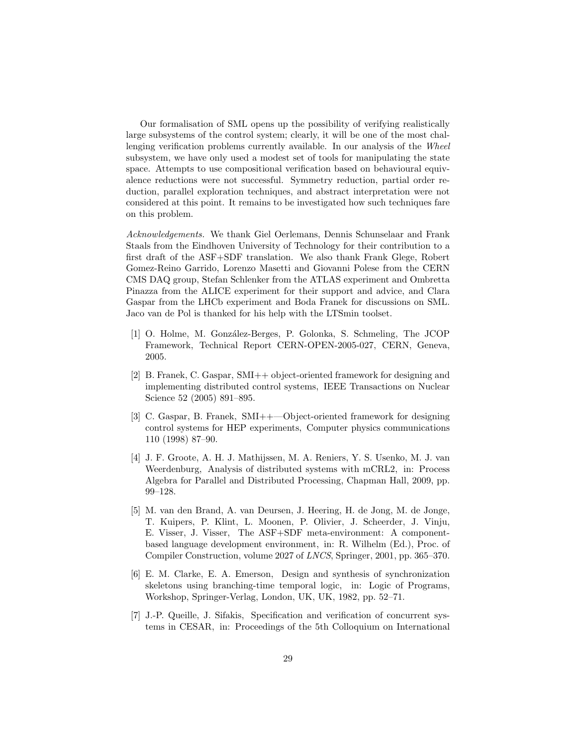Our formalisation of SML opens up the possibility of verifying realistically large subsystems of the control system; clearly, it will be one of the most challenging verification problems currently available. In our analysis of the *Wheel* subsystem, we have only used a modest set of tools for manipulating the state space. Attempts to use compositional verification based on behavioural equivalence reductions were not successful. Symmetry reduction, partial order reduction, parallel exploration techniques, and abstract interpretation were not considered at this point. It remains to be investigated how such techniques fare on this problem.

*Acknowledgements.* We thank Giel Oerlemans, Dennis Schunselaar and Frank Staals from the Eindhoven University of Technology for their contribution to a first draft of the ASF+SDF translation. We also thank Frank Glege, Robert Gomez-Reino Garrido, Lorenzo Masetti and Giovanni Polese from the CERN CMS DAQ group, Stefan Schlenker from the ATLAS experiment and Ombretta Pinazza from the ALICE experiment for their support and advice, and Clara Gaspar from the LHCb experiment and Boda Franek for discussions on SML. Jaco van de Pol is thanked for his help with the LTSmin toolset.

[1] O. Holme, M. González-Berges, P. Golonka, S. Schmeling, The JCOP Framework, Technical Report CERN-OPEN-2005-027, CERN, Geneva, 2005.

[2] B. Franek, C. Gaspar, SMI++ object-oriented framework for designing and implementing distributed control systems, IEEE Transactions on Nuclear Science 52 (2005) 891–895.

[3] C. Gaspar, B. Franek, SMI++—Object-oriented framework for designing control systems for HEP experiments, Computer physics communications 110 (1998) 87–90.

[4] J. F. Groote, A. H. J. Mathijssen, M. A. Reniers, Y. S. Usenko, M. J. van Weerdenburg, Analysis of distributed systems with mCRL2, in: Process Algebra for Parallel and Distributed Processing, Chapman Hall, 2009, pp. 99–128.

[5] M. van den Brand, A. van Deursen, J. Heering, H. de Jong, M. de Jonge, T. Kuipers, P. Klint, L. Moonen, P. Olivier, J. Scheerder, J. Vinju, E. Visser, J. Visser, The ASF+SDF meta-environment: A component-based language development environment, in: R. Wilhelm (Ed.), Proc. of Compiler Construction, volume 2027 of *LNCS*, Springer, 2001, pp. 365–370.

[6] E. M. Clarke, E. A. Emerson, Design and synthesis of synchronization skeletons using branching-time temporal logic, in: Logic of Programs, Workshop, Springer-Verlag, London, UK, UK, 1982, pp. 52–71.

[7] J.-P. Queille, J. Sifakis, Specification and verification of concurrent systems in CESAR, in: Proceedings of the 5th Colloquium on International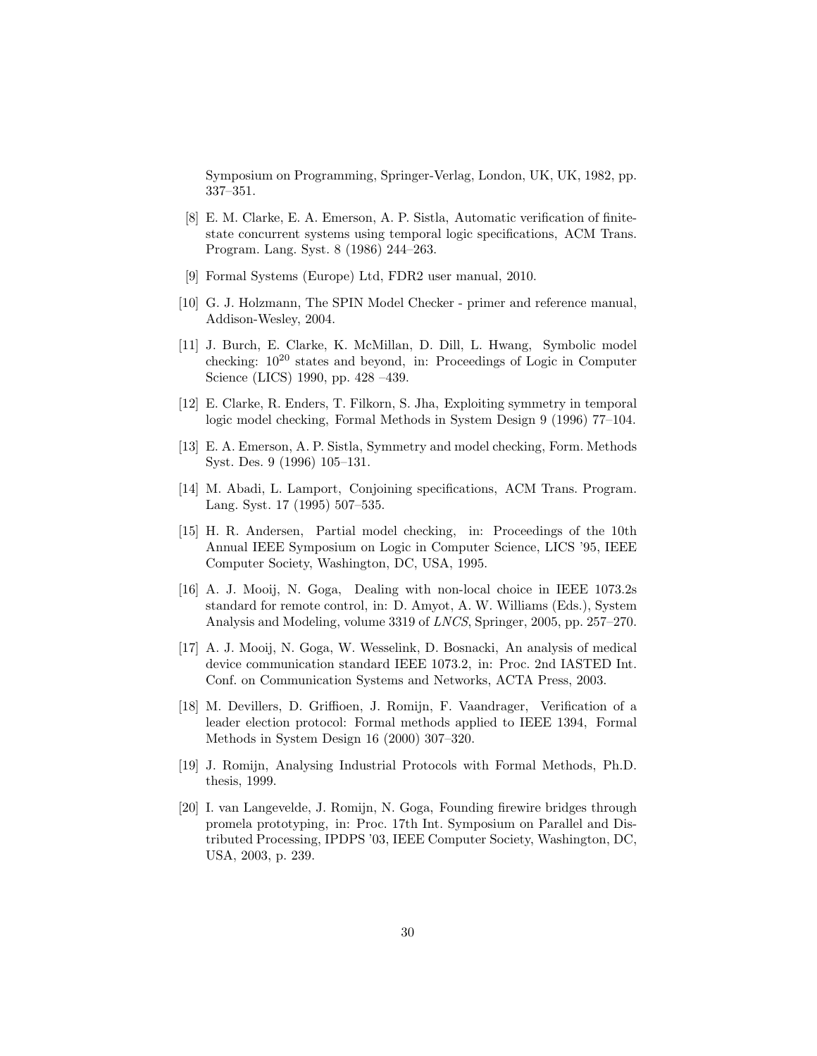Symposium on Programming, Springer-Verlag, London, UK, UK, 1982, pp. 337–351.

[8] E. M. Clarke, E. A. Emerson, A. P. Sistla, Automatic verification of finite-state concurrent systems using temporal logic specifications, ACM Trans. Program. Lang. Syst. 8 (1986) 244–263.

[9] Formal Systems (Europe) Ltd, FDR2 user manual, 2010.

[10] G. J. Holzmann, The SPIN Model Checker - primer and reference manual, Addison-Wesley, 2004.

[11] J. Burch, E. Clarke, K. McMillan, D. Dill, L. Hwang, Symbolic model checking: $10^{20}$ states and beyond, in: Proceedings of Logic in Computer Science (LICS) 1990, pp. 428 –439.

[12] E. Clarke, R. Enders, T. Filkorn, S. Jha, Exploiting symmetry in temporal logic model checking, Formal Methods in System Design 9 (1996) 77–104.

[13] E. A. Emerson, A. P. Sistla, Symmetry and model checking, Form. Methods Syst. Des. 9 (1996) 105–131.

[14] M. Abadi, L. Lamport, Conjoining specifications, ACM Trans. Program. Lang. Syst. 17 (1995) 507–535.

[15] H. R. Andersen, Partial model checking, in: Proceedings of the 10th Annual IEEE Symposium on Logic in Computer Science, LICS '95, IEEE Computer Society, Washington, DC, USA, 1995.

[16] A. J. Mooij, N. Goga, Dealing with non-local choice in IEEE 1073.2s standard for remote control, in: D. Amyot, A. W. Williams (Eds.), System Analysis and Modeling, volume 3319 of *LNCS*, Springer, 2005, pp. 257–270.

[17] A. J. Mooij, N. Goga, W. Wesselink, D. Bosnacki, An analysis of medical device communication standard IEEE 1073.2, in: Proc. 2nd IASTED Int. Conf. on Communication Systems and Networks, ACTA Press, 2003.

[18] M. Devillers, D. Griffioen, J. Romijn, F. Vaandrager, Verification of a leader election protocol: Formal methods applied to IEEE 1394, Formal Methods in System Design 16 (2000) 307–320.

[19] J. Romijn, Analysing Industrial Protocols with Formal Methods, Ph.D. thesis, 1999.

[20] I. van Langevelde, J. Romijn, N. Goga, Founding firewire bridges through promela prototyping, in: Proc. 17th Int. Symposium on Parallel and Distributed Processing, IPDPS '03, IEEE Computer Society, Washington, DC, USA, 2003, p. 239.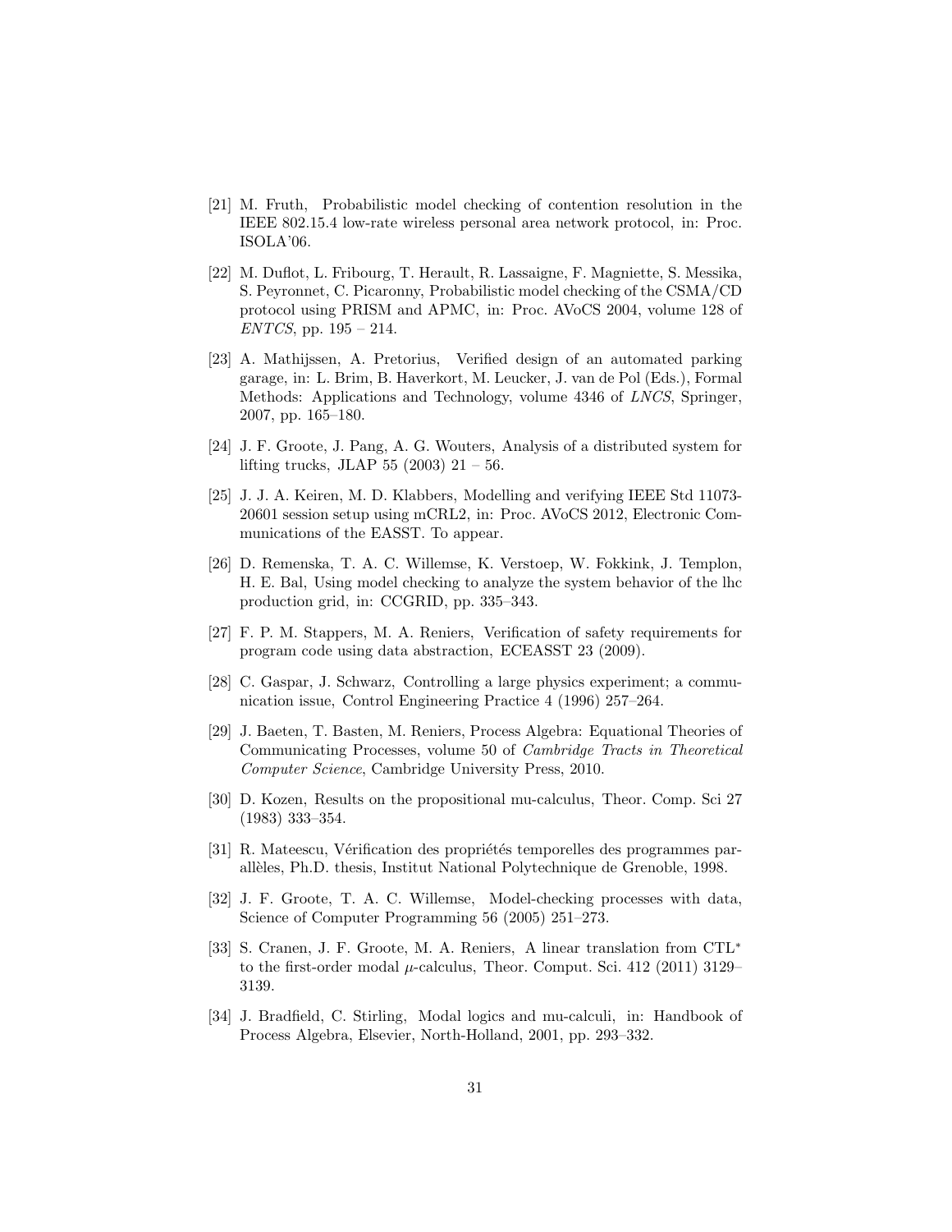[21] M. Fruth, Probabilistic model checking of contention resolution in the IEEE 802.15.4 low-rate wireless personal area network protocol, in: Proc. ISOLA'06.

[22] M. Duflot, L. Fribourg, T. Herault, R. Lassaigne, F. Magniette, S. Messika, S. Peyronnet, C. Picaronny, Probabilistic model checking of the CSMA/CD protocol using PRISM and APMC, in: Proc. AVoCS 2004, volume 128 of *ENTCS*, pp. 195 – 214.

[23] A. Mathijssen, A. Pretorius, Verified design of an automated parking garage, in: L. Brim, B. Haverkort, M. Leucker, J. van de Pol (Eds.), Formal Methods: Applications and Technology, volume 4346 of *LNCS*, Springer, 2007, pp. 165–180.

[24] J. F. Groote, J. Pang, A. G. Wouters, Analysis of a distributed system for lifting trucks, JLAP 55 (2003) 21 – 56.

[25] J. J. A. Keiren, M. D. Klabbers, Modelling and verifying IEEE Std 11073-20601 session setup using mCRL2, in: Proc. AVoCS 2012, Electronic Communications of the EASST. To appear.

[26] D. Remenska, T. A. C. Willemse, K. Verstoep, W. Fokkink, J. Templon, H. E. Bal, Using model checking to analyze the system behavior of the lhc production grid, in: CCGRID, pp. 335–343.

[27] F. P. M. Stappers, M. A. Reniers, Verification of safety requirements for program code using data abstraction, ECEASST 23 (2009).

[28] C. Gaspar, J. Schwarz, Controlling a large physics experiment; a communication issue, Control Engineering Practice 4 (1996) 257–264.

[29] J. Baeten, T. Basten, M. Reniers, Process Algebra: Equational Theories of Communicating Processes, volume 50 of *Cambridge Tracts in Theoretical Computer Science*, Cambridge University Press, 2010.

[30] D. Kozen, Results on the propositional mu-calculus, Theor. Comp. Sci 27 (1983) 333–354.

[31] R. Mateescu, Vérification des propriétés temporelles des programmes parallèles, Ph.D. thesis, Institut National Polytechnique de Grenoble, 1998.

[32] J. F. Groote, T. A. C. Willemse, Model-checking processes with data, Science of Computer Programming 56 (2005) 251–273.

[33] S. Cranen, J. F. Groote, M. A. Reniers, A linear translation from CTL$^*$ to the first-order modal $\mu$-calculus, Theor. Comput. Sci. 412 (2011) 3129–3139.

[34] J. Bradfield, C. Stirling, Modal logics and mu-calculi, in: Handbook of Process Algebra, Elsevier, North-Holland, 2001, pp. 293–332.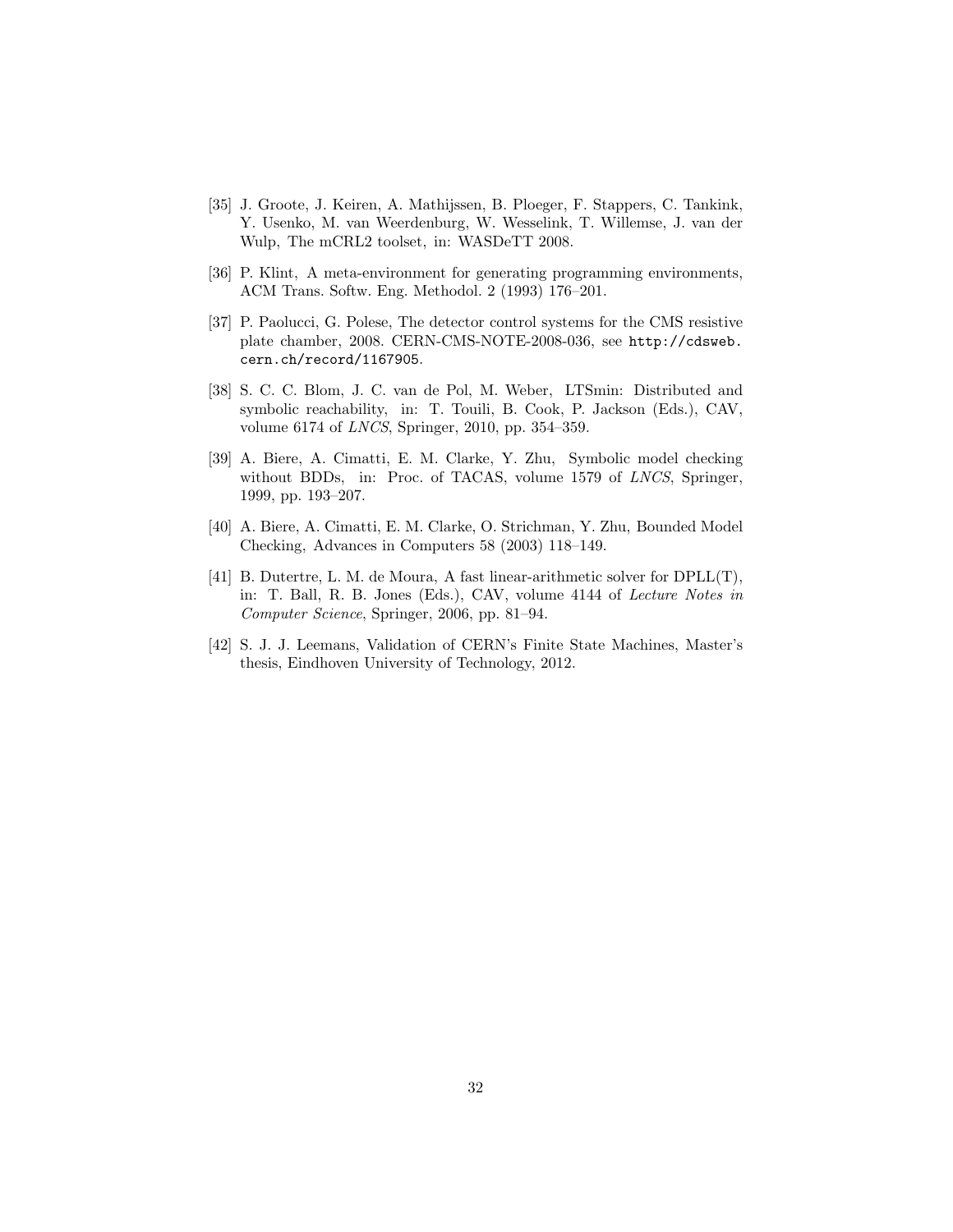[35] J. Groote, J. Keiren, A. Mathijssen, B. Ploeger, F. Stappers, C. Tankink, Y. Usenko, M. van Weerdenburg, W. Wesselink, T. Willemse, J. van der Wulp, The mCRL2 toolset, in: WASDeTT 2008.

[36] P. Klint, A meta-environment for generating programming environments, ACM Trans. Softw. Eng. Methodol. 2 (1993) 176–201.

[37] P. Paolucci, G. Polese, The detector control systems for the CMS resistive plate chamber, 2008. CERN-CMS-NOTE-2008-036, see `http://cdsweb.cern.ch/record/1167905`.

[38] S. C. C. Blom, J. C. van de Pol, M. Weber, LTSmin: Distributed and symbolic reachability, in: T. Touili, B. Cook, P. Jackson (Eds.), CAV, volume 6174 of *LNCS*, Springer, 2010, pp. 354–359.

[39] A. Biere, A. Cimatti, E. M. Clarke, Y. Zhu, Symbolic model checking without BDDs, in: Proc. of TACAS, volume 1579 of *LNCS*, Springer, 1999, pp. 193–207.

[40] A. Biere, A. Cimatti, E. M. Clarke, O. Strichman, Y. Zhu, Bounded Model Checking, Advances in Computers 58 (2003) 118–149.

[41] B. Dutertre, L. M. de Moura, A fast linear-arithmetic solver for DPLL(T), in: T. Ball, R. B. Jones (Eds.), CAV, volume 4144 of *Lecture Notes in Computer Science*, Springer, 2006, pp. 81–94.

[42] S. J. J. Leemans, Validation of CERN's Finite State Machines, Master's thesis, Eindhoven University of Technology, 2012.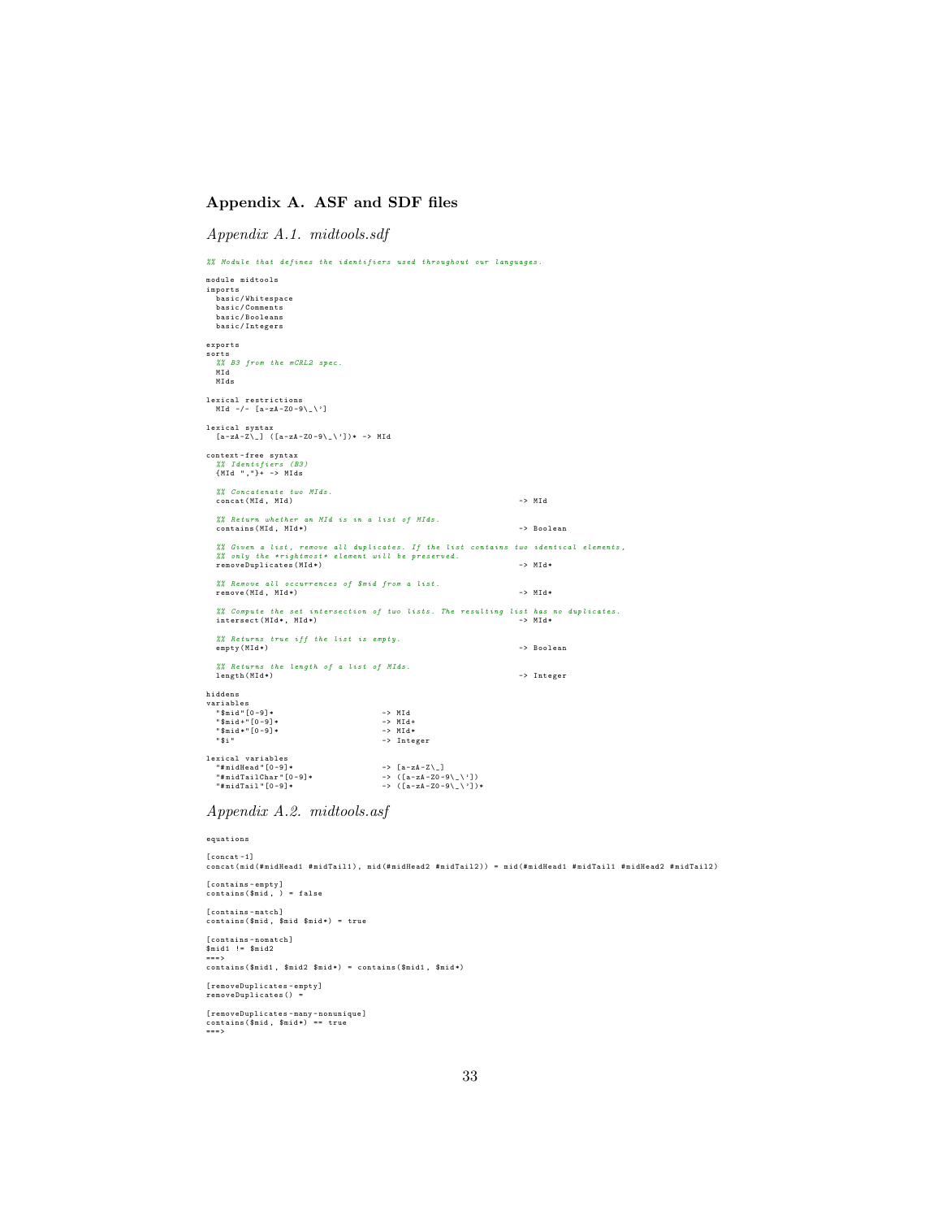## Appendix A. ASF and SDF files

### *Appendix A.1. midtools.sdf*

```
%% Module that defines the identifiers used throughout our languages.

module midtools
imports
  basic/Whitespace
  basic/Comments
  basic/Booleans
  basic/Integers

exports
sorts
  %% B3 from the mCRL2 spec.
  MId
  MIds

lexical restrictions
  MId -/- [a-zA-Z0-9\_\']

lexical syntax
  [a-zA-Z\_] ([a-zA-Z0-9\_\'])* -> MId

context-free syntax
  %% Identifiers (B3)
  {MId ","}+ -> MIds

  %% Concatenate two MIds.
  concat(MId, MId)                                              -> MId

  %% Return whether an MId is in a list of MIds.
  contains(MId, MId*)                                           -> Boolean

  %% Given a list, remove all duplicates. If the list contains two identical elements,
  %% only the *rightmost* element will be preserved.
  removeDuplicates(MId*)                                        -> MId*

  %% Remove all occurrences of $mid from a list.
  remove(MId, MId*)                                             -> MId*

  %% Compute the set intersection of two lists. The resulting list has no duplicates.
  intersect(MId*, MId*)                                         -> MId*

  %% Returns true iff the list is empty.
  empty(MId*)                                                   -> Boolean

  %% Returns the length of a list of MIds.
  length(MId*)                                                  -> Integer

hiddens
variables
  "$mid"[0-9]*                      -> MId
  "$mid+"[0-9]*                     -> MId+
  "$mid*"[0-9]*                     -> MId*
  "$i"                              -> Integer

lexical variables
  "#midHead"[0-9]*                  -> [a-zA-Z\_]
  "#midTailChar"[0-9]*              -> ([a-zA-Z0-9\_\'])
  "#midTail"[0-9]*                  -> ([a-zA-Z0-9\_\'])*
```

### *Appendix A.2. midtools.asf*

```
equations

[concat-1]
concat(mid(#midHead1 #midTail1), mid(#midHead2 #midTail2)) = mid(#midHead1 #midTail1 #midHead2 #midTail2)

[contains-empty]
contains($mid, ) = false

[contains-match]
contains($mid, $mid $mid*) = true

[contains-nomatch]
$mid1 != $mid2
===>
contains($mid1, $mid2 $mid*) = contains($mid1, $mid*)

[removeDuplicates-empty]
removeDuplicates() =

[removeDuplicates-many-nonunique]
contains($mid, $mid*) == true
===>
```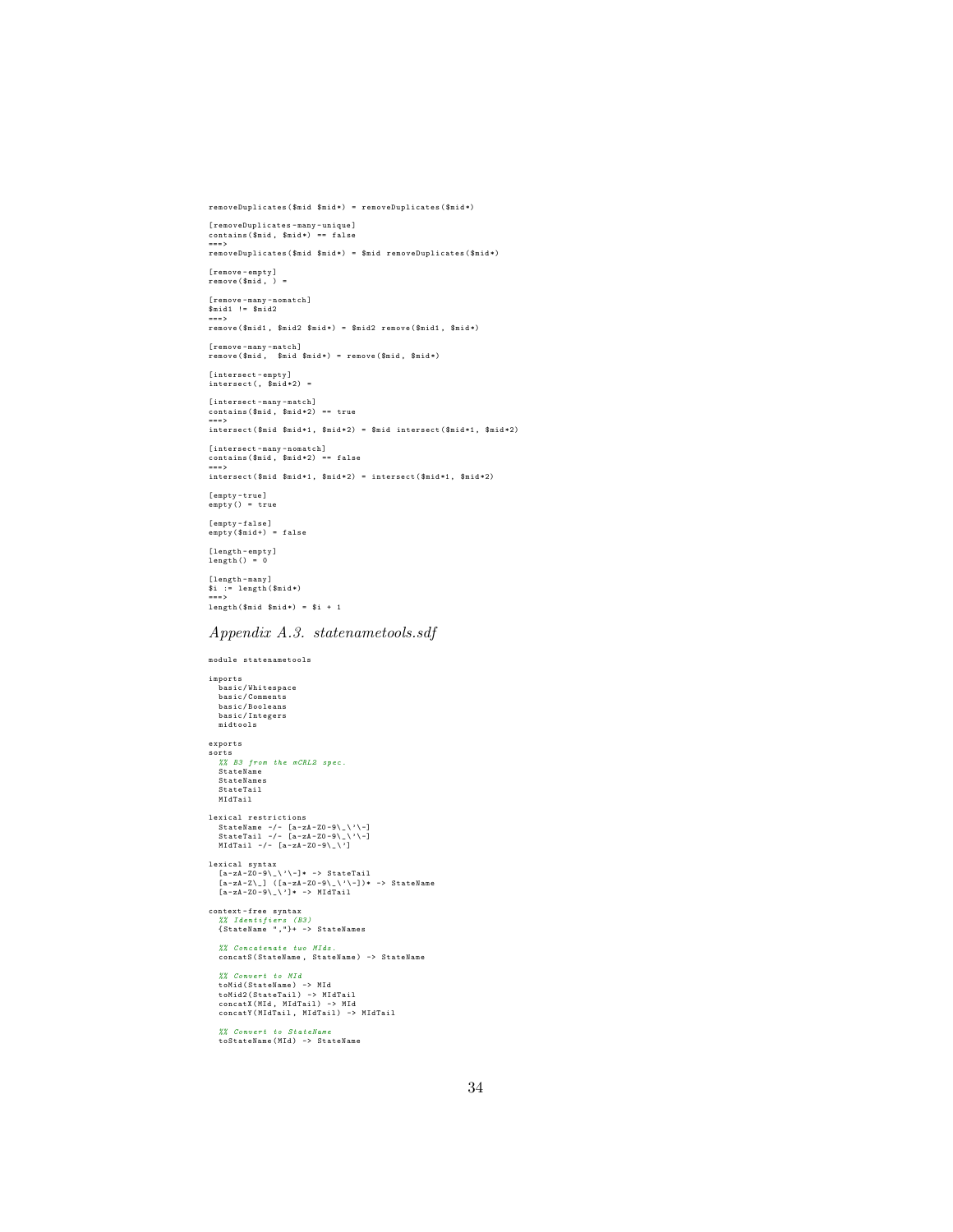```
removeDuplicates($mid $mid*) = removeDuplicates($mid*)

[removeDuplicates-many-unique]
contains($mid, $mid*) == false
===>
removeDuplicates($mid $mid*) = $mid removeDuplicates($mid*)

[remove-empty]
remove($mid, ) =

[remove-many-nomatch]
$mid1 != $mid2
===>
remove($mid1, $mid2 $mid*) = $mid2 remove($mid1, $mid*)

[remove-many-match]
remove($mid,  $mid $mid*) = remove($mid, $mid*)

[intersect-empty]
intersect(, $mid*2) =

[intersect-many-match]
contains($mid, $mid*2) == true
===>
intersect($mid $mid*1, $mid*2) = $mid intersect($mid*1, $mid*2)

[intersect-many-nomatch]
contains($mid, $mid*2) == false
===>
intersect($mid $mid*1, $mid*2) = intersect($mid*1, $mid*2)

[empty-true]
empty() = true

[empty-false]
empty($mid+) = false

[length-empty]
length() = 0

[length-many]
$i := length($mid*)
===>
length($mid $mid*) = $i + 1
```

### *Appendix A.3. statenametools.sdf*

```
module statenametools

imports
  basic/Whitespace
  basic/Comments
  basic/Booleans
  basic/Integers
  midtools

exports
sorts
  %% B3 from the mCRL2 spec.
  StateName
  StateNames
  StateTail
  MIdTail

lexical restrictions
  StateName -/- [a-zA-Z0-9\_\'\-]
  StateTail -/- [a-zA-Z0-9\_\'\-]
  MIdTail -/- [a-zA-Z0-9\_\']

lexical syntax
  [a-zA-Z0-9\_\'\-]* -> StateTail
  [a-zA-Z\_] ([a-zA-Z0-9\_\'\-])* -> StateName
  [a-zA-Z0-9\_\']* -> MIdTail

context-free syntax
  %% Identifiers (B3)
  {StateName ","}+ -> StateNames

  %% Concatenate two MIds.
  concatS(StateName, StateName) -> StateName

  %% Convert to MId
  toMid(StateName) -> MId
  toMid2(StateTail) -> MIdTail
  concatX(MId, MIdTail) -> MId
  concatY(MIdTail, MIdTail) -> MIdTail

  %% Convert to StateName
  toStateName(MId) -> StateName
```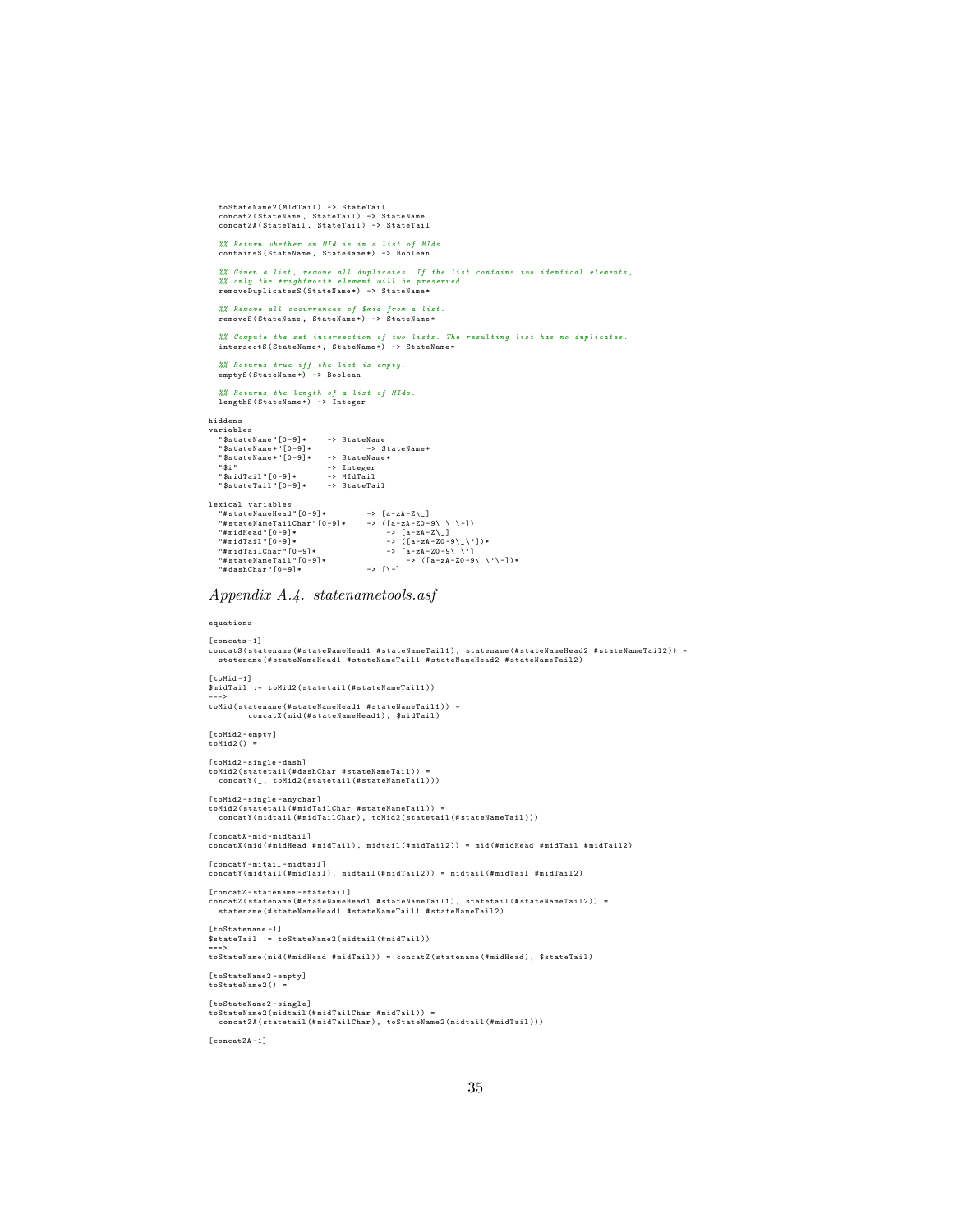```
  toStateName2(MIdTail) -> StateTail
  concatZ(StateName, StateTail) -> StateName
  concatZA(StateTail, StateTail) -> StateTail

  %% Return whether an MId is in a list of MIds.
  containsS(StateName, StateName*) -> Boolean

  %% Given a list, remove all duplicates. If the list contains two identical elements,
  %% only the *rightmost* element will be preserved.
  removeDuplicatesS(StateName*) -> StateName*

  %% Remove all occurrences of $mid from a list.
  removeS(StateName, StateName*) -> StateName*

  %% Compute the set intersection of two lists. The resulting list has no duplicates.
  intersectS(StateName*, StateName*) -> StateName*

  %% Returns true iff the list is empty.
  emptyS(StateName*) -> Boolean

  %% Returns the length of a list of MIds.
  lengthS(StateName*) -> Integer

hiddens
variables
  "$stateName"[0-9]*    -> StateName
  "$stateName+"[0-9]*          -> StateName+
  "$stateName*"[0-9]*   -> StateName*
  "$i"                  -> Integer
  "$midTail"[0-9]*      -> MIdTail
  "$stateTail"[0-9]*    -> StateTail

lexical variables
  "#stateNameHead"[0-9]*        -> [a-zA-Z\_]
  "#stateNameTailChar"[0-9]*    -> ([a-zA-Z0-9\_\'\-])
  "#midHead"[0-9]*                    -> [a-zA-Z\_]
  "#midTail"[0-9]*                    -> ([a-zA-Z0-9\_\'])*
  "#midTailChar"[0-9]*                -> [a-zA-Z0-9\_\']
  "#stateNameTail"[0-9]*                    -> ([a-zA-Z0-9\_\'\-])*
  "#dashChar"[0-9]*             -> [\-]
```

## *Appendix A.4. statenametools.asf*

```
equations

[concats-1]
concatS(statename(#stateNameHead1 #stateNameTail1), statename(#stateNameHead2 #stateNameTail2)) =
  statename(#stateNameHead1 #stateNameTail1 #stateNameHead2 #stateNameTail2)

[toMid-1]
$midTail := toMid2(statetail(#stateNameTail1))
===>
toMid(statename(#stateNameHead1 #stateNameTail1)) =
        concatX(mid(#stateNameHead1), $midTail)

[toMid2-empty]
toMid2() =

[toMid2-single-dash]
toMid2(statetail(#dashChar #stateNameTail)) =
  concatY(_, toMid2(statetail(#stateNameTail)))

[toMid2-single-anychar]
toMid2(statetail(#midTailChar #stateNameTail)) =
  concatY(midtail(#midTailChar), toMid2(statetail(#stateNameTail)))

[concatX-mid-midtail]
concatX(mid(#midHead #midTail), midtail(#midTail2)) = mid(#midHead #midTail #midTail2)

[concatY-mitail-midtail]
concatY(midtail(#midTail), midtail(#midTail2)) = midtail(#midTail #midTail2)

[concatZ-statename-statetail]
concatZ(statename(#stateNameHead1 #stateNameTail1), statetail(#stateNameTail2)) =
  statename(#stateNameHead1 #stateNameTail1 #stateNameTail2)

[toStatename-1]
$stateTail := toStateName2(midtail(#midTail))
===>
toStateName(mid(#midHead #midTail)) = concatZ(statename(#midHead), $stateTail)

[toStateName2-empty]
toStateName2() =

[toStateName2-single]
toStateName2(midtail(#midTailChar #midTail)) =
  concatZA(statetail(#midTailChar), toStateName2(midtail(#midTail)))

[concatZA-1]
```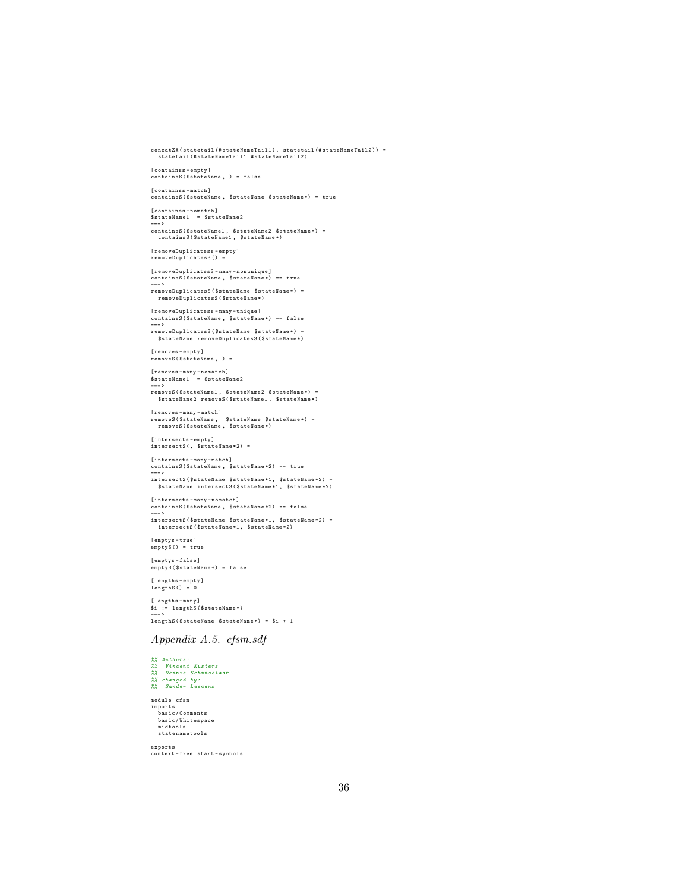```
concatZA(statetail(#stateNameTail1), statetail(#stateNameTail2)) =
  statetail(#stateNameTail1 #stateNameTail2)

[containss-empty]
containsS($stateName, ) = false

[containss-match]
containsS($stateName, $stateName $stateName*) = true

[containss-nomatch]
$stateName1 != $stateName2
===>
containsS($stateName1, $stateName2 $stateName*) =
  containsS($stateName1, $stateName*)

[removeDuplicatess-empty]
removeDuplicatesS() =

[removeDuplicatesS-many-nonunique]
containsS($stateName, $stateName*) == true
===>
removeDuplicatesS($stateName $stateName*) =
  removeDuplicatesS($stateName*)

[removeDuplicatess-many-unique]
containsS($stateName, $stateName*) == false
===>
removeDuplicatesS($stateName $stateName*) =
  $stateName removeDuplicatesS($stateName*)

[removes-empty]
removeS($stateName, ) =

[removes-many-nomatch]
$stateName1 != $stateName2
===>
removeS($stateName1, $stateName2 $stateName*) =
  $stateName2 removeS($stateName1, $stateName*)

[removes-many-match]
removeS($stateName,  $stateName $stateName*) =
  removeS($stateName, $stateName*)

[intersects-empty]
intersectS(, $stateName*2) =

[intersects-many-match]
containsS($stateName, $stateName*2) == true
===>
intersectS($stateName $stateName*1, $stateName*2) =
  $stateName intersectS($stateName*1, $stateName*2)

[intersects-many-nomatch]
containsS($stateName, $stateName*2) == false
===>
intersectS($stateName $stateName*1, $stateName*2) =
  intersectS($stateName*1, $stateName*2)

[emptys-true]
emptyS() = true

[emptys-false]
emptyS($stateName+) = false

[lengths-empty]
lengthS() = 0

[lengths-many]
$i := lengthS($stateName*)
===>
lengthS($stateName $stateName*) = $i + 1
```

## *Appendix A.5. cfsm.sdf*

```
%% Authors:
%%  Vincent Kusters
%%  Dennis Schunselaar
%% changed by:
%%  Sander Leemans

module cfsm
imports
  basic/Comments
  basic/Whitespace
  midtools
  statenametools

exports
context-free start-symbols
```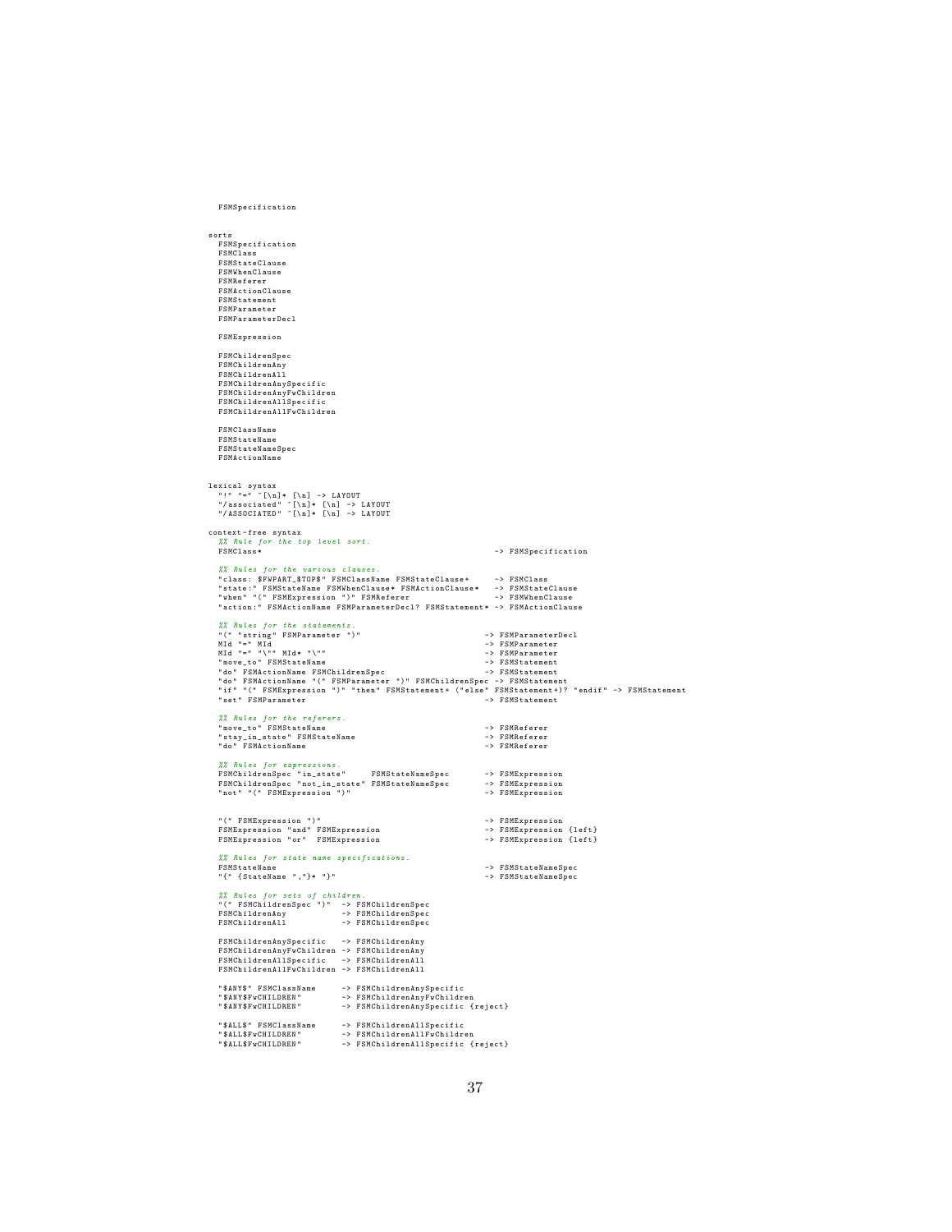```
  FSMSpecification


sorts
  FSMSpecification
  FSMClass
  FSMStateClause
  FSMWhenClause
  FSMReferer
  FSMActionClause
  FSMStatement
  FSMParameter
  FSMParameterDecl

  FSMExpression

  FSMChildrenSpec
  FSMChildrenAny
  FSMChildrenAll
  FSMChildrenAnySpecific
  FSMChildrenAnyFwChildren
  FSMChildrenAllSpecific
  FSMChildrenAllFwChildren

  FSMClassName
  FSMStateName
  FSMStateNameSpec
  FSMActionName


lexical syntax
  "!" "=" ~[\n]* [\n] -> LAYOUT
  "/associated" ~[\n]* [\n] -> LAYOUT
  "/ASSOCIATED" ~[\n]* [\n] -> LAYOUT

context-free syntax
  %% Rule for the top level sort.
  FSMClass*                                                 -> FSMSpecification

  %% Rules for the various clauses.
  "class: $FWPART_$TOP$" FSMClassName FSMStateClause+      -> FSMClass
  "state:" FSMStateName FSMWhenClause* FSMActionClause*    -> FSMStateClause
  "when" "(" FSMExpression ")" FSMReferer                  -> FSMWhenClause
  "action:" FSMActionName FSMParameterDecl? FSMStatement* -> FSMActionClause

  %% Rules for the statements.
  "(" "string" FSMParameter ")"                          -> FSMParameterDecl
  MId "=" MId                                            -> FSMParameter
  MId "=" "\"" MId* "\""                                 -> FSMParameter
  "move_to" FSMStateName                                 -> FSMStatement
  "do" FSMActionName FSMChildrenSpec                     -> FSMStatement
  "do" FSMActionName "(" FSMParameter ")" FSMChildrenSpec -> FSMStatement
  "if" "(" FSMExpression ")" "then" FSMStatement* ("else" FSMStatement+)? "endif" -> FSMStatement
  "set" FSMParameter                                     -> FSMStatement

  %% Rules for the referers.
  "move_to" FSMStateName                                 -> FSMReferer
  "stay_in_state" FSMStateName                           -> FSMReferer
  "do" FSMActionName                                     -> FSMReferer

  %% Rules for expressions.
  FSMChildrenSpec "in_state"     FSMStateNameSpec        -> FSMExpression
  FSMChildrenSpec "not_in_state" FSMStateNameSpec        -> FSMExpression
  "not" "(" FSMExpression ")"                            -> FSMExpression


  "(" FSMExpression ")"                                  -> FSMExpression
  FSMExpression "and" FSMExpression                      -> FSMExpression {left}
  FSMExpression "or"  FSMExpression                      -> FSMExpression {left}

  %% Rules for state name specifications.
  FSMStateName                                           -> FSMStateNameSpec
  "{" {StateName ","}* "}"                               -> FSMStateNameSpec

  %% Rules for sets of children.
  "(" FSMChildrenSpec ")"  -> FSMChildrenSpec
  FSMChildrenAny           -> FSMChildrenSpec
  FSMChildrenAll           -> FSMChildrenSpec

  FSMChildrenAnySpecific   -> FSMChildrenAny
  FSMChildrenAnyFwChildren -> FSMChildrenAny
  FSMChildrenAllSpecific   -> FSMChildrenAll
  FSMChildrenAllFwChildren -> FSMChildrenAll

  "$ANY$" FSMClassName     -> FSMChildrenAnySpecific
  "$ANY$FwCHILDREN"        -> FSMChildrenAnyFwChildren
  "$ANY$FwCHILDREN"        -> FSMChildrenAnySpecific {reject}

  "$ALL$" FSMClassName     -> FSMChildrenAllSpecific
  "$ALL$FwCHILDREN"        -> FSMChildrenAllFwChildren
  "$ALL$FwCHILDREN"        -> FSMChildrenAllSpecific {reject}
```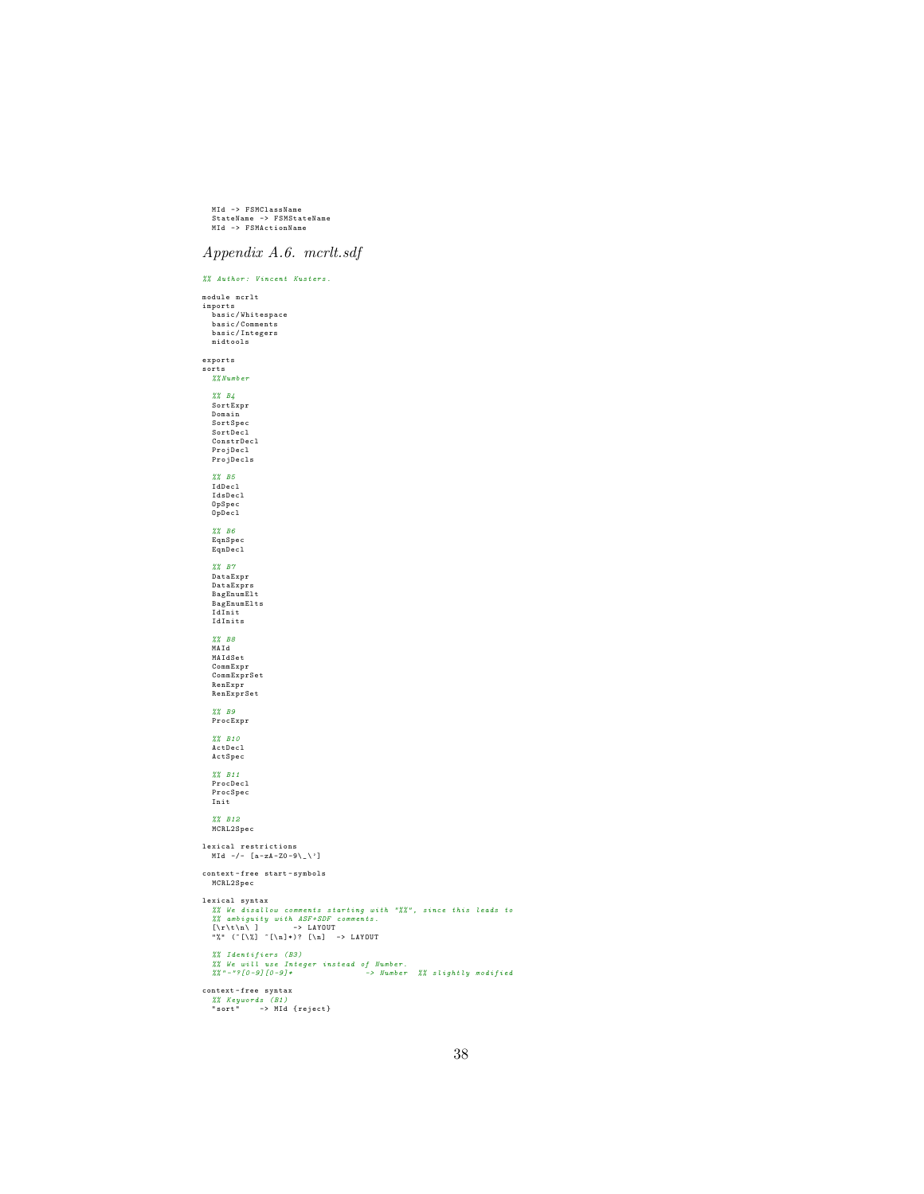```
  MId -> FSMClassName
  StateName -> FSMStateName
  MId -> FSMActionName
```

## Appendix A.6. mcrlt.sdf

```
%% Author: Vincent Kusters.

module mcrlt
imports
  basic/Whitespace
  basic/Comments
  basic/Integers
  midtools

exports
sorts
  %%Number

  %% B4
  SortExpr
  Domain
  SortSpec
  SortDecl
  ConstrDecl
  ProjDecl
  ProjDecls

  %% B5
  IdDecl
  IdsDecl
  OpSpec
  OpDecl

  %% B6
  EqnSpec
  EqnDecl

  %% B7
  DataExpr
  DataExprs
  BagEnumElt
  BagEnumElts
  IdInit
  IdInits

  %% B8
  MAId
  MAIdSet
  CommExpr
  CommExprSet
  RenExpr
  RenExprSet

  %% B9
  ProcExpr

  %% B10
  ActDecl
  ActSpec

  %% B11
  ProcDecl
  ProcSpec
  Init

  %% B12
  MCRL2Spec

lexical restrictions
  MId -/- [a-zA-Z0-9\_\']

context-free start-symbols
  MCRL2Spec

lexical syntax
  %% We disallow comments starting with "%%", since this leads to
  %% ambiguity with ASF+SDF comments.
  [\r\t\n\ ]        -> LAYOUT
  "%" (~[\%] ~[\n]*)? [\n]  -> LAYOUT

  %% Identifiers (B3)
  %% We will use Integer instead of Number.
  %%"-"?[0-9][0-9]*                 -> Number  %% slightly modified

context-free syntax
  %% Keywords (B1)
  "sort"    -> MId {reject}
```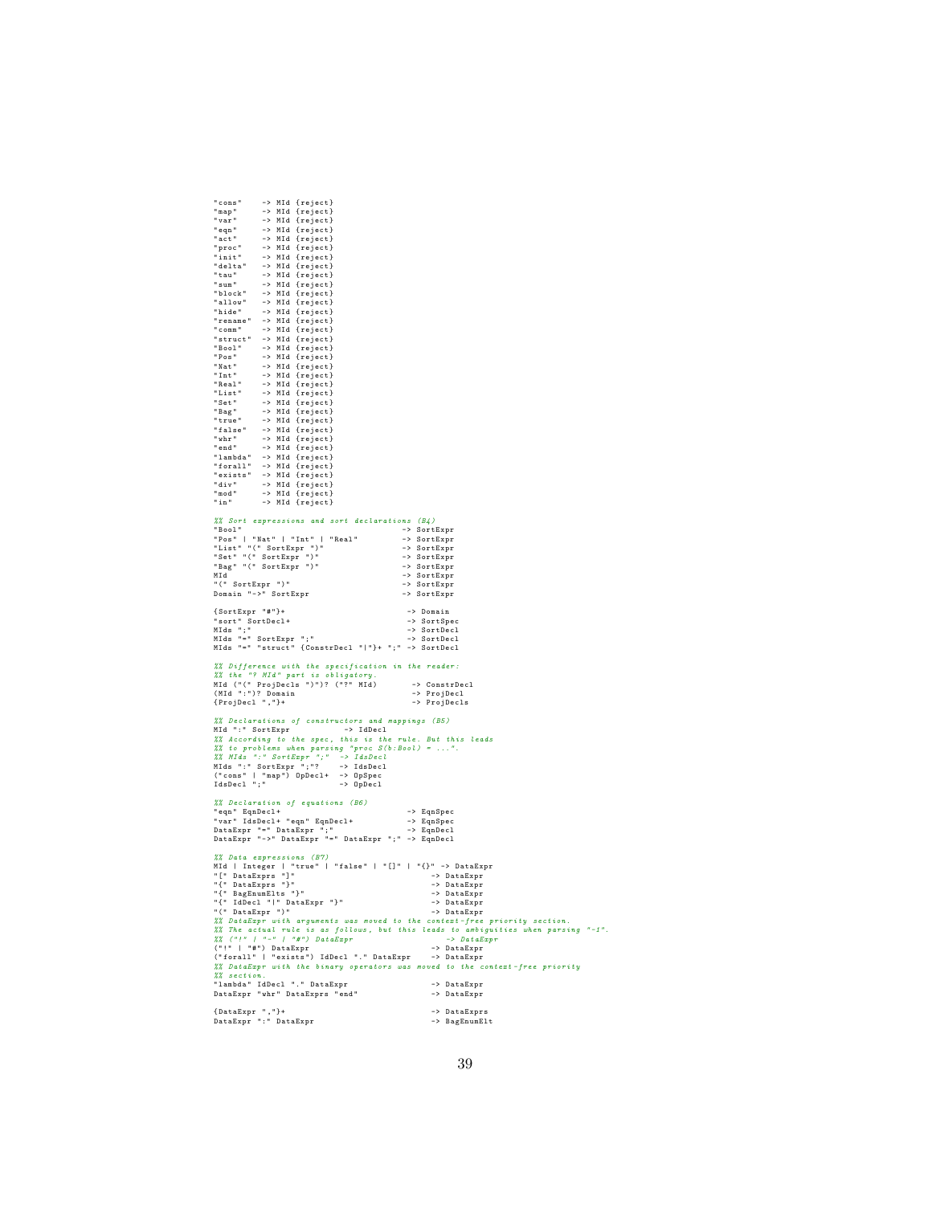```
"cons"    -> MId {reject}
"map"     -> MId {reject}
"var"     -> MId {reject}
"eqn"     -> MId {reject}
"act"     -> MId {reject}
"proc"    -> MId {reject}
"init"    -> MId {reject}
"delta"   -> MId {reject}
"tau"     -> MId {reject}
"sum"     -> MId {reject}
"block"   -> MId {reject}
"allow"   -> MId {reject}
"hide"    -> MId {reject}
"rename"  -> MId {reject}
"comm"    -> MId {reject}
"struct"  -> MId {reject}
"Bool"    -> MId {reject}
"Pos"     -> MId {reject}
"Nat"     -> MId {reject}
"Int"     -> MId {reject}
"Real"    -> MId {reject}
"List"    -> MId {reject}
"Set"     -> MId {reject}
"Bag"     -> MId {reject}
"true"    -> MId {reject}
"false"   -> MId {reject}
"whr"     -> MId {reject}
"end"     -> MId {reject}
"lambda"  -> MId {reject}
"forall"  -> MId {reject}
"exists"  -> MId {reject}
"div"     -> MId {reject}
"mod"     -> MId {reject}
"in"      -> MId {reject}

%% Sort expressions and sort declarations (B4)
"Bool"                                 -> SortExpr
"Pos" | "Nat" | "Int" | "Real"         -> SortExpr
"List" "(" SortExpr ")"                -> SortExpr
"Set" "(" SortExpr ")"                 -> SortExpr
"Bag" "(" SortExpr ")"                 -> SortExpr
MId                                    -> SortExpr
"(" SortExpr ")"                       -> SortExpr
Domain "->" SortExpr                   -> SortExpr

{SortExpr "#"}+                         -> Domain
"sort" SortDecl+                        -> SortSpec
MIds ";"                                -> SortDecl
MIds "=" SortExpr ";"                   -> SortDecl
MIds "=" "struct" {ConstrDecl "|"}+ ";" -> SortDecl

%% Difference with the specification in the reader:
%% the "? MId" part is obligatory.
MId ("(" ProjDecls ")")? ("?" MId)       -> ConstrDecl
(MId ":")? Domain                        -> ProjDecl
{ProjDecl ","}+                          -> ProjDecls

%% Declarations of constructors and mappings (B5)
MId ":" SortExpr           -> IdDecl
%% According to the spec, this is the rule. But this leads
%% to problems when parsing "proc S(b:Bool) = ...".
%% MIds ":" SortExpr ";"  -> IdsDecl
MIds ":" SortExpr ";"?    -> IdsDecl
("cons" | "map") OpDecl+  -> OpSpec
IdsDecl ";"               -> OpDecl

%% Declaration of equations (B6)
"eqn" EqnDecl+                           -> EqnSpec
"var" IdsDecl+ "eqn" EqnDecl+            -> EqnSpec
DataExpr "=" DataExpr ";"                -> EqnDecl
DataExpr "->" DataExpr "=" DataExpr ";" -> EqnDecl

%% Data expressions (B7)
MId | Integer | "true" | "false" | "[]" | "{}" -> DataExpr
"[" DataExprs "]"                              -> DataExpr
"{" DataExprs "}"                              -> DataExpr
"{" BagEnumElts "}"                            -> DataExpr
"{" IdDecl "|" DataExpr "}"                    -> DataExpr
"(" DataExpr ")"                               -> DataExpr
%% DataExpr with arguments was moved to the context-free priority section.
%% The actual rule is as follows, but this leads to ambiguities when parsing "-1".
%% ("!" | "-" | "#") DataExpr                      -> DataExpr
("!" | "#") DataExpr                           -> DataExpr
("forall" | "exists") IdDecl "." DataExpr     -> DataExpr
%% DataExpr with the binary operators was moved to the context-free priority
%% section.
"lambda" IdDecl "." DataExpr                   -> DataExpr
DataExpr "whr" DataExprs "end"                 -> DataExpr

{DataExpr ","}+                                -> DataExprs
DataExpr ":" DataExpr                          -> BagEnumElt
```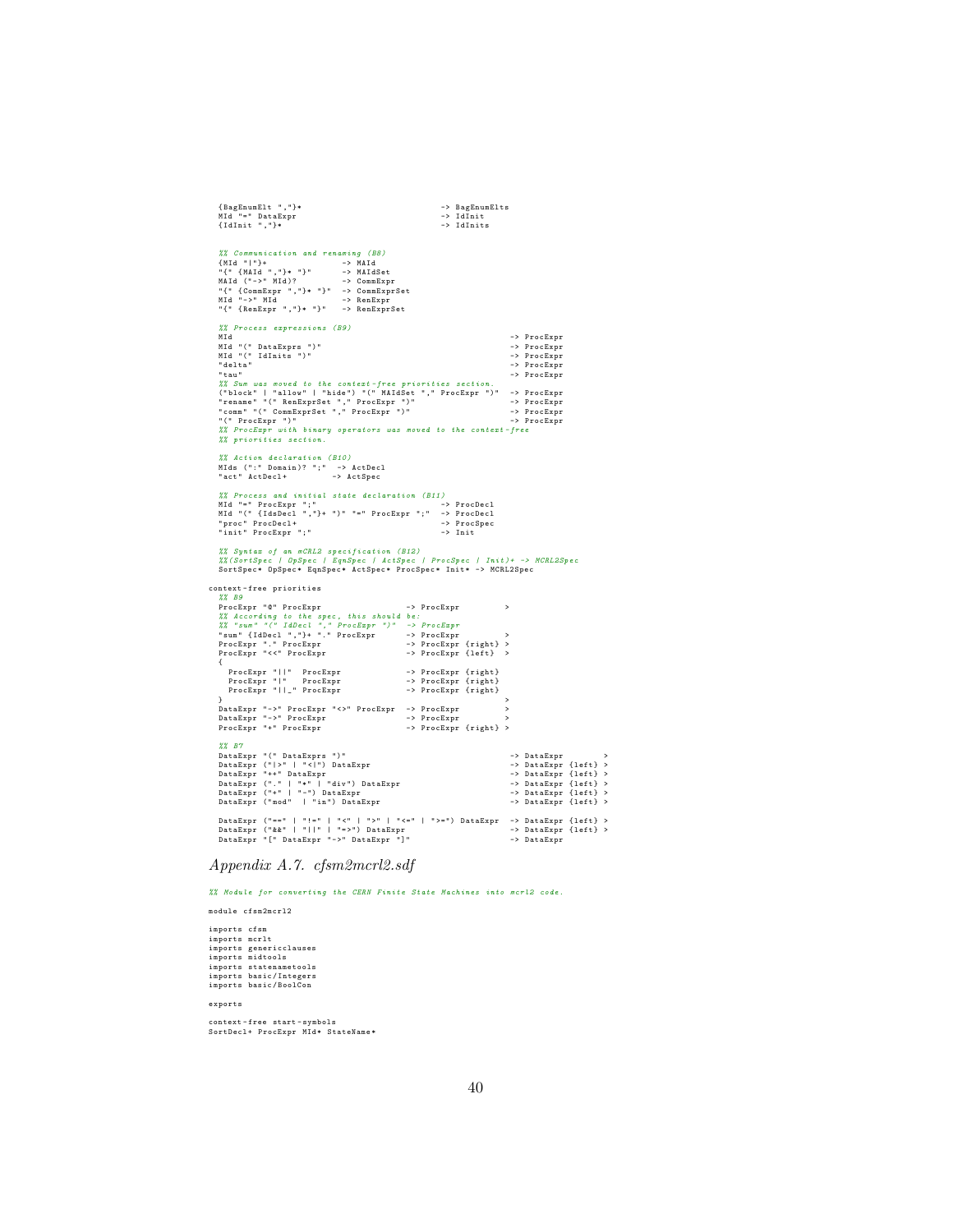```
  {BagEnumElt ","}*                               -> BagEnumElts
  MId "=" DataExpr                                -> IdInit
  {IdInit ","}*                                   -> IdInits


  %% Communication and renaming (B8)
  {MId "|"}+                -> MAId
  "{" {MAId ","}* "}"       -> MAIdSet
  MAId ("->" MId)?          -> CommExpr
  "{" {CommExpr ","}* "}"   -> CommExprSet
  MId "->" MId              -> RenExpr
  "{" {RenExpr ","}* "}"    -> RenExprSet

  %% Process expressions (B9)
  MId                                                           -> ProcExpr
  MId "(" DataExprs ")"                                         -> ProcExpr
  MId "(" IdInits ")"                                           -> ProcExpr
  "delta"                                                       -> ProcExpr
  "tau"                                                         -> ProcExpr
  %% Sum was moved to the context-free priorities section.
  ("block" | "allow" | "hide") "(" MAIdSet "," ProcExpr ")"    -> ProcExpr
  "rename" "(" RenExprSet "," ProcExpr ")"                      -> ProcExpr
  "comm" "(" CommExprSet "," ProcExpr ")"                       -> ProcExpr
  "(" ProcExpr ")"                                              -> ProcExpr
  %% ProcExpr with binary operators was moved to the context-free
  %% priorities section.

  %% Action declaration (B10)
  MIds (":" Domain)? ";"  -> ActDecl
  "act" ActDecl+          -> ActSpec

  %% Process and initial state declaration (B11)
  MId "=" ProcExpr ";"                         -> ProcDecl
  MId "(" {IdsDecl ","}+ ")" "=" ProcExpr ";"  -> ProcDecl
  "proc" ProcDecl+                             -> ProcSpec
  "init" ProcExpr ";"                          -> Init

  %% Syntax of an mCRL2 specification (B12)
  %%(SortSpec | OpSpec | EqnSpec | ActSpec | ProcSpec | Init)+ -> MCRL2Spec
  SortSpec* OpSpec* EqnSpec* ActSpec* ProcSpec* Init* -> MCRL2Spec

context-free priorities
  %% B9
  ProcExpr "@" ProcExpr                  -> ProcExpr          >
  %% According to the spec, this should be:
  %% "sum" "(" IdDecl "," ProcExpr ")"  -> ProcExpr
  "sum" {IdDecl ","}+ "." ProcExpr       -> ProcExpr          >
  ProcExpr "." ProcExpr                  -> ProcExpr {right} >
  ProcExpr "<<" ProcExpr                 -> ProcExpr {left}  >
  {
    ProcExpr "||"  ProcExpr              -> ProcExpr {right}
    ProcExpr "|"   ProcExpr              -> ProcExpr {right}
    ProcExpr "||_" ProcExpr              -> ProcExpr {right}
  }                                                           >
  DataExpr "->" ProcExpr "<>" ProcExpr   -> ProcExpr          >
  DataExpr "->" ProcExpr                 -> ProcExpr          >
  ProcExpr "+" ProcExpr                  -> ProcExpr {right} >

  %% B7
  DataExpr "(" DataExprs ")"                                  -> DataExpr        >
  DataExpr ("|>" | "<|") DataExpr                             -> DataExpr {left} >
  DataExpr "++" DataExpr                                      -> DataExpr {left} >
  DataExpr ("." | "*" | "div") DataExpr                       -> DataExpr {left} >
  DataExpr ("+" | "-") DataExpr                               -> DataExpr {left} >
  DataExpr ("mod"  | "in") DataExpr                           -> DataExpr {left} >

  DataExpr ("==" | "!=" | "<" | ">" | "<=" | ">=") DataExpr  -> DataExpr {left} >
  DataExpr ("&&" | "||" | "=>") DataExpr                      -> DataExpr {left} >
  DataExpr "[" DataExpr "->" DataExpr "]"                     -> DataExpr
```

## *Appendix A.7. cfsm2mcrl2.sdf*

```
%% Module for converting the CERN Finite State Machines into mcrl2 code.

module cfsm2mcrl2

imports cfsm
imports mcrlt
imports genericclauses
imports midtools
imports statenametools
imports basic/Integers
imports basic/BoolCon

exports

context-free start-symbols
SortDecl+ ProcExpr MId* StateName*
```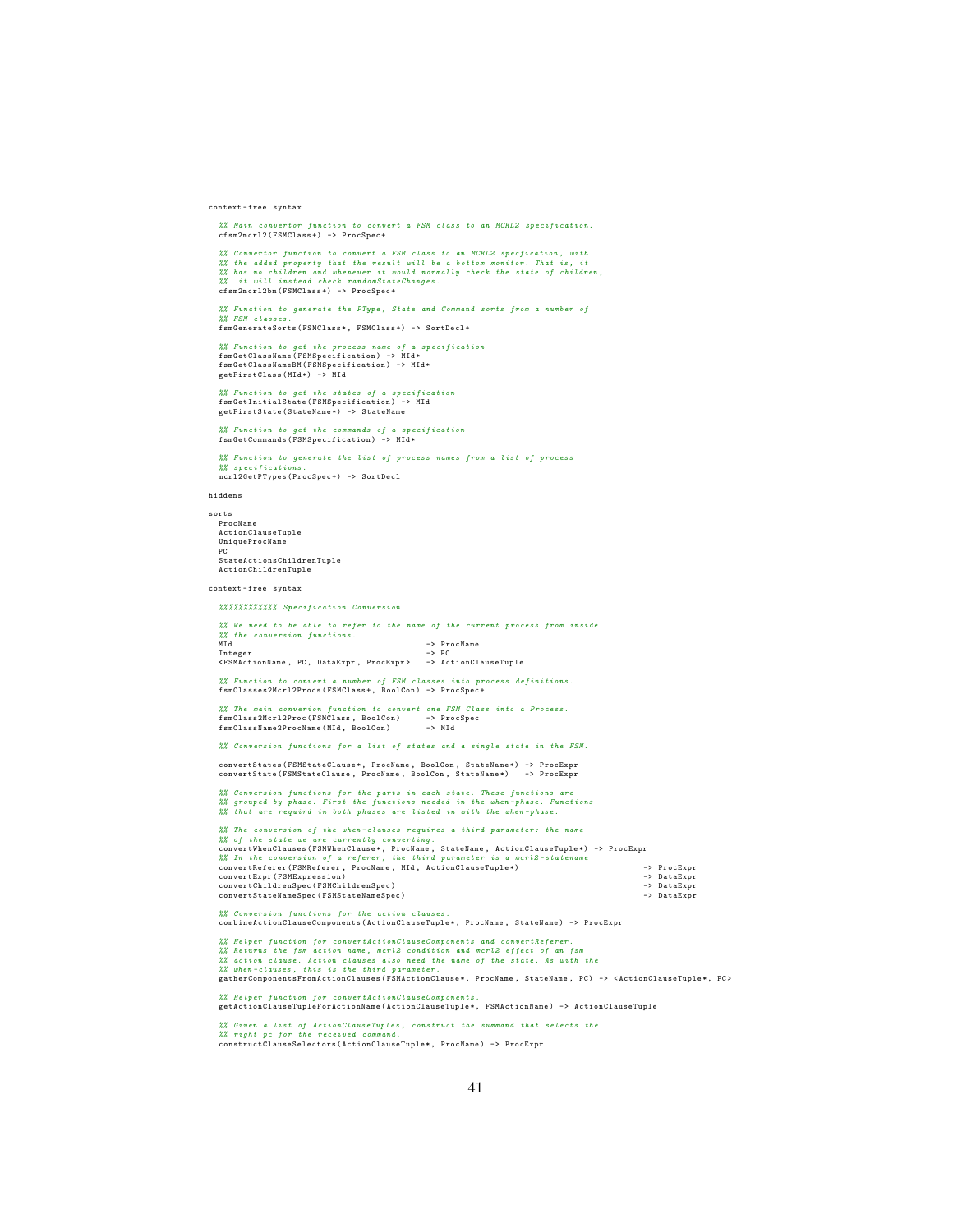```
context-free syntax

  %% Main convertor function to convert a FSM class to an MCRL2 specification.
  cfsm2mcrl2(FSMClass+) -> ProcSpec+

  %% Convertor function to convert a FSM class to an MCRL2 specfication, with
  %% the added property that the result will be a bottom monitor. That is, it
  %% has no children and whenever it would normally check the state of children,
  %%  it will instead check randomStateChanges.
  cfsm2mcrl2bm(FSMClass+) -> ProcSpec+

  %% Function to generate the PType, State and Command sorts from a number of
  %% FSM classes.
  fsmGenerateSorts(FSMClass*, FSMClass+) -> SortDecl+

  %% Function to get the process name of a specification
  fsmGetClassName(FSMSpecification) -> MId*
  fsmGetClassNameBM(FSMSpecification) -> MId*
  getFirstClass(MId*) -> MId

  %% Function to get the states of a specification
  fsmGetInitialState(FSMSpecification) -> MId
  getFirstState(StateName*) -> StateName

  %% Function to get the commands of a specification
  fsmGetCommands(FSMSpecification) -> MId*

  %% Function to generate the list of process names from a list of process
  %% specifications.
  mcrl2GetPTypes(ProcSpec+) -> SortDecl

hiddens

sorts
  ProcName
  ActionClauseTuple
  UniqueProcName
  PC
  StateActionsChildrenTuple
  ActionChildrenTuple

context-free syntax

  %%%%%%%%%%%% Specification Conversion

  %% We need to be able to refer to the name of the current process from inside
  %% the conversion functions.
  MId                                        -> ProcName
  Integer                                    -> PC
  <FSMActionName, PC, DataExpr, ProcExpr>    -> ActionClauseTuple

  %% Function to convert a number of FSM classes into process definitions.
  fsmClasses2Mcrl2Procs(FSMClass+, BoolCon) -> ProcSpec+

  %% The main converion function to convert one FSM Class into a Process.
  fsmClass2Mcrl2Proc(FSMClass, BoolCon)     -> ProcSpec
  fsmClassName2ProcName(MId, BoolCon)       -> MId

  %% Conversion functions for a list of states and a single state in the FSM.

  convertStates(FSMStateClause*, ProcName, BoolCon, StateName*) -> ProcExpr
  convertState(FSMStateClause, ProcName, BoolCon, StateName*)   -> ProcExpr

  %% Conversion functions for the parts in each state. These functions are
  %% grouped by phase. First the functions needed in the when-phase. Functions
  %% that are requird in both phases are listed in with the when-phase.

  %% The conversion of the when-clauses requires a third parameter: the name
  %% of the state we are currently converting.
  convertWhenClauses(FSMWhenClause*, ProcName, StateName, ActionClauseTuple*) -> ProcExpr
  %% In the conversion of a referer, the third parameter is a mcrl2-statename
  convertReferer(FSMReferer, ProcName, MId, ActionClauseTuple*)                         -> ProcExpr
  convertExpr(FSMExpression)                                                            -> DataExpr
  convertChildrenSpec(FSMChildrenSpec)                                                  -> DataExpr
  convertStateNameSpec(FSMStateNameSpec)                                                -> DataExpr

  %% Conversion functions for the action clauses.
  combineActionClauseComponents(ActionClauseTuple*, ProcName, StateName) -> ProcExpr

  %% Helper function for convertActionClauseComponents and convertReferer.
  %% Returns the fsm action name, mcrl2 condition and mcrl2 effect of an fsm
  %% action clause. Action clauses also need the name of the state. As with the
  %% when-clauses, this is the third parameter.
  gatherComponentsFromActionClauses(FSMActionClause*, ProcName, StateName, PC) -> <ActionClauseTuple*, PC>

  %% Helper function for convertActionClauseComponents.
  getActionClauseTupleForActionName(ActionClauseTuple*, FSMActionName) -> ActionClauseTuple

  %% Given a list of ActionClauseTuples, construct the summand that selects the
  %% right pc for the recevied command.
  constructClauseSelectors(ActionClauseTuple*, ProcName) -> ProcExpr
```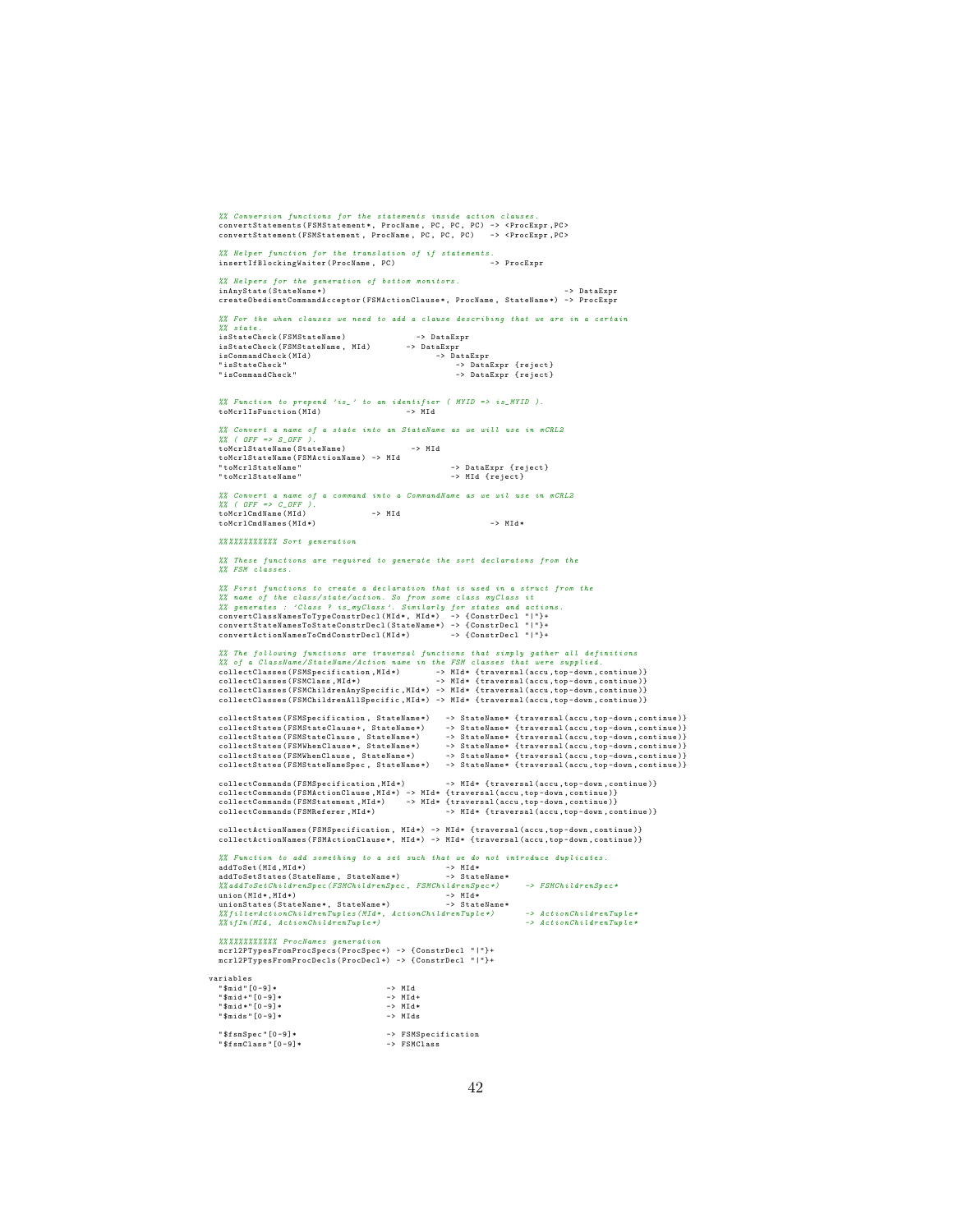```
  %% Conversion functions for the statements inside action clauses.
  convertStatements(FSMStatement*, ProcName, PC, PC, PC) -> <ProcExpr,PC>
  convertStatement(FSMStatement, ProcName, PC, PC, PC)   -> <ProcExpr,PC>

  %% Helper function for the translation of if statements.
  insertIfBlockingWaiter(ProcName, PC)                   -> ProcExpr

  %% Helpers for the generation of bottom monitors.
  inAnyState(StateName*)                                              -> DataExpr
  createObedientCommandAcceptor(FSMActionClause*, ProcName, StateName*) -> ProcExpr

  %% For the when clauses we need to add a clause describing that we are in a certain
  %% state.
  isStateCheck(FSMStateName)              -> DataExpr
  isStateCheck(FSMStateName, MId)       -> DataExpr
  isCommandCheck(MId)                         -> DataExpr
  "isStateCheck"                                  -> DataExpr {reject}
  "isCommandCheck"                                -> DataExpr {reject}


  %% Function to prepend 'is_' to an identifier ( MYID => is_MYID ).
  toMcrlIsFunction(MId)                 -> MId

  %% Convert a name of a state into an StateName as we will use in mCRL2
  %% ( OFF => S_OFF ).
  toMcrlStateName(StateName)             -> MId
  toMcrlStateName(FSMActionName) -> MId
  "toMcrlStateName"                              -> DataExpr {reject}
  "toMcrlStateName"                              -> MId {reject}

  %% Convert a name of a command into a CommandName as we wil use in mCRL2
  %% ( OFF => C_OFF ).
  toMcrlCmdName(MId)             -> MId
  toMcrlCmdNames(MId*)                                   -> MId*

  %%%%%%%%%%%% Sort generation

  %% These functions are required to generate the sort declaratons from the
  %% FSM classes.

  %% First functions to create a declaration that is used in a struct from the
  %% name of the class/state/action. So from some class myClass it
  %% generates : 'Class ? is_myClass'. Similarly for states and actions.
  convertClassNamesToTypeConstrDecl(MId*, MId*)  -> {ConstrDecl "|"}+
  convertStateNamesToStateConstrDecl(StateName*) -> {ConstrDecl "|"}+
  convertActionNamesToCmdConstrDecl(MId*)        -> {ConstrDecl "|"}+

  %% The following functions are traversal functions that simply gather all definitions
  %% of a ClassName/StateName/Action name in the FSM classes that were supplied.
  collectClasses(FSMSpecification,MId*)       -> MId* {traversal(accu,top-down,continue)}
  collectClasses(FSMClass,MId*)               -> MId* {traversal(accu,top-down,continue)}
  collectClasses(FSMChildrenAnySpecific,MId*) -> MId* {traversal(accu,top-down,continue)}
  collectClasses(FSMChildrenAllSpecific,MId*) -> MId* {traversal(accu,top-down,continue)}

  collectStates(FSMSpecification, StateName*)   -> StateName* {traversal(accu,top-down,continue)}
  collectStates(FSMStateClause+, StateName*)    -> StateName* {traversal(accu,top-down,continue)}
  collectStates(FSMStateClause, StateName*)     -> StateName* {traversal(accu,top-down,continue)}
  collectStates(FSMWhenClause*, StateName*)     -> StateName* {traversal(accu,top-down,continue)}
  collectStates(FSMWhenClause, StateName*)      -> StateName* {traversal(accu,top-down,continue)}
  collectStates(FSMStateNameSpec, StateName*)   -> StateName* {traversal(accu,top-down,continue)}

  collectCommands(FSMSpecification,MId*)        -> MId* {traversal(accu,top-down,continue)}
  collectCommands(FSMActionClause,MId*) -> MId* {traversal(accu,top-down,continue)}
  collectCommands(FSMStatement,MId*)    -> MId* {traversal(accu,top-down,continue)}
  collectCommands(FSMReferer,MId*)              -> MId* {traversal(accu,top-down,continue)}

  collectActionNames(FSMSpecification, MId*) -> MId* {traversal(accu,top-down,continue)}
  collectActionNames(FSMActionClause*, MId*) -> MId* {traversal(accu,top-down,continue)}

  %% Function to add something to a set such that we do not introduce duplicates.
  addToSet(MId,MId*)                              -> MId*
  addToSetStates(StateName, StateName*)           -> StateName*
  %%addToSetChildrenSpec(FSMChildrenSpec, FSMChildrenSpec*)     -> FSMChildrenSpec*
  union(MId*,MId*)                                -> MId*
  unionStates(StateName*, StateName*)             -> StateName*
  %%filterActionChildrenTuples(MId*, ActionChildrenTuple*)      -> ActionChildrenTuple*
  %%ifIn(MId, ActionChildrenTuple*)                             -> ActionChildrenTuple*

  %%%%%%%%%%%% ProcNames generation
  mcrl2PTypesFromProcSpecs(ProcSpec+) -> {ConstrDecl "|"}+
  mcrl2PTypesFromProcDecls(ProcDecl+) -> {ConstrDecl "|"}+

variables
  "$mid"[0-9]*                        -> MId
  "$mid+"[0-9]*                       -> MId+
  "$mid*"[0-9]*                       -> MId*
  "$mids"[0-9]*                       -> MIds

  "$fsmSpec"[0-9]*                    -> FSMSpecification
  "$fsmClass"[0-9]*                   -> FSMClass
```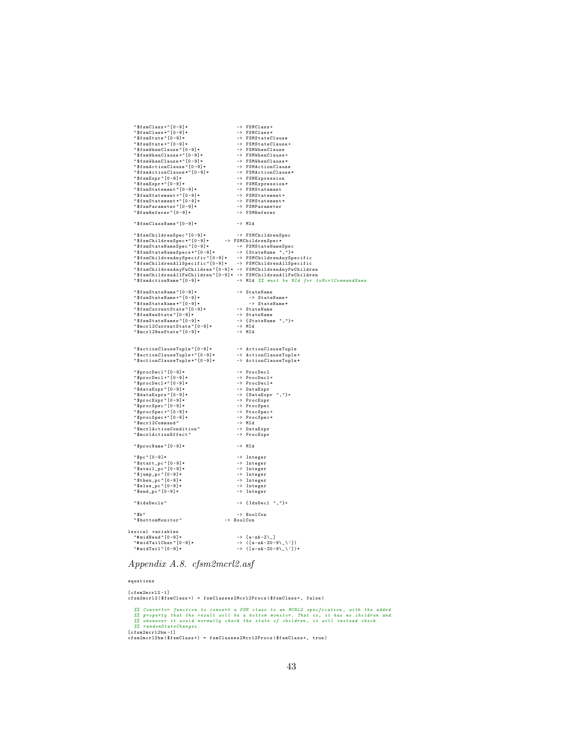```
  "$fsmClass+"[0-9]*                  -> FSMClass+
  "$fsmClass*"[0-9]*                  -> FSMClass*
  "$fsmState"[0-9]*                   -> FSMStateClause
  "$fsmState+"[0-9]*                  -> FSMStateClause+
  "$fsmWhenClause"[0-9]*              -> FSMWhenClause
  "$fsmWhenClause+"[0-9]*             -> FSMWhenClause+
  "$fsmWhenClause*"[0-9]*             -> FSMWhenClause*
  "$fsmActionClause"[0-9]*            -> FSMActionClause
  "$fsmActionClause*"[0-9]*           -> FSMActionClause*
  "$fsmExpr"[0-9]*                    -> FSMExpression
  "$fsmExpr*"[0-9]*                   -> FSMExpression*
  "$fsmStatement"[0-9]*               -> FSMStatement
  "$fsmStatement+"[0-9]*              -> FSMStatement+
  "$fsmStatement*"[0-9]*              -> FSMStatement*
  "$fsmParameter"[0-9]*               -> FSMParameter
  "$fsmReferer"[0-9]*                 -> FSMReferer

  "$fsmClassName"[0-9]*               -> MId

  "$fsmChildrenSpec"[0-9]*            -> FSMChildrenSpec
  "$fsmChildrenSpec*"[0-9]*       -> FSMChildrenSpec*
  "$fsmStateNameSpec"[0-9]*           -> FSMStateNameSpec
  "$fsmStateNameSpecs*"[0-9]*         -> {StateName ","}*
  "$fsmChildrenAnySpecific"[0-9]*     -> FSMChildrenAnySpecific
  "$fsmChildrenAllSpecific"[0-9]*     -> FSMChildrenAllSpecific
  "$fsmChildrenAnyFwChildren"[0-9]* -> FSMChildrenAnyFwChildren
  "$fsmChildrenAllFwChildren"[0-9]* -> FSMChildrenAllFwChildren
  "$fsmActionName"[0-9]*              -> MId %% must be MId for toMcrlCommandName

  "$fsmStateName"[0-9]*               -> StateName
  "$fsmStateName+"[0-9]*                  -> StateName+
  "$fsmStateName*"[0-9]*                  -> StateName*
  "$fsmCurrentState"[0-9]*            -> StateName
  "$fsmNewState"[0-9]*                -> StateName
  "$fsmStateNames"[0-9]*              -> {StateName ","}+
  "$mcrl2CurrentState"[0-9]*          -> MId
  "$mcrl2NewState"[0-9]*              -> MId


  "$actionClauseTuple"[0-9]*          -> ActionClauseTuple
  "$actionClauseTuple+"[0-9]*         -> ActionClauseTuple+
  "$actionClauseTuple*"[0-9]*         -> ActionClauseTuple*

  "$procDecl"[0-9]*                   -> ProcDecl
  "$procDecl+"[0-9]*                  -> ProcDecl+
  "$procDecl*"[0-9]*                  -> ProcDecl*
  "$dataExpr"[0-9]*                   -> DataExpr
  "$dataExprs"[0-9]*                  -> {DataExpr ","}+
  "$procExpr"[0-9]*                   -> ProcExpr
  "$procSpec"[0-9]*                   -> ProcSpec
  "$procSpec+"[0-9]*                  -> ProcSpec+
  "$procSpec*"[0-9]*                  -> ProcSpec*
  "$mcrl2Command"                     -> MId
  "$mcrlActionCondition"              -> DataExpr
  "$mcrlActionEffect"                 -> ProcExpr

  "$procName"[0-9]*                   -> MId

  "$pc"[0-9]*                         -> Integer
  "$start_pc"[0-9]*                   -> Integer
  "$avail_pc"[0-9]*                   -> Integer
  "$jump_pc"[0-9]*                    -> Integer
  "$then_pc"[0-9]*                    -> Integer
  "$else_pc"[0-9]*                    -> Integer
  "$end_pc"[0-9]*                     -> Integer

  "$idsDecls"                         -> {IdsDecl ","}+

  "$b"                                -> BoolCon
  "$bottomMonitor"                -> BoolCon

lexical variables
  "#midHead"[0-9]*                    -> [a-zA-Z\_]
  "#midTailChar"[0-9]*                -> ([a-zA-Z0-9\_\'])
  "#midTail"[0-9]*                    -> ([a-zA-Z0-9\_\'])*
```

### *Appendix A.8. cfsm2mcrl2.asf*

```
equations

[cfsm2mcrl2-1]
cfsm2mcrl2($fsmClass+) = fsmClasses2Mcrl2Procs($fsmClass+, false)

  %% Convertor function to convert a FSM class to an MCRL2 specfication, with the added
  %% property that the result will be a bottom monitor. That is, it has no children and
  %% whenever it would normally check the state of children, it will instead check
  %% randomStateChanges.
[cfsm2mcrl2bm-1]
cfsm2mcrl2bm($fsmClass+) = fsmClasses2Mcrl2Procs($fsmClass+, true)
```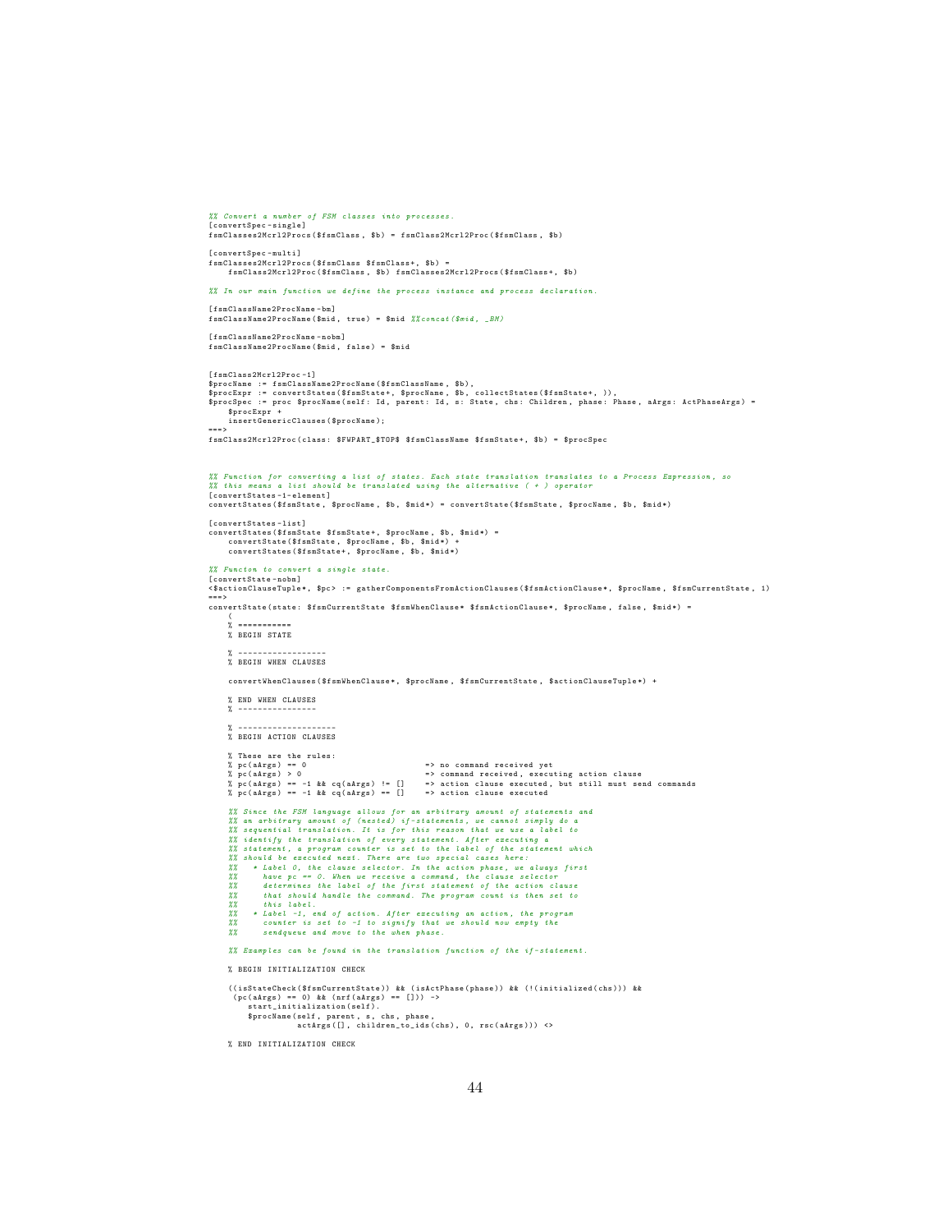```
%% Convert a number of FSM classes into processes.
[convertSpec-single]
fsmClasses2Mcrl2Procs($fsmClass, $b) = fsmClass2Mcrl2Proc($fsmClass, $b)

[convertSpec-multi]
fsmClasses2Mcrl2Procs($fsmClass $fsmClass+, $b) =
    fsmClass2Mcrl2Proc($fsmClass, $b) fsmClasses2Mcrl2Procs($fsmClass+, $b)

%% In our main function we define the process instance and process declaration.

[fsmClassName2ProcName-bm]
fsmClassName2ProcName($mid, true) = $mid %%concat($mid, _BM)

[fsmClassName2ProcName-nobm]
fsmClassName2ProcName($mid, false) = $mid


[fsmClass2Mcrl2Proc-1]
$procName := fsmClassName2ProcName($fsmClassName, $b),
$procExpr := convertStates($fsmState+, $procName, $b, collectStates($fsmState+, )),
$procSpec := proc $procName(self: Id, parent: Id, s: State, chs: Children, phase: Phase, aArgs: ActPhaseArgs) =
    $procExpr +
    insertGenericClauses($procName);
===>
fsmClass2Mcrl2Proc(class: $FWPART_$TOP$ $fsmClassName $fsmState+, $b) = $procSpec



%% Function for converting a list of states. Each state translation translates to a Process Expression, so
%% this means a list should be translated using the alternative ( + ) operator
[convertStates-1-element]
convertStates($fsmState, $procName, $b, $mid*) = convertState($fsmState, $procName, $b, $mid*)

[convertStates-list]
convertStates($fsmState $fsmState+, $procName, $b, $mid*) =
    convertState($fsmState, $procName, $b, $mid*) +
    convertStates($fsmState+, $procName, $b, $mid*)

%% Function to convert a single state.
[convertState-nobm]
<$actionClauseTuple*, $pc> := gatherComponentsFromActionClauses($fsmActionClause*, $procName, $fsmCurrentState, 1)
===>
convertState(state: $fsmCurrentState $fsmWhenClause* $fsmActionClause*, $procName, false, $mid*) =
    (
    % ==========
    % BEGIN STATE

    % -----------------
    % BEGIN WHEN CLAUSES

    convertWhenClauses($fsmWhenClause*, $procName, $fsmCurrentState, $actionClauseTuple*) +

    % END WHEN CLAUSES
    % ---------------

    % -------------------
    % BEGIN ACTION CLAUSES

    % These are the rules:
    % pc(aArgs) == 0                         => no command received yet
    % pc(aArgs) > 0                          => command received, executing action clause
    % pc(aArgs) == -1 && cq(aArgs) != []     => action clause executed, but still must send commands
    % pc(aArgs) == -1 && cq(aArgs) == []     => action clause executed

    %% Since the FSM language allows for an arbitrary amount of statements and
    %% an arbitrary amount of (nested) if-statements, we cannot simply do a
    %% sequential translation. It is for this reason that we use a label to
    %% identify the translation of every statement. After executing a
    %% statement, a program counter is set to the label of the statement which
    %% should be executed next. There are two special cases here:
    %%   * Label 0, the clause selector. In the action phase, we always first
    %%     have pc == 0. When we receive a command, the clause selector
    %%     determines the label of the first statement of the action clause
    %%     that should handle the command. The program count is then set to
    %%     this label.
    %%   * Label -1, end of action. After executing an action, the program
    %%     counter is set to -1 to signify that we should now empty the
    %%     sendqueue and move to the when phase.

    %% Examples can be found in the translation function of the if-statement.

    % BEGIN INITIALIZATION CHECK

    ((isStateCheck($fsmCurrentState)) && (isActPhase(phase)) && (!(initialized(chs))) &&
     (pc(aArgs) == 0) && (nrf(aArgs) == [])) ->
        start_initialization(self).
        $procName(self, parent, s, chs, phase,
                  actArgs([], children_to_ids(chs), 0, rsc(aArgs))) <>

    % END INITIALIZATION CHECK
```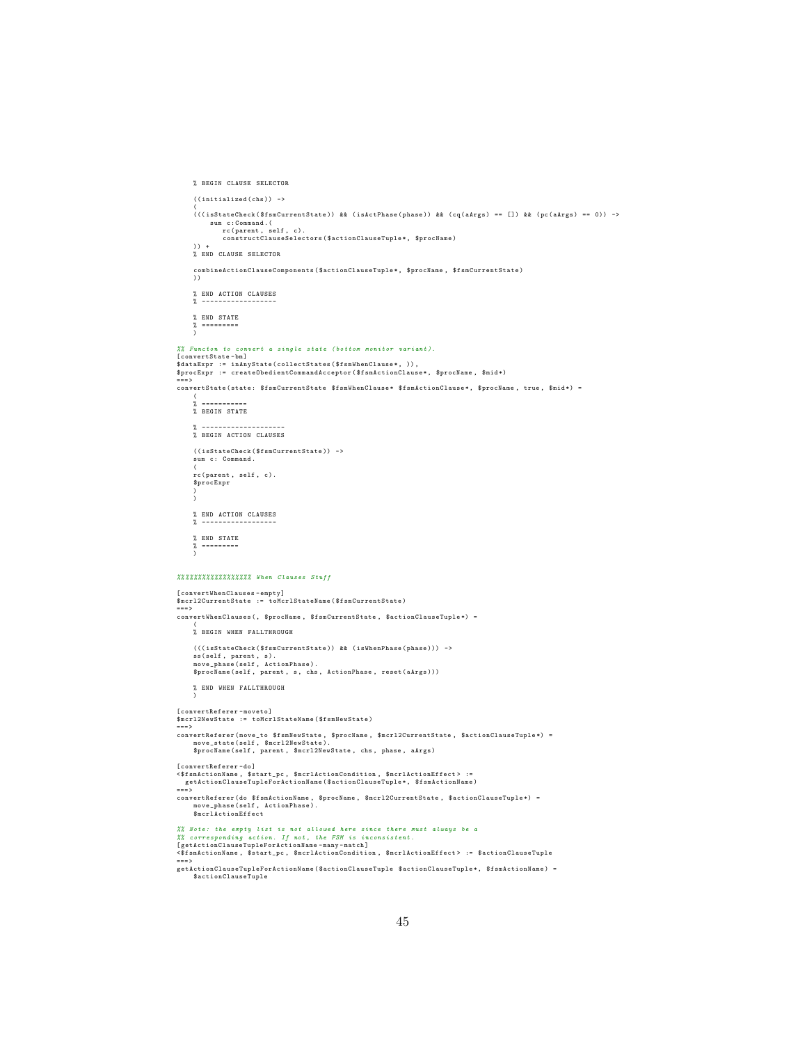```
    % BEGIN CLAUSE SELECTOR

    ((initialized(chs)) ->
    (
    (((isStateCheck($fsmCurrentState)) && (isActPhase(phase)) && (cq(aArgs) == []) && (pc(aArgs) == 0)) ->
        sum c:Command.(
            rc(parent, self, c).
            constructClauseSelectors($actionClauseTuple*, $procName)
    )) +
    % END CLAUSE SELECTOR

    combineActionClauseComponents($actionClauseTuple*, $procName, $fsmCurrentState)
    ))

    % END ACTION CLAUSES
    % ------------------

    % END STATE
    % =========
    )

%% Functon to convert a single state (bottom monitor variant).
[convertState-bm]
$dataExpr := inAnyState(collectStates($fsmWhenClause*, )),
$procExpr := createObedientCommandAcceptor($fsmActionClause*, $procName, $mid*)
===>
convertState(state: $fsmCurrentState $fsmWhenClause* $fsmActionClause*, $procName, true, $mid*) =
    (
    % ==========
    % BEGIN STATE

    % --------------------
    % BEGIN ACTION CLAUSES

    ((isStateCheck($fsmCurrentState)) ->
    sum c: Command.
    (
    rc(parent, self, c).
    $procExpr
    )
    )

    % END ACTION CLAUSES
    % ------------------

    % END STATE
    % =========
    )


%%%%%%%%%%%%%%%%%% When Clauses Stuff

[convertWhenClauses-empty]
$mcrl2CurrentState := toMcrlStateName($fsmCurrentState)
===>
convertWhenClauses(, $procName, $fsmCurrentState, $actionClauseTuple*) =
    (
    % BEGIN WHEN FALLTHROUGH

    (((isStateCheck($fsmCurrentState)) && (isWhenPhase(phase))) ->
    ss(self, parent, s).
    move_phase(self, ActionPhase).
    $procName(self, parent, s, chs, ActionPhase, reset(aArgs)))

    % END WHEN FALLTHROUGH
    )

[convertReferer-moveto]
$mcrl2NewState := toMcrlStateName($fsmNewState)
===>
convertReferer(move_to $fsmNewState, $procName, $mcrl2CurrentState, $actionClauseTuple*) =
    move_state(self, $mcrl2NewState).
    $procName(self, parent, $mcrl2NewState, chs, phase, aArgs)

[convertReferer-do]
<$fsmActionName, $start_pc, $mcrlActionCondition, $mcrlActionEffect> :=
  getActionClauseTupleForActionName($actionClauseTuple*, $fsmActionName)
===>
convertReferer(do $fsmActionName, $procName, $mcrl2CurrentState, $actionClauseTuple*) =
    move_phase(self, ActionPhase).
    $mcrlActionEffect

%% Note: the empty list is not allowed here since there must always be a
%% corresponding action. If not, the FSM is inconsistent.
[getActionClauseTupleForActionName-many-match]
<$fsmActionName, $start_pc, $mcrlActionCondition, $mcrlActionEffect> := $actionClauseTuple
===>
getActionClauseTupleForActionName($actionClauseTuple $actionClauseTuple*, $fsmActionName) =
    $actionClauseTuple
```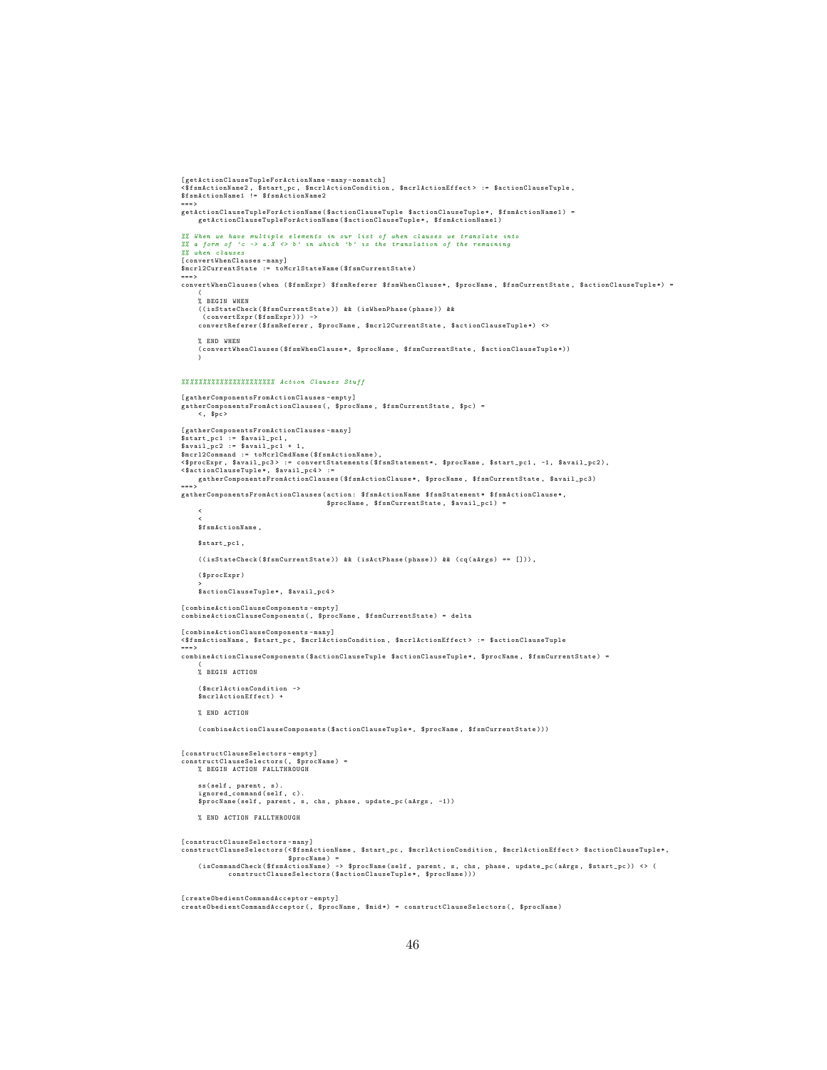```
[getActionClauseTupleForActionName-many-nomatch]
<$fsmActionName2, $start_pc, $mcrlActionCondition, $mcrlActionEffect> := $actionClauseTuple,
$fsmActionName1 != $fsmActionName2
===>
getActionClauseTupleForActionName($actionClauseTuple $actionClauseTuple*, $fsmActionName1) =
    getActionClauseTupleForActionName($actionClauseTuple*, $fsmActionName1)

%% When we have multiple elements in our list of when clauses we translate into
%% a form of 'c -> a.X <> b' in which 'b' is the translation of the remaining
%% when clauses
[convertWhenClauses-many]
$mcrl2CurrentState := toMcrlStateName($fsmCurrentState)
===>
convertWhenClauses(when ($fsmExpr) $fsmReferer $fsmWhenClause*, $procName, $fsmCurrentState, $actionClauseTuple*) =
    (
    % BEGIN WHEN
    ((isStateCheck($fsmCurrentState)) && (isWhenPhase(phase)) &&
     (convertExpr($fsmExpr))) ->
    convertReferer($fsmReferer, $procName, $mcrl2CurrentState, $actionClauseTuple*) <>

    % END WHEN
    (convertWhenClauses($fsmWhenClause*, $procName, $fsmCurrentState, $actionClauseTuple*))
    )


%%%%%%%%%%%%%%%%%%%%% Action Clauses Stuff

[gatherComponentsFromActionClauses-empty]
gatherComponentsFromActionClauses(, $procName, $fsmCurrentState, $pc) =
    <, $pc>

[gatherComponentsFromActionClauses-many]
$start_pc1 := $avail_pc1,
$avail_pc2 := $avail_pc1 + 1,
$mcrl2Command := toMcrlCmdName($fsmActionName),
<$procExpr, $avail_pc3> := convertStatements($fsmStatement*, $procName, $start_pc1, -1, $avail_pc2),
<$actionClauseTuple*, $avail_pc4> :=
    gatherComponentsFromActionClauses($fsmActionClause*, $procName, $fsmCurrentState, $avail_pc3)
===>
gatherComponentsFromActionClauses(action: $fsmActionName $fsmStatement* $fsmActionClause*,
                                  $procName, $fsmCurrentState, $avail_pc1) =
    <
    <
    $fsmActionName,

    $start_pc1,

    ((isStateCheck($fsmCurrentState)) && (isActPhase(phase)) && (cq(aArgs) == [])),

    ($procExpr)
    >
    $actionClauseTuple*, $avail_pc4>

[combineActionClauseComponents-empty]
combineActionClauseComponents(, $procName, $fsmCurrentState) = delta

[combineActionClauseComponents-many]
<$fsmActionName, $start_pc, $mcrlActionCondition, $mcrlActionEffect> := $actionClauseTuple
===>
combineActionClauseComponents($actionClauseTuple $actionClauseTuple*, $procName, $fsmCurrentState) =
    (
    % BEGIN ACTION

    ($mcrlActionCondition ->
    $mcrlActionEffect) +

    % END ACTION

    (combineActionClauseComponents($actionClauseTuple*, $procName, $fsmCurrentState)))


[constructClauseSelectors-empty]
constructClauseSelectors(, $procName) =
    % BEGIN ACTION FALLTHROUGH

    ss(self, parent, s).
    ignored_command(self, c).
    $procName(self, parent, s, chs, phase, update_pc(aArgs, -1))

    % END ACTION FALLTHROUGH


[constructClauseSelectors-many]
constructClauseSelectors(<$fsmActionName, $start_pc, $mcrlActionCondition, $mcrlActionEffect> $actionClauseTuple*,
                         $procName) =
    (isCommandCheck($fsmActionName) -> $procName(self, parent, s, chs, phase, update_pc(aArgs, $start_pc)) <> (
            constructClauseSelectors($actionClauseTuple*, $procName)))


[createObedientCommandAcceptor-empty]
createObedientCommandAcceptor(, $procName, $mid*) = constructClauseSelectors(, $procName)
```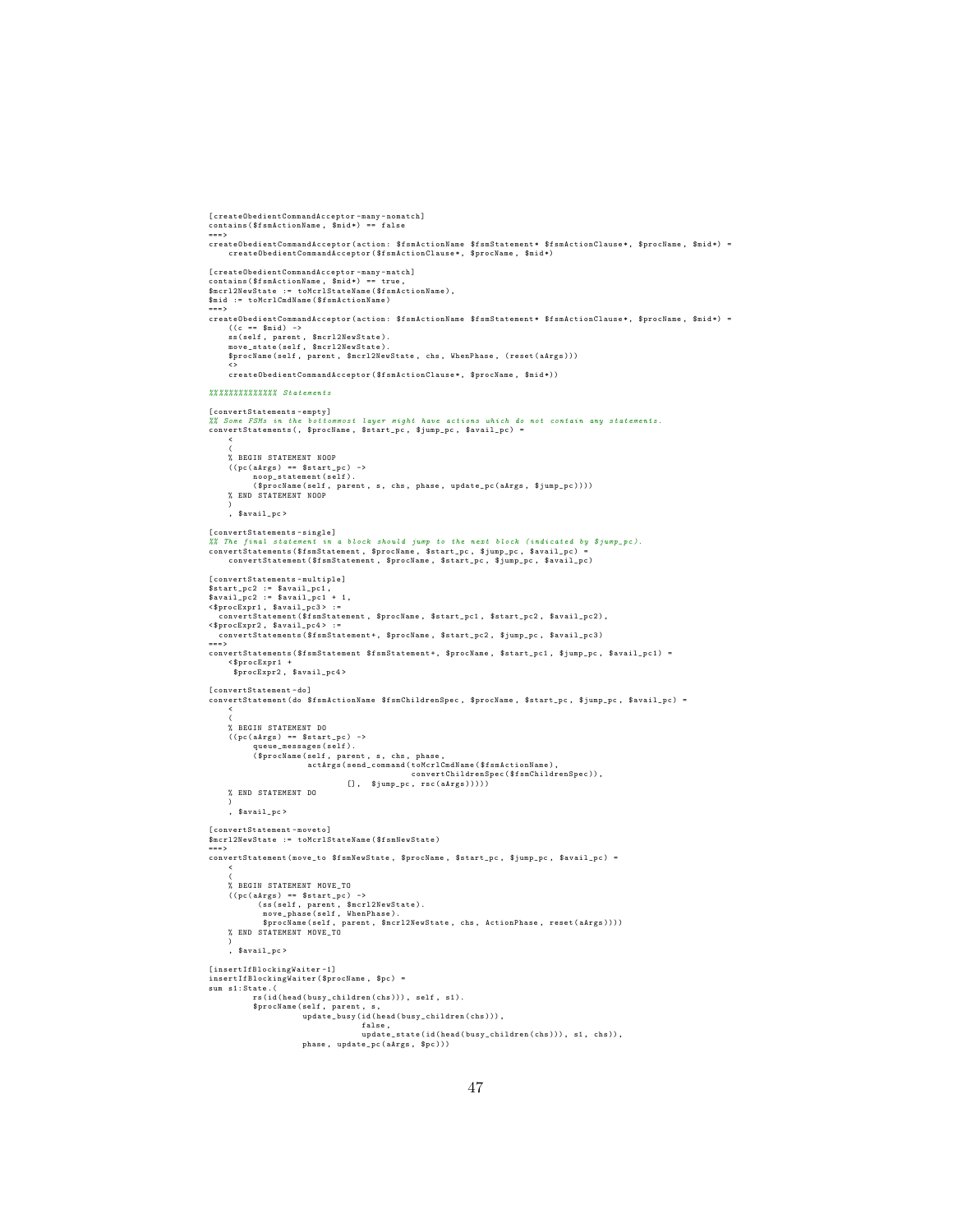```
[createObedientCommandAcceptor-many-nomatch]
contains($fsmActionName, $mid*) == false
===>
createObedientCommandAcceptor(action: $fsmActionName $fsmStatement* $fsmActionClause*, $procName, $mid*) =
    createObedientCommandAcceptor($fsmActionClause*, $procName, $mid*)

[createObedientCommandAcceptor-many-match]
contains($fsmActionName, $mid*) == true,
$mcrl2NewState := toMcrlStateName($fsmActionName),
$mid := toMcrlCmdName($fsmActionName)
===>
createObedientCommandAcceptor(action: $fsmActionName $fsmStatement* $fsmActionClause*, $procName, $mid*) =
    ((c == $mid) ->
    ss(self, parent, $mcrl2NewState).
    move_state(self, $mcrl2NewState).
    $procName(self, parent, $mcrl2NewState, chs, WhenPhase, (reset(aArgs)))
    <>
    createObedientCommandAcceptor($fsmActionClause*, $procName, $mid*))

%%%%%%%%%%%%%% Statements

[convertStatements-empty]
%% Some FSMs in the bottommost layer might have actions which do not contain any statements.
convertStatements(, $procName, $start_pc, $jump_pc, $avail_pc) =
    <
    (
    % BEGIN STATEMENT NOOP
    ((pc(aArgs) == $start_pc) ->
         noop_statement(self).
         ($procName(self, parent, s, chs, phase, update_pc(aArgs, $jump_pc))))
    % END STATEMENT NOOP
    )
    , $avail_pc>

[convertStatements-single]
%% The final statement in a block should jump to the next block (indicated by $jump_pc).
convertStatements($fsmStatement, $procName, $start_pc, $jump_pc, $avail_pc) =
    convertStatement($fsmStatement, $procName, $start_pc, $jump_pc, $avail_pc)

[convertStatements-multiple]
$start_pc2 := $avail_pc1,
$avail_pc2 := $avail_pc1 + 1,
<$procExpr1, $avail_pc3> :=
  convertStatement($fsmStatement, $procName, $start_pc1, $start_pc2, $avail_pc2),
<$procExpr2, $avail_pc4> :=
  convertStatements($fsmStatement+, $procName, $start_pc2, $jump_pc, $avail_pc3)
===>
convertStatements($fsmStatement $fsmStatement+, $procName, $start_pc1, $jump_pc, $avail_pc1) =
    <$procExpr1 +
     $procExpr2, $avail_pc4>

[convertStatement-do]
convertStatement(do $fsmActionName $fsmChildrenSpec, $procName, $start_pc, $jump_pc, $avail_pc) =
    <
    (
    % BEGIN STATEMENT DO
    ((pc(aArgs) == $start_pc) ->
         queue_messages(self).
         ($procName(self, parent, s, chs, phase,
                    actArgs(send_command(toMcrlCmdName($fsmActionName),
                                         convertChildrenSpec($fsmChildrenSpec)),
                            [],  $jump_pc, rsc(aArgs)))))
    % END STATEMENT DO
    )
    , $avail_pc>

[convertStatement-moveto]
$mcrl2NewState := toMcrlStateName($fsmNewState)
===>
convertStatement(move_to $fsmNewState, $procName, $start_pc, $jump_pc, $avail_pc) =
    <
    (
    % BEGIN STATEMENT MOVE_TO
    ((pc(aArgs) == $start_pc) ->
          (ss(self, parent, $mcrl2NewState).
           move_phase(self, WhenPhase).
           $procName(self, parent, $mcrl2NewState, chs, ActionPhase, reset(aArgs))))
    % END STATEMENT MOVE_TO
    )
    , $avail_pc>

[insertIfBlockingWaiter-1]
insertIfBlockingWaiter($procName, $pc) =
sum s1:State.(
         rs(id(head(busy_children(chs))), self, s1).
         $procName(self, parent, s,
                   update_busy(id(head(busy_children(chs))),
                               false,
                               update_state(id(head(busy_children(chs))), s1, chs)),
                   phase, update_pc(aArgs, $pc)))
```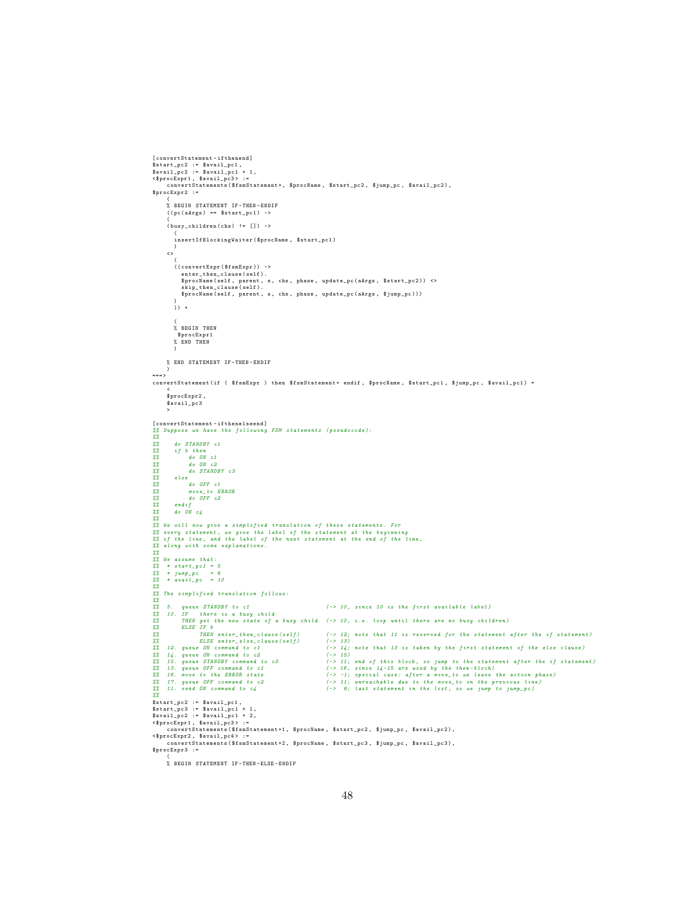```
[convertStatement-ifthenend]
$start_pc2 := $avail_pc1,
$avail_pc2 := $avail_pc1 + 1,
<$procExpr1, $avail_pc3> :=
    convertStatements($fsmStatement+, $procName, $start_pc2, $jump_pc, $avail_pc2),
$procExpr2 :=
    (
    % BEGIN STATEMENT IF-THEN-ENDIF
    ((pc(aArgs) == $start_pc1) ->
    (
    (busy_children(chs) != []) ->
      (
      insertIfBlockingWaiter($procName, $start_pc1)
      )
    <>
      (
      ((convertExpr($fsmExpr)) ->
        enter_then_clause(self).
        $procName(self, parent, s, chs, phase, update_pc(aArgs, $start_pc2)) <>
        skip_then_clause(self).
        $procName(self, parent, s, chs, phase, update_pc(aArgs, $jump_pc)))
      )
      )) +

      (
      % BEGIN THEN
       $procExpr1
      % END THEN
      )

    % END STATEMENT IF-THEN-ENDIF
    )
===>
convertStatement(if ( $fsmExpr ) then $fsmStatement+ endif, $procName, $start_pc1, $jump_pc, $avail_pc1) =
    <
    $procExpr2,
    $avail_pc3
    >

[convertStatement-ifthenelseend]
%% Suppose we have the following FSM statements (pseudocode):
%%
%%    do STANDBY c1
%%    if b then
%%        do ON c1
%%        do ON c2
%%        do STANDBY c3
%%    else
%%        do OFF c1
%%        move_to ERROR
%%        do OFF c2
%%    endif
%%    do ON c4
%%
%% We will now give a simplified translation of these statements. For
%% every statement, we give the label of the statement at the beginning
%% of the line, and the label of the next statement at the end of the line,
%% along with some explanations.
%%
%% We assume that:
%%  * start_pc1 = 5
%%  * jump_pc   = 6
%%  * avail_pc  = 10
%%
%% The simplified translation follows:
%%
%%  5.  queue STANDBY to c1                      (-> 10, since 10 is the first available label)
%%  10. IF   there is a busy child
%%      THEN get the new state of a busy child  (-> 10, i.e. loop until there are no busy children)
%%      ELSE IF b
%%           THEN enter_then_clause(self)        (-> 12; note that 11 is reserved for the statement after the if statement)
%%           ELSE enter_else_clause(self)        (-> 13)
%%  12. queue ON command to c1                   (-> 14; note that 13 is taken by the first statement of the else clause)
%%  14. queue ON command to c2                   (-> 15)
%%  15. queue STANDBY command to c3              (-> 11; end of this block, so jump to the statement after the if statement)
%%  13. queue OFF command to c1                  (-> 16, since 14-15 are used by the then-block)
%%  16. move to the ERROR state                  (-> -1; special case: after a move_to we leave the action phase)
%%  17. queue OFF command to c2                  (-> 11; unreachable due to the move_to on the previous line)
%%  11. send ON command to c4                    (->  6; last statement in the list, so we jump to jump_pc)
%%
$start_pc2 := $avail_pc1,
$start_pc3 := $avail_pc1 + 1,
$avail_pc2 := $avail_pc1 + 2,
<$procExpr1, $avail_pc3> :=
    convertStatements($fsmStatement+1, $procName, $start_pc2, $jump_pc, $avail_pc2),
<$procExpr2, $avail_pc4> :=
    convertStatements($fsmStatement+2, $procName, $start_pc3, $jump_pc, $avail_pc3),
$procExpr3 :=
    (
    % BEGIN STATEMENT IF-THEN-ELSE-ENDIF
```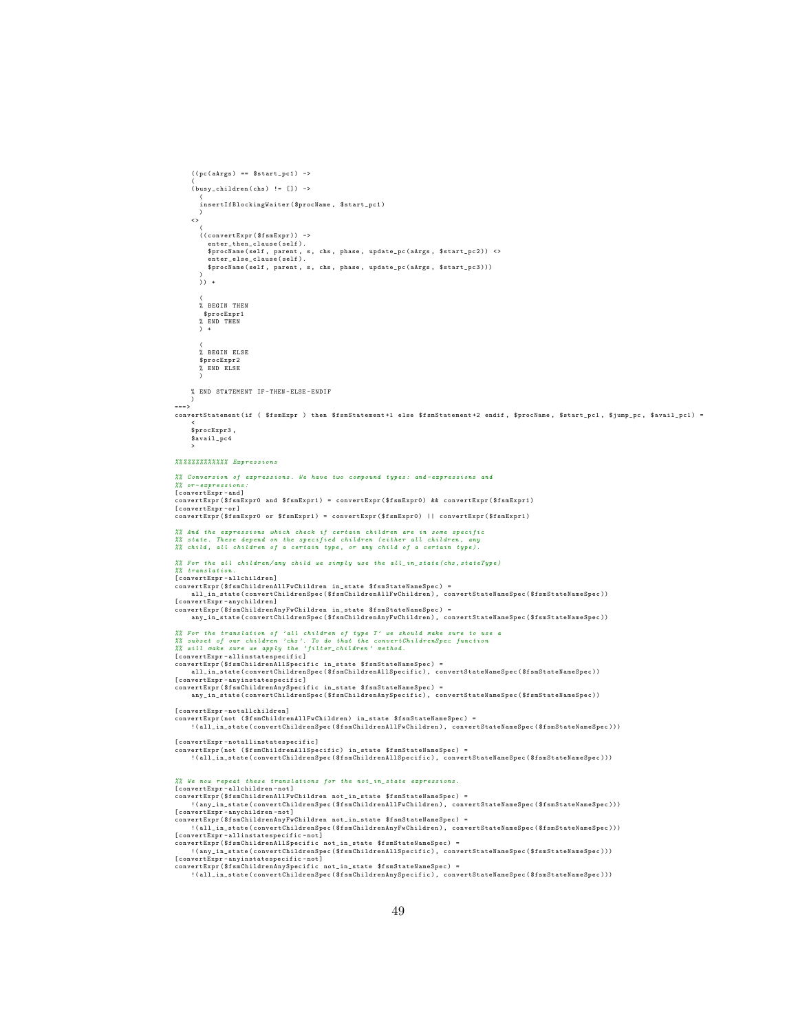```
    ((pc(aArgs) == $start_pc1) ->
    (
    (busy_children(chs) != []) ->
      (
      insertIfBlockingWaiter($procName, $start_pc1)
      )
    <>
      (
      ((convertExpr($fsmExpr)) ->
        enter_then_clause(self).
        $procName(self, parent, s, chs, phase, update_pc(aArgs, $start_pc2)) <>
        enter_else_clause(self).
        $procName(self, parent, s, chs, phase, update_pc(aArgs, $start_pc3)))
      )
      )) +

      (
      % BEGIN THEN
       $procExpr1
      % END THEN
      ) +

      (
      % BEGIN ELSE
      $procExpr2
      % END ELSE
      )

    % END STATEMENT IF-THEN-ELSE-ENDIF
    )
===>
convertStatement(if ( $fsmExpr ) then $fsmStatement+1 else $fsmStatement+2 endif, $procName, $start_pc1, $jump_pc, $avail_pc1) =
    <
    $procExpr3,
    $avail_pc4
    >

%%%%%%%%%%%%% Expressions

%% Conversion of expressions. We have two compound types: and-expressions and
%% or-expressions:
[convertExpr-and]
convertExpr($fsmExpr0 and $fsmExpr1) = convertExpr($fsmExpr0) && convertExpr($fsmExpr1)
[convertExpr-or]
convertExpr($fsmExpr0 or $fsmExpr1) = convertExpr($fsmExpr0) || convertExpr($fsmExpr1)

%% And the expressions which check if certain children are in some specific
%% state. These depend on the specified children (either all children, any
%% child, all children of a certain type, or any child of a certain type).

%% For the all children/any child we simply use the all_in_state(chs,stateType)
%% translation.
[convertExpr-allchildren]
convertExpr($fsmChildrenAllFwChildren in_state $fsmStateNameSpec) =
    all_in_state(convertChildrenSpec($fsmChildrenAllFwChildren), convertStateNameSpec($fsmStateNameSpec))
[convertExpr-anychildren]
convertExpr($fsmChildrenAnyFwChildren in_state $fsmStateNameSpec) =
    any_in_state(convertChildrenSpec($fsmChildrenAnyFwChildren), convertStateNameSpec($fsmStateNameSpec))

%% For the translation of 'all children of type T' we should make sure to use a
%% subset of our children 'chs'. To do that the convertChildrenSpec function
%% will make sure we apply the 'filter_children' method.
[convertExpr-allinstatespecific]
convertExpr($fsmChildrenAllSpecific in_state $fsmStateNameSpec) =
    all_in_state(convertChildrenSpec($fsmChildrenAllSpecific), convertStateNameSpec($fsmStateNameSpec))
[convertExpr-anyinstatespecific]
convertExpr($fsmChildrenAnySpecific in_state $fsmStateNameSpec) =
    any_in_state(convertChildrenSpec($fsmChildrenAnySpecific), convertStateNameSpec($fsmStateNameSpec))

[convertExpr-notallchildren]
convertExpr(not ($fsmChildrenAllFwChildren) in_state $fsmStateNameSpec) =
    !(all_in_state(convertChildrenSpec($fsmChildrenAllFwChildren), convertStateNameSpec($fsmStateNameSpec)))

[convertExpr-notallinstatespecific]
convertExpr(not ($fsmChildrenAllSpecific) in_state $fsmStateNameSpec) =
    !(all_in_state(convertChildrenSpec($fsmChildrenAllSpecific), convertStateNameSpec($fsmStateNameSpec)))


%% We now repeat these translations for the not_in_state expressions.
[convertExpr-allchildren-not]
convertExpr($fsmChildrenAllFwChildren not_in_state $fsmStateNameSpec) =
    !(any_in_state(convertChildrenSpec($fsmChildrenAllFwChildren), convertStateNameSpec($fsmStateNameSpec)))
[convertExpr-anychildren-not]
convertExpr($fsmChildrenAnyFwChildren not_in_state $fsmStateNameSpec) =
    !(all_in_state(convertChildrenSpec($fsmChildrenAnyFwChildren), convertStateNameSpec($fsmStateNameSpec)))
[convertExpr-allinstatespecific-not]
convertExpr($fsmChildrenAllSpecific not_in_state $fsmStateNameSpec) =
    !(any_in_state(convertChildrenSpec($fsmChildrenAllSpecific), convertStateNameSpec($fsmStateNameSpec)))
[convertExpr-anyinstatespecific-not]
convertExpr($fsmChildrenAnySpecific not_in_state $fsmStateNameSpec) =
    !(all_in_state(convertChildrenSpec($fsmChildrenAnySpecific), convertStateNameSpec($fsmStateNameSpec)))
```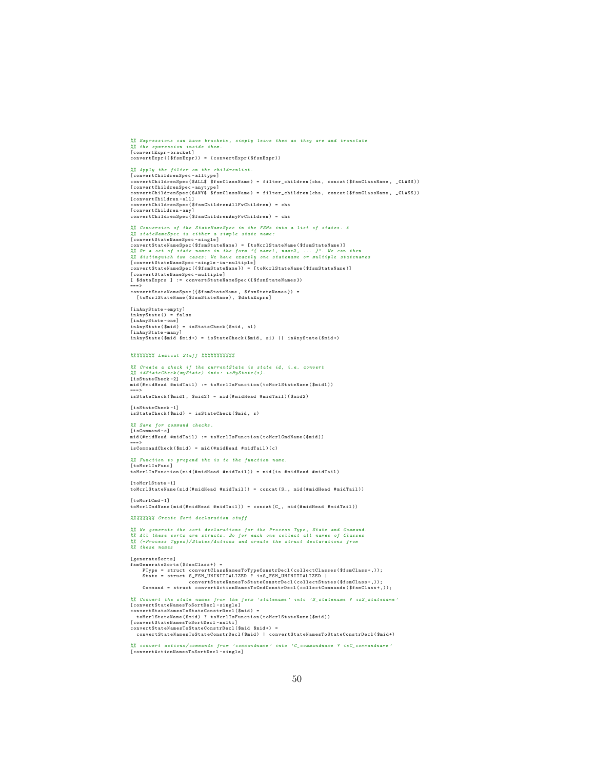```
%% Expressions can have brackets, simply leave them as they are and translate
%% the expression inside them.
[convertExpr-bracket]
convertExpr(($fsmExpr)) = (convertExpr($fsmExpr))

%% Apply the filter on the childrenlist.
[convertChildrenSpec-alltype]
convertChildrenSpec($ALL$ $fsmClassName) = filter_children(chs, concat($fsmClassName, _CLASS))
[convertChildrenSpec-anytype]
convertChildrenSpec($ANY$ $fsmClassName) = filter_children(chs, concat($fsmClassName, _CLASS))
[convertChildren-all]
convertChildrenSpec($fsmChildrenAllFwChildren) = chs
[convertChildren-any]
convertChildrenSpec($fsmChildrenAnyFwChildren) = chs

%% Conversion of the StateNameSpec in the FSMs into a list of states. A
%% stateNameSpec is either a simple state name:
[convertStateNameSpec-single]
convertStateNameSpec($fsmStateName) = [toMcrlStateName($fsmStateName)]
%% Or a set of state names in the form "{ name1, name2, ... }". We can then
%% distinguish two cases: We have exactly one statename or multiple statenames
[convertStateNameSpec-single-in-multiple]
convertStateNameSpec({$fsmStateName}) = [toMcrlStateName($fsmStateName)]
[convertStateNameSpec-multiple]
[ $dataExprs ] := convertStateNameSpec({$fsmStateNames})
===>
convertStateNameSpec({$fsmStateName, $fsmStateNames}) =
  [toMcrlStateName($fsmStateName), $dataExprs]

[inAnyState-empty]
inAnyState() = false
[inAnyState-one]
inAnyState($mid) = isStateCheck($mid, s1)
[inAnyState-many]
inAnyState($mid $mid+) = isStateCheck($mid, s1) || inAnyState($mid+)


%%%%%%%% Lexical Stuff %%%%%%%%%%%

%% Create a check if the currentState is state id, i.e. convert
%% idStateCheck(myState) into: isMyState(s).
[isStateCheck-2]
mid(#midHead #midTail) := toMcrlIsFunction(toMcrlStateName($mid1))
===>
isStateCheck($mid1, $mid2) = mid(#midHead #midTail)($mid2)

[isStateCheck-1]
isStateCheck($mid) = isStateCheck($mid, s)

%% Same for command checks.
[isCommand-c]
mid(#midHead #midTail) := toMcrlIsFunction(toMcrlCmdName($mid))
===>
isCommandCheck($mid) = mid(#midHead #midTail)(c)

%% Function to prepend the is to the function name.
[toMcrlIsFunc]
toMcrlIsFunction(mid(#midHead #midTail)) = mid(is #midHead #midTail)

[toMcrlState-1]
toMcrlStateName(mid(#midHead #midTail)) = concat(S_, mid(#midHead #midTail))

[toMcrlCmd-1]
toMcrlCmdName(mid(#midHead #midTail)) = concat(C_, mid(#midHead #midTail))

%%%%%%%% Create Sort declaration stuff

%% We generate the sort declarations for the Process Type, State and Command.
%% All these sorts are structs. So for each one collect all names of Classes
%% (=Process Types)/States/Actions and create the struct declarations from
%% these names

[generateSorts]
fsmGenerateSorts($fsmClass+) =
    PType = struct convertClassNamesToTypeConstrDecl(collectClasses($fsmClass+,));
    State = struct S_FSM_UNINITIALIZED ? isS_FSM_UNINITIALIZED |
                   convertStateNamesToStateConstrDecl(collectStates($fsmClass+,));
    Command = struct convertActionNamesToCmdConstrDecl(collectCommands($fsmClass+,));

%% Convert the state names from the form 'statename' into 'S_statename ? isS_statename'
[convertStateNamesToSortDecl-single]
convertStateNamesToStateConstrDecl($mid) =
  toMcrlStateName($mid) ? toMcrlIsFunction(toMcrlStateName($mid))
[convertStateNamesToSortDecl-multi]
convertStateNamesToStateConstrDecl($mid $mid+) =
  convertStateNamesToStateConstrDecl($mid) | convertStateNamesToStateConstrDecl($mid+)

%% convert actions/commands from 'commandname' into 'C_commandname ? isC_commandname'
[convertActionNamesToSortDecl-single]
```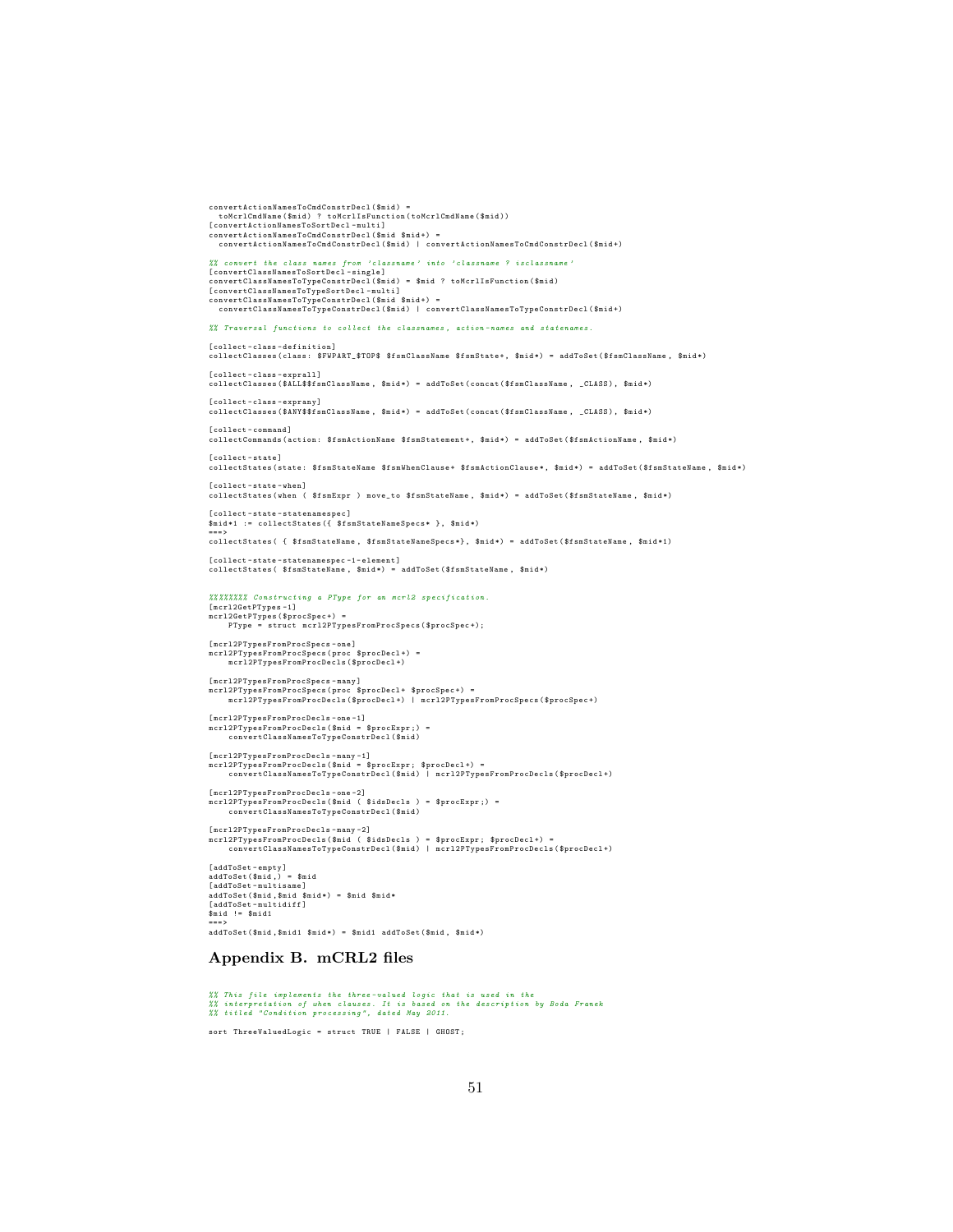```
convertActionNamesToCmdConstrDecl($mid) =
  toMcrlCmdName($mid) ? toMcrlIsFunction(toMcrlCmdName($mid))
[convertActionNamesToSortDecl-multi]
convertActionNamesToCmdConstrDecl($mid $mid+) =
  convertActionNamesToCmdConstrDecl($mid) | convertActionNamesToCmdConstrDecl($mid+)

%% convert the class names from 'classname' into 'classname ? isclassname'
[convertClassNamesToSortDecl-single]
convertClassNamesToTypeConstrDecl($mid) = $mid ? toMcrlIsFunction($mid)
[convertClassNamesToTypeSortDecl-multi]
convertClassNamesToTypeConstrDecl($mid $mid+) =
  convertClassNamesToTypeConstrDecl($mid) | convertClassNamesToTypeConstrDecl($mid+)

%% Traversal functions to collect the classnames, action-names and statenames.

[collect-class-definition]
collectClasses(class: $FWPART_$TOP$ $fsmClassName $fsmState+, $mid*) = addToSet($fsmClassName, $mid*)

[collect-class-exprall]
collectClasses($ALL$$fsmClassName, $mid*) = addToSet(concat($fsmClassName, _CLASS), $mid*)

[collect-class-exprany]
collectClasses($ANY$$fsmClassName, $mid*) = addToSet(concat($fsmClassName, _CLASS), $mid*)

[collect-command]
collectCommands(action: $fsmActionName $fsmStatement+, $mid*) = addToSet($fsmActionName, $mid*)

[collect-state]
collectStates(state: $fsmStateName $fsmWhenClause+ $fsmActionClause*, $mid*) = addToSet($fsmStateName, $mid*)

[collect-state-when]
collectStates(when ( $fsmExpr ) move_to $fsmStateName, $mid*) = addToSet($fsmStateName, $mid*)

[collect-state-statenamespec]
$mid*1 := collectStates({ $fsmStateNameSpecs* }, $mid*)
===>
collectStates( { $fsmStateName, $fsmStateNameSpecs*}, $mid*) = addToSet($fsmStateName, $mid*1)

[collect-state-statenamespec-1-element]
collectStates( $fsmStateName, $mid*) = addToSet($fsmStateName, $mid*)


%%%%%%% Constructing a PType for an mcrl2 specification.
[mcrl2GetPTypes-1]
mcrl2GetPTypes($procSpec+) =
    PType = struct mcrl2PTypesFromProcSpecs($procSpec+);

[mcrl2PTypesFromProcSpecs-one]
mcrl2PTypesFromProcSpecs(proc $procDecl+) =
    mcrl2PTypesFromProcDecls($procDecl+)

[mcrl2PTypesFromProcSpecs-many]
mcrl2PTypesFromProcSpecs(proc $procDecl+ $procSpec+) =
    mcrl2PTypesFromProcDecls($procDecl+) | mcrl2PTypesFromProcSpecs($procSpec+)

[mcrl2PTypesFromProcDecls-one-1]
mcrl2PTypesFromProcDecls($mid = $procExpr;) =
    convertClassNamesToTypeConstrDecl($mid)

[mcrl2PTypesFromProcDecls-many-1]
mcrl2PTypesFromProcDecls($mid = $procExpr; $procDecl+) =
    convertClassNamesToTypeConstrDecl($mid) | mcrl2PTypesFromProcDecls($procDecl+)

[mcrl2PTypesFromProcDecls-one-2]
mcrl2PTypesFromProcDecls($mid ( $idsDecls ) = $procExpr;) =
    convertClassNamesToTypeConstrDecl($mid)

[mcrl2PTypesFromProcDecls-many-2]
mcrl2PTypesFromProcDecls($mid ( $idsDecls ) = $procExpr; $procDecl+) =
    convertClassNamesToTypeConstrDecl($mid) | mcrl2PTypesFromProcDecls($procDecl+)

[addToSet-empty]
addToSet($mid,) = $mid
[addToSet-multisame]
addToSet($mid,$mid $mid*) = $mid $mid*
[addToSet-multidiff]
$mid != $mid1
===>
addToSet($mid,$mid1 $mid*) = $mid1 addToSet($mid, $mid*)
```

## Appendix B. mCRL2 files

```
%% This file implements the three-valued logic that is used in the
%% interpretation of when clauses. It is based on the description by Boda Franek
%% titled "Condition processing", dated May 2011.

sort ThreeValuedLogic = struct TRUE | FALSE | GHOST;
```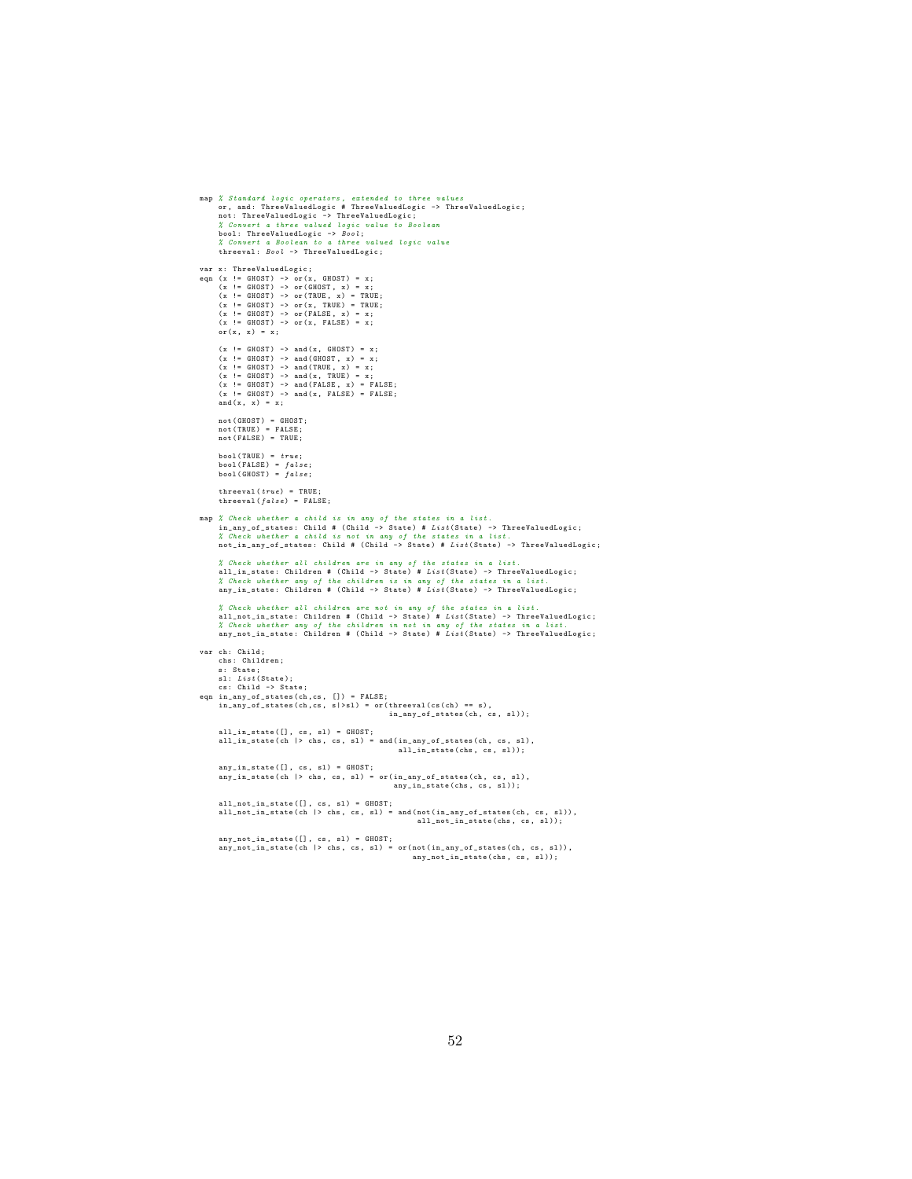```
map % Standard logic operators, extended to three values
    or, and: ThreeValuedLogic # ThreeValuedLogic -> ThreeValuedLogic;
    not: ThreeValuedLogic -> ThreeValuedLogic;
    % Convert a three valued logic value to Boolean
    bool: ThreeValuedLogic -> Bool;
    % Convert a Boolean to a three valued logic value
    threeval: Bool -> ThreeValuedLogic;

var x: ThreeValuedLogic;
eqn (x != GHOST) -> or(x, GHOST) = x;
    (x != GHOST) -> or(GHOST, x) = x;
    (x != GHOST) -> or(TRUE, x) = TRUE;
    (x != GHOST) -> or(x, TRUE) = TRUE;
    (x != GHOST) -> or(FALSE, x) = x;
    (x != GHOST) -> or(x, FALSE) = x;
    or(x, x) = x;

    (x != GHOST) -> and(x, GHOST) = x;
    (x != GHOST) -> and(GHOST, x) = x;
    (x != GHOST) -> and(TRUE, x) = x;
    (x != GHOST) -> and(x, TRUE) = x;
    (x != GHOST) -> and(FALSE, x) = FALSE;
    (x != GHOST) -> and(x, FALSE) = FALSE;
    and(x, x) = x;

    not(GHOST) = GHOST;
    not(TRUE) = FALSE;
    not(FALSE) = TRUE;

    bool(TRUE) = true;
    bool(FALSE) = false;
    bool(GHOST) = false;

    threeval(true) = TRUE;
    threeval(false) = FALSE;

map % Check whether a child is in any of the states in a list.
    in_any_of_states: Child # (Child -> State) # List(State) -> ThreeValuedLogic;
    % Check whether a child is not in any of the states in a list.
    not_in_any_of_states: Child # (Child -> State) # List(State) -> ThreeValuedLogic;

    % Check whether all children are in any of the states in a list.
    all_in_state: Children # (Child -> State) # List(State) -> ThreeValuedLogic;
    % Check whether any of the children is in any of the states in a list.
    any_in_state: Children # (Child -> State) # List(State) -> ThreeValuedLogic;

    % Check whether all children are not in any of the states in a list.
    all_not_in_state: Children # (Child -> State) # List(State) -> ThreeValuedLogic;
    % Check whether any of the children in not in any of the states in a list.
    any_not_in_state: Children # (Child -> State) # List(State) -> ThreeValuedLogic;

var ch: Child;
    chs: Children;
    s: State;
    sl: List(State);
    cs: Child -> State;
eqn in_any_of_states(ch,cs, []) = FALSE;
    in_any_of_states(ch,cs, s|>sl) = or(threeval(cs(ch) == s),
                                        in_any_of_states(ch, cs, sl));

    all_in_state([], cs, sl) = GHOST;
    all_in_state(ch |> chs, cs, sl) = and(in_any_of_states(ch, cs, sl),
                                          all_in_state(chs, cs, sl));

    any_in_state([], cs, sl) = GHOST;
    any_in_state(ch |> chs, cs, sl) = or(in_any_of_states(ch, cs, sl),
                                         any_in_state(chs, cs, sl));

    all_not_in_state([], cs, sl) = GHOST;
    all_not_in_state(ch |> chs, cs, sl) = and(not(in_any_of_states(ch, cs, sl)),
                                              all_not_in_state(chs, cs, sl));

    any_not_in_state([], cs, sl) = GHOST;
    any_not_in_state(ch |> chs, cs, sl) = or(not(in_any_of_states(ch, cs, sl)),
                                             any_not_in_state(chs, cs, sl));
```